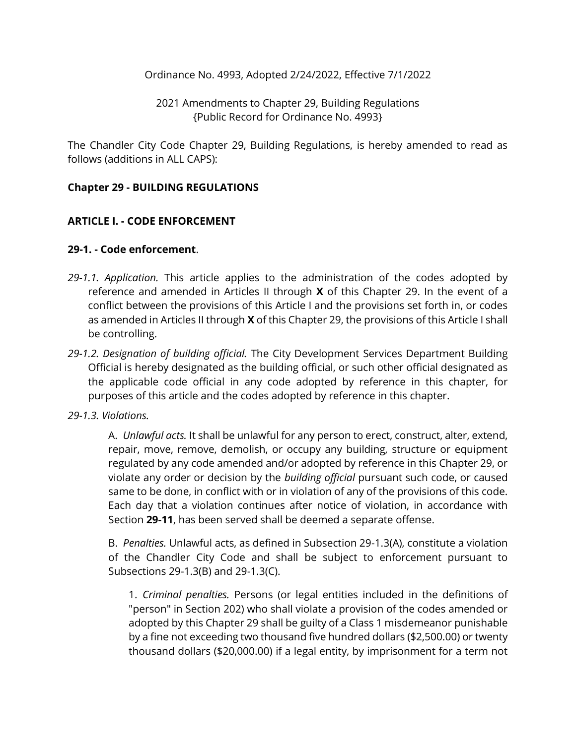Ordinance No. 4993, Adopted 2/24/2022, Effective 7/1/2022

2021 Amendments to Chapter 29, Building Regulations
{Public Record for Ordinance No. 4993}

The Chandler City Code Chapter 29, Building Regulations, is hereby amended to read as follows (additions in ALL CAPS):

**Chapter 29 - BUILDING REGULATIONS**

**ARTICLE I. - CODE ENFORCEMENT**

**29-1. - Code enforcement**.

*29-1.1. Application.* This article applies to the administration of the codes adopted by reference and amended in Articles II through **X** of this Chapter 29. In the event of a conflict between the provisions of this Article I and the provisions set forth in, or codes as amended in Articles II through **X** of this Chapter 29, the provisions of this Article I shall be controlling.

*29-1.2. Designation of building official.* The City Development Services Department Building Official is hereby designated as the building official, or such other official designated as the applicable code official in any code adopted by reference in this chapter, for purposes of this article and the codes adopted by reference in this chapter.

*29-1.3. Violations.*

A. *Unlawful acts.* It shall be unlawful for any person to erect, construct, alter, extend, repair, move, remove, demolish, or occupy any building, structure or equipment regulated by any code amended and/or adopted by reference in this Chapter 29, or violate any order or decision by the *building official* pursuant such code, or caused same to be done, in conflict with or in violation of any of the provisions of this code. Each day that a violation continues after notice of violation, in accordance with Section **29-11**, has been served shall be deemed a separate offense.

B. *Penalties.* Unlawful acts, as defined in Subsection 29-1.3(A), constitute a violation of the Chandler City Code and shall be subject to enforcement pursuant to Subsections 29-1.3(B) and 29-1.3(C).

1. *Criminal penalties.* Persons (or legal entities included in the definitions of "person" in Section 202) who shall violate a provision of the codes amended or adopted by this Chapter 29 shall be guilty of a Class 1 misdemeanor punishable by a fine not exceeding two thousand five hundred dollars ($2,500.00) or twenty thousand dollars ($20,000.00) if a legal entity, by imprisonment for a term not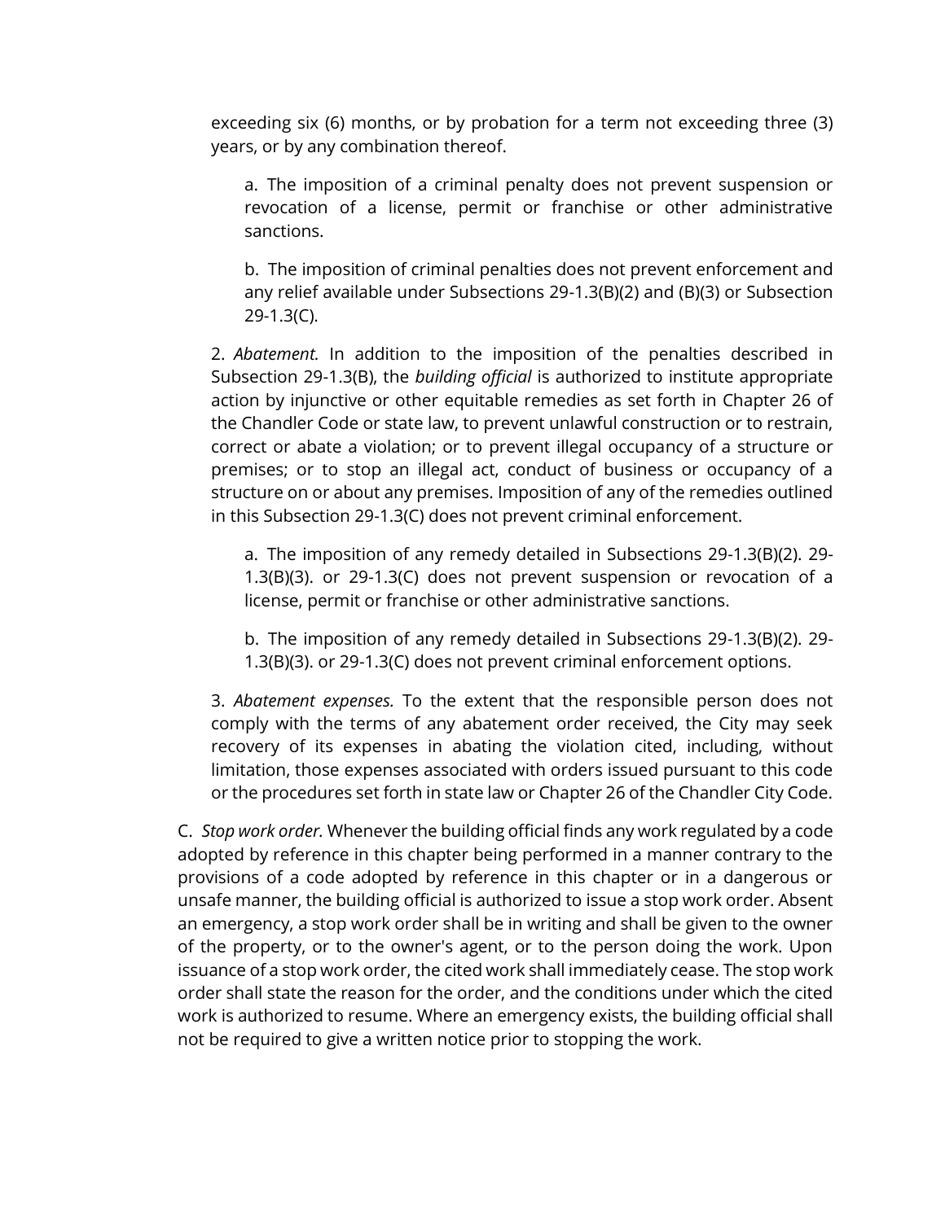exceeding six (6) months, or by probation for a term not exceeding three (3) years, or by any combination thereof.

a. The imposition of a criminal penalty does not prevent suspension or revocation of a license, permit or franchise or other administrative sanctions.

b. The imposition of criminal penalties does not prevent enforcement and any relief available under Subsections 29-1.3(B)(2) and (B)(3) or Subsection 29-1.3(C).

2. *Abatement.* In addition to the imposition of the penalties described in Subsection 29-1.3(B), the *building official* is authorized to institute appropriate action by injunctive or other equitable remedies as set forth in Chapter 26 of the Chandler Code or state law, to prevent unlawful construction or to restrain, correct or abate a violation; or to prevent illegal occupancy of a structure or premises; or to stop an illegal act, conduct of business or occupancy of a structure on or about any premises. Imposition of any of the remedies outlined in this Subsection 29-1.3(C) does not prevent criminal enforcement.

a. The imposition of any remedy detailed in Subsections 29-1.3(B)(2). 29-1.3(B)(3). or 29-1.3(C) does not prevent suspension or revocation of a license, permit or franchise or other administrative sanctions.

b. The imposition of any remedy detailed in Subsections 29-1.3(B)(2). 29-1.3(B)(3). or 29-1.3(C) does not prevent criminal enforcement options.

3. *Abatement expenses.* To the extent that the responsible person does not comply with the terms of any abatement order received, the City may seek recovery of its expenses in abating the violation cited, including, without limitation, those expenses associated with orders issued pursuant to this code or the procedures set forth in state law or Chapter 26 of the Chandler City Code.

C. *Stop work order.* Whenever the building official finds any work regulated by a code adopted by reference in this chapter being performed in a manner contrary to the provisions of a code adopted by reference in this chapter or in a dangerous or unsafe manner, the building official is authorized to issue a stop work order. Absent an emergency, a stop work order shall be in writing and shall be given to the owner of the property, or to the owner's agent, or to the person doing the work. Upon issuance of a stop work order, the cited work shall immediately cease. The stop work order shall state the reason for the order, and the conditions under which the cited work is authorized to resume. Where an emergency exists, the building official shall not be required to give a written notice prior to stopping the work.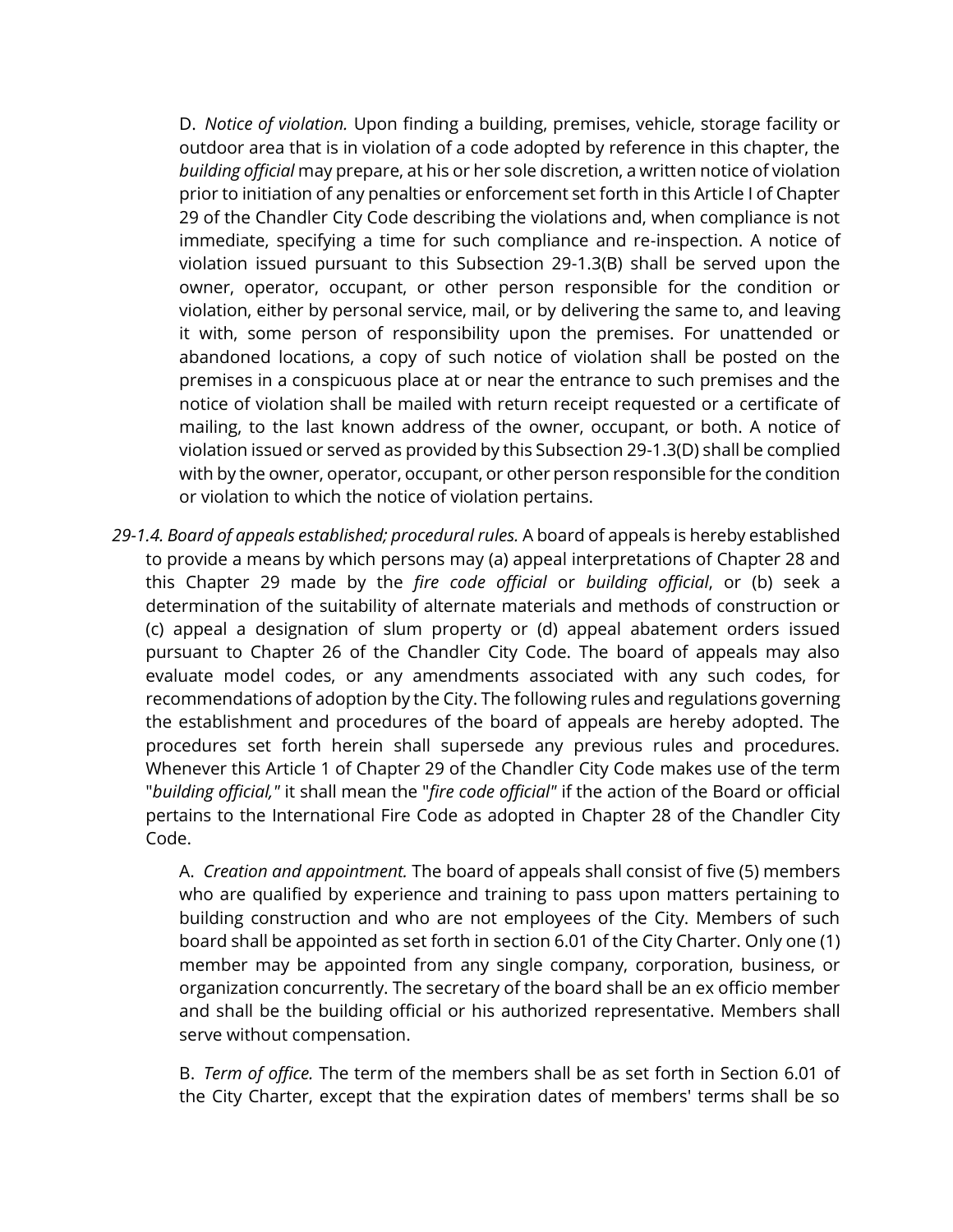D. *Notice of violation.* Upon finding a building, premises, vehicle, storage facility or outdoor area that is in violation of a code adopted by reference in this chapter, the *building official* may prepare, at his or her sole discretion, a written notice of violation prior to initiation of any penalties or enforcement set forth in this Article I of Chapter 29 of the Chandler City Code describing the violations and, when compliance is not immediate, specifying a time for such compliance and re-inspection. A notice of violation issued pursuant to this Subsection 29-1.3(B) shall be served upon the owner, operator, occupant, or other person responsible for the condition or violation, either by personal service, mail, or by delivering the same to, and leaving it with, some person of responsibility upon the premises. For unattended or abandoned locations, a copy of such notice of violation shall be posted on the premises in a conspicuous place at or near the entrance to such premises and the notice of violation shall be mailed with return receipt requested or a certificate of mailing, to the last known address of the owner, occupant, or both. A notice of violation issued or served as provided by this Subsection 29-1.3(D) shall be complied with by the owner, operator, occupant, or other person responsible for the condition or violation to which the notice of violation pertains.

*29-1.4. Board of appeals established; procedural rules.* A board of appeals is hereby established to provide a means by which persons may (a) appeal interpretations of Chapter 28 and this Chapter 29 made by the *fire code official* or *building official*, or (b) seek a determination of the suitability of alternate materials and methods of construction or (c) appeal a designation of slum property or (d) appeal abatement orders issued pursuant to Chapter 26 of the Chandler City Code. The board of appeals may also evaluate model codes, or any amendments associated with any such codes, for recommendations of adoption by the City. The following rules and regulations governing the establishment and procedures of the board of appeals are hereby adopted. The procedures set forth herein shall supersede any previous rules and procedures. Whenever this Article 1 of Chapter 29 of the Chandler City Code makes use of the term "*building official,*" it shall mean the "*fire code official*" if the action of the Board or official pertains to the International Fire Code as adopted in Chapter 28 of the Chandler City Code.

A. *Creation and appointment.* The board of appeals shall consist of five (5) members who are qualified by experience and training to pass upon matters pertaining to building construction and who are not employees of the City. Members of such board shall be appointed as set forth in section 6.01 of the City Charter. Only one (1) member may be appointed from any single company, corporation, business, or organization concurrently. The secretary of the board shall be an ex officio member and shall be the building official or his authorized representative. Members shall serve without compensation.

B. *Term of office.* The term of the members shall be as set forth in Section 6.01 of the City Charter, except that the expiration dates of members' terms shall be so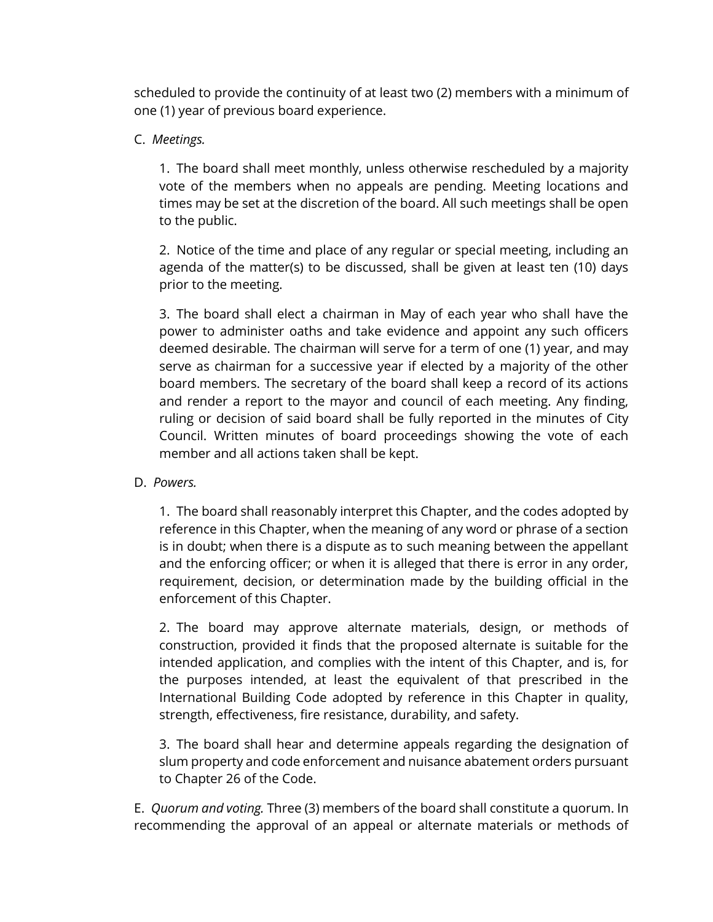scheduled to provide the continuity of at least two (2) members with a minimum of one (1) year of previous board experience.

C. *Meetings.*

1. The board shall meet monthly, unless otherwise rescheduled by a majority vote of the members when no appeals are pending. Meeting locations and times may be set at the discretion of the board. All such meetings shall be open to the public.

2. Notice of the time and place of any regular or special meeting, including an agenda of the matter(s) to be discussed, shall be given at least ten (10) days prior to the meeting.

3. The board shall elect a chairman in May of each year who shall have the power to administer oaths and take evidence and appoint any such officers deemed desirable. The chairman will serve for a term of one (1) year, and may serve as chairman for a successive year if elected by a majority of the other board members. The secretary of the board shall keep a record of its actions and render a report to the mayor and council of each meeting. Any finding, ruling or decision of said board shall be fully reported in the minutes of City Council. Written minutes of board proceedings showing the vote of each member and all actions taken shall be kept.

D. *Powers.*

1. The board shall reasonably interpret this Chapter, and the codes adopted by reference in this Chapter, when the meaning of any word or phrase of a section is in doubt; when there is a dispute as to such meaning between the appellant and the enforcing officer; or when it is alleged that there is error in any order, requirement, decision, or determination made by the building official in the enforcement of this Chapter.

2. The board may approve alternate materials, design, or methods of construction, provided it finds that the proposed alternate is suitable for the intended application, and complies with the intent of this Chapter, and is, for the purposes intended, at least the equivalent of that prescribed in the International Building Code adopted by reference in this Chapter in quality, strength, effectiveness, fire resistance, durability, and safety.

3. The board shall hear and determine appeals regarding the designation of slum property and code enforcement and nuisance abatement orders pursuant to Chapter 26 of the Code.

E. *Quorum and voting.* Three (3) members of the board shall constitute a quorum. In recommending the approval of an appeal or alternate materials or methods of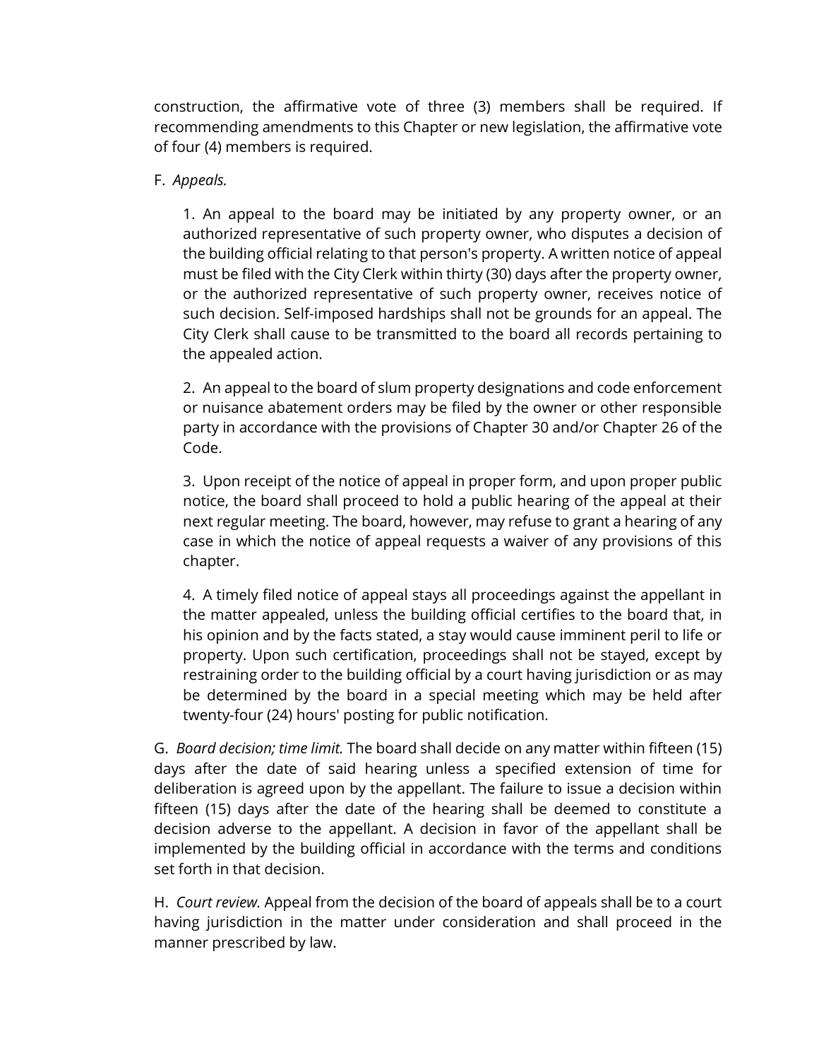construction, the affirmative vote of three (3) members shall be required. If recommending amendments to this Chapter or new legislation, the affirmative vote of four (4) members is required.

F. *Appeals.*

1. An appeal to the board may be initiated by any property owner, or an authorized representative of such property owner, who disputes a decision of the building official relating to that person's property. A written notice of appeal must be filed with the City Clerk within thirty (30) days after the property owner, or the authorized representative of such property owner, receives notice of such decision. Self-imposed hardships shall not be grounds for an appeal. The City Clerk shall cause to be transmitted to the board all records pertaining to the appealed action.

2. An appeal to the board of slum property designations and code enforcement or nuisance abatement orders may be filed by the owner or other responsible party in accordance with the provisions of Chapter 30 and/or Chapter 26 of the Code.

3. Upon receipt of the notice of appeal in proper form, and upon proper public notice, the board shall proceed to hold a public hearing of the appeal at their next regular meeting. The board, however, may refuse to grant a hearing of any case in which the notice of appeal requests a waiver of any provisions of this chapter.

4. A timely filed notice of appeal stays all proceedings against the appellant in the matter appealed, unless the building official certifies to the board that, in his opinion and by the facts stated, a stay would cause imminent peril to life or property. Upon such certification, proceedings shall not be stayed, except by restraining order to the building official by a court having jurisdiction or as may be determined by the board in a special meeting which may be held after twenty-four (24) hours' posting for public notification.

G. *Board decision; time limit.* The board shall decide on any matter within fifteen (15) days after the date of said hearing unless a specified extension of time for deliberation is agreed upon by the appellant. The failure to issue a decision within fifteen (15) days after the date of the hearing shall be deemed to constitute a decision adverse to the appellant. A decision in favor of the appellant shall be implemented by the building official in accordance with the terms and conditions set forth in that decision.

H. *Court review.* Appeal from the decision of the board of appeals shall be to a court having jurisdiction in the matter under consideration and shall proceed in the manner prescribed by law.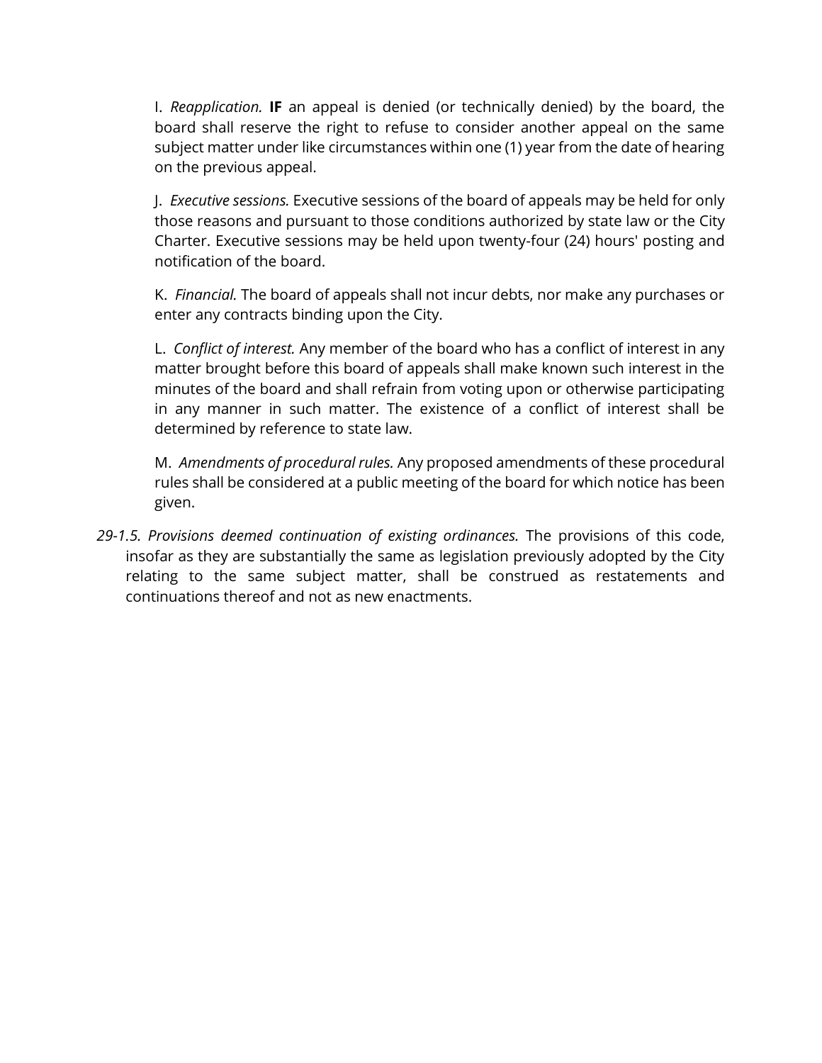I. *Reapplication.* **IF** an appeal is denied (or technically denied) by the board, the board shall reserve the right to refuse to consider another appeal on the same subject matter under like circumstances within one (1) year from the date of hearing on the previous appeal.

J. *Executive sessions.* Executive sessions of the board of appeals may be held for only those reasons and pursuant to those conditions authorized by state law or the City Charter. Executive sessions may be held upon twenty-four (24) hours' posting and notification of the board.

K. *Financial.* The board of appeals shall not incur debts, nor make any purchases or enter any contracts binding upon the City.

L. *Conflict of interest.* Any member of the board who has a conflict of interest in any matter brought before this board of appeals shall make known such interest in the minutes of the board and shall refrain from voting upon or otherwise participating in any manner in such matter. The existence of a conflict of interest shall be determined by reference to state law.

M. *Amendments of procedural rules.* Any proposed amendments of these procedural rules shall be considered at a public meeting of the board for which notice has been given.

*29-1.5. Provisions deemed continuation of existing ordinances.* The provisions of this code, insofar as they are substantially the same as legislation previously adopted by the City relating to the same subject matter, shall be construed as restatements and continuations thereof and not as new enactments.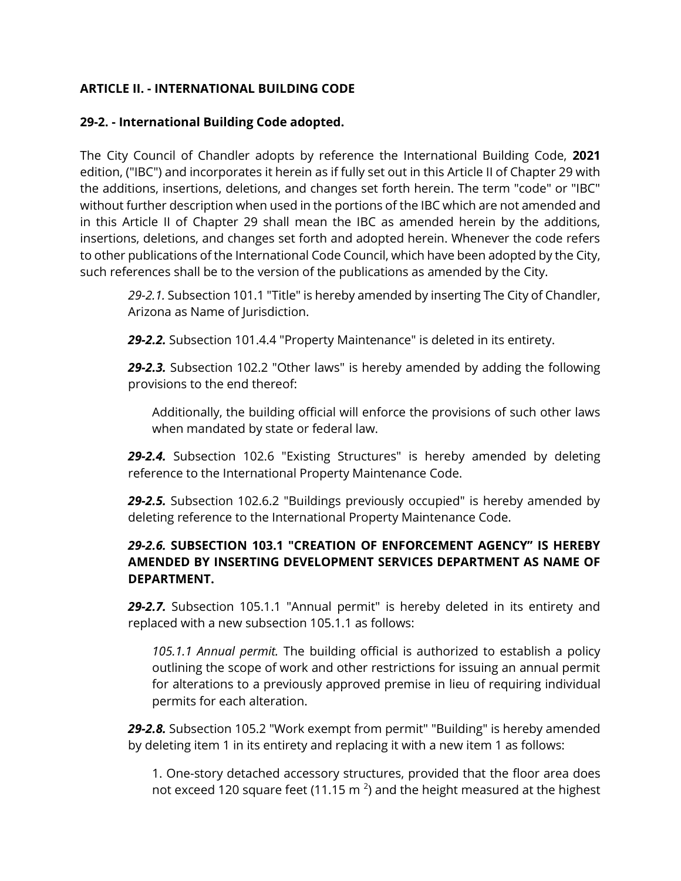**ARTICLE II. - INTERNATIONAL BUILDING CODE**

**29-2. - International Building Code adopted.**

The City Council of Chandler adopts by reference the International Building Code, **2021** edition, ("IBC") and incorporates it herein as if fully set out in this Article II of Chapter 29 with the additions, insertions, deletions, and changes set forth herein. The term "code" or "IBC" without further description when used in the portions of the IBC which are not amended and in this Article II of Chapter 29 shall mean the IBC as amended herein by the additions, insertions, deletions, and changes set forth and adopted herein. Whenever the code refers to other publications of the International Code Council, which have been adopted by the City, such references shall be to the version of the publications as amended by the City.

> *29-2.1.* Subsection 101.1 "Title" is hereby amended by inserting The City of Chandler, Arizona as Name of Jurisdiction.
>
> ***29-2.2.*** Subsection 101.4.4 "Property Maintenance" is deleted in its entirety.
>
> ***29-2.3.*** Subsection 102.2 "Other laws" is hereby amended by adding the following provisions to the end thereof:
>
> > Additionally, the building official will enforce the provisions of such other laws when mandated by state or federal law.
>
> ***29-2.4.*** Subsection 102.6 "Existing Structures" is hereby amended by deleting reference to the International Property Maintenance Code.
>
> ***29-2.5.*** Subsection 102.6.2 "Buildings previously occupied" is hereby amended by deleting reference to the International Property Maintenance Code.
>
> ***29-2.6.* SUBSECTION 103.1 "CREATION OF ENFORCEMENT AGENCY" IS HEREBY AMENDED BY INSERTING DEVELOPMENT SERVICES DEPARTMENT AS NAME OF DEPARTMENT.**
>
> ***29-2.7.*** Subsection 105.1.1 "Annual permit" is hereby deleted in its entirety and replaced with a new subsection 105.1.1 as follows:
>
> > *105.1.1 Annual permit.* The building official is authorized to establish a policy outlining the scope of work and other restrictions for issuing an annual permit for alterations to a previously approved premise in lieu of requiring individual permits for each alteration.
>
> ***29-2.8.*** Subsection 105.2 "Work exempt from permit" "Building" is hereby amended by deleting item 1 in its entirety and replacing it with a new item 1 as follows:
>
> > 1. One-story detached accessory structures, provided that the floor area does not exceed 120 square feet (11.15 $m^2$) and the height measured at the highest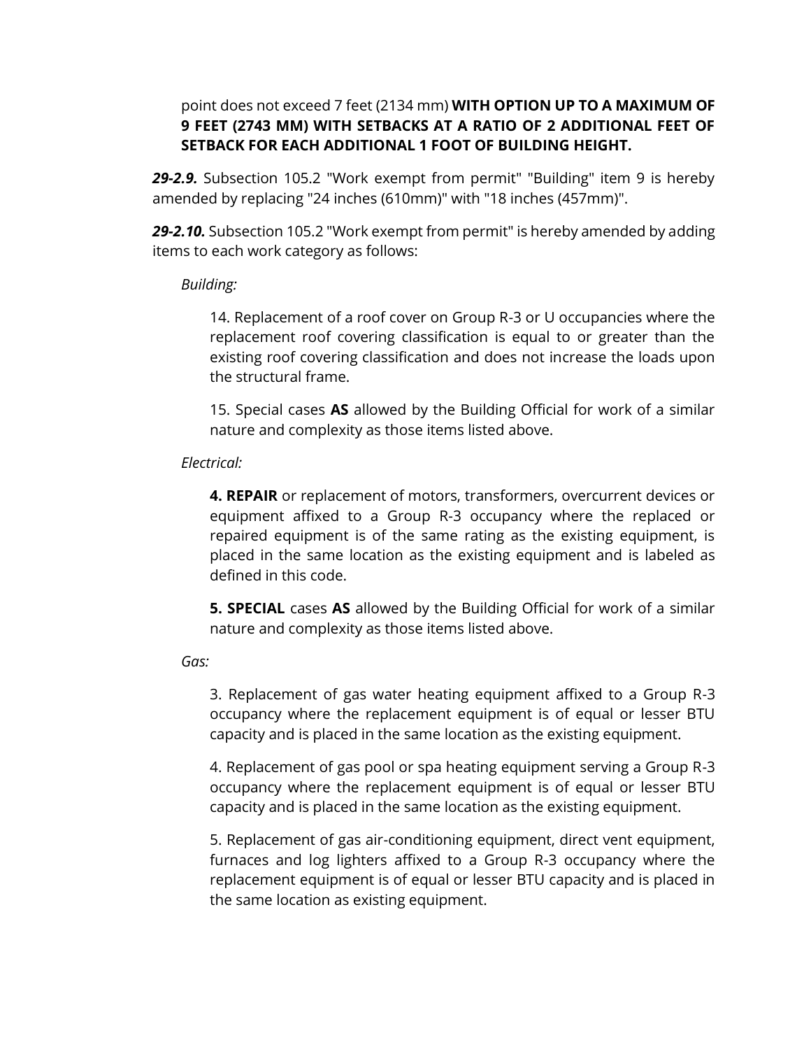point does not exceed 7 feet (2134 mm) **WITH OPTION UP TO A MAXIMUM OF 9 FEET (2743 MM) WITH SETBACKS AT A RATIO OF 2 ADDITIONAL FEET OF SETBACK FOR EACH ADDITIONAL 1 FOOT OF BUILDING HEIGHT.**

***29-2.9.*** Subsection 105.2 "Work exempt from permit" "Building" item 9 is hereby amended by replacing "24 inches (610mm)" with "18 inches (457mm)".

***29-2.10.*** Subsection 105.2 "Work exempt from permit" is hereby amended by adding items to each work category as follows:

*Building:*

14. Replacement of a roof cover on Group R-3 or U occupancies where the replacement roof covering classification is equal to or greater than the existing roof covering classification and does not increase the loads upon the structural frame.

15. Special cases **AS** allowed by the Building Official for work of a similar nature and complexity as those items listed above.

*Electrical:*

**4. REPAIR** or replacement of motors, transformers, overcurrent devices or equipment affixed to a Group R-3 occupancy where the replaced or repaired equipment is of the same rating as the existing equipment, is placed in the same location as the existing equipment and is labeled as defined in this code.

**5. SPECIAL** cases **AS** allowed by the Building Official for work of a similar nature and complexity as those items listed above.

*Gas:*

3. Replacement of gas water heating equipment affixed to a Group R-3 occupancy where the replacement equipment is of equal or lesser BTU capacity and is placed in the same location as the existing equipment.

4. Replacement of gas pool or spa heating equipment serving a Group R-3 occupancy where the replacement equipment is of equal or lesser BTU capacity and is placed in the same location as the existing equipment.

5. Replacement of gas air-conditioning equipment, direct vent equipment, furnaces and log lighters affixed to a Group R-3 occupancy where the replacement equipment is of equal or lesser BTU capacity and is placed in the same location as existing equipment.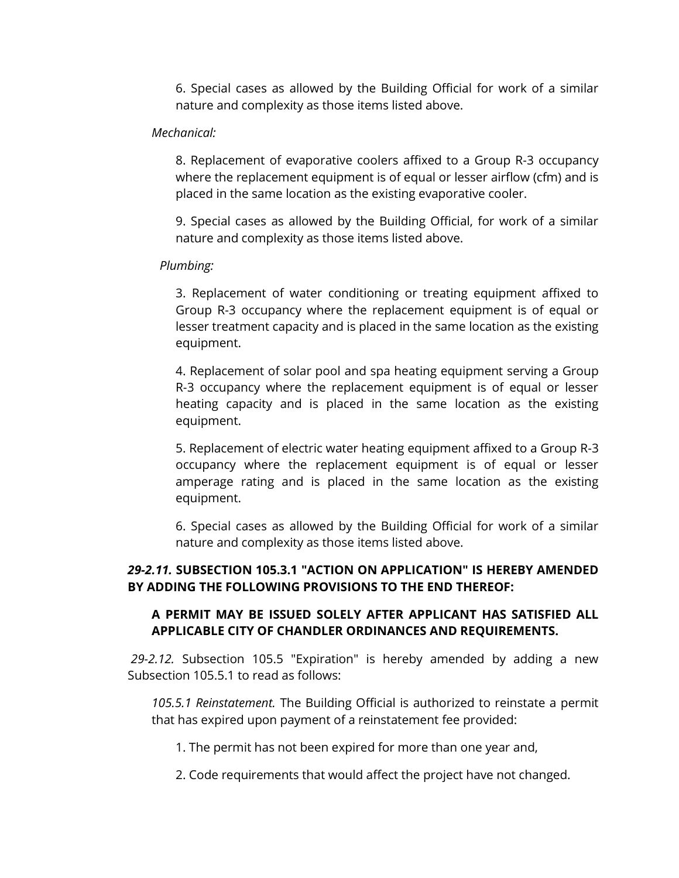6. Special cases as allowed by the Building Official for work of a similar nature and complexity as those items listed above.

*Mechanical:*

8. Replacement of evaporative coolers affixed to a Group R-3 occupancy where the replacement equipment is of equal or lesser airflow (cfm) and is placed in the same location as the existing evaporative cooler.

9. Special cases as allowed by the Building Official, for work of a similar nature and complexity as those items listed above.

*Plumbing:*

3. Replacement of water conditioning or treating equipment affixed to Group R-3 occupancy where the replacement equipment is of equal or lesser treatment capacity and is placed in the same location as the existing equipment.

4. Replacement of solar pool and spa heating equipment serving a Group R-3 occupancy where the replacement equipment is of equal or lesser heating capacity and is placed in the same location as the existing equipment.

5. Replacement of electric water heating equipment affixed to a Group R-3 occupancy where the replacement equipment is of equal or lesser amperage rating and is placed in the same location as the existing equipment.

6. Special cases as allowed by the Building Official for work of a similar nature and complexity as those items listed above.

***29-2.11.* SUBSECTION 105.3.1 "ACTION ON APPLICATION" IS HEREBY AMENDED BY ADDING THE FOLLOWING PROVISIONS TO THE END THEREOF:**

**A PERMIT MAY BE ISSUED SOLELY AFTER APPLICANT HAS SATISFIED ALL APPLICABLE CITY OF CHANDLER ORDINANCES AND REQUIREMENTS.**

*29-2.12.* Subsection 105.5 "Expiration" is hereby amended by adding a new Subsection 105.5.1 to read as follows:

*105.5.1 Reinstatement.* The Building Official is authorized to reinstate a permit that has expired upon payment of a reinstatement fee provided:

1. The permit has not been expired for more than one year and,

2. Code requirements that would affect the project have not changed.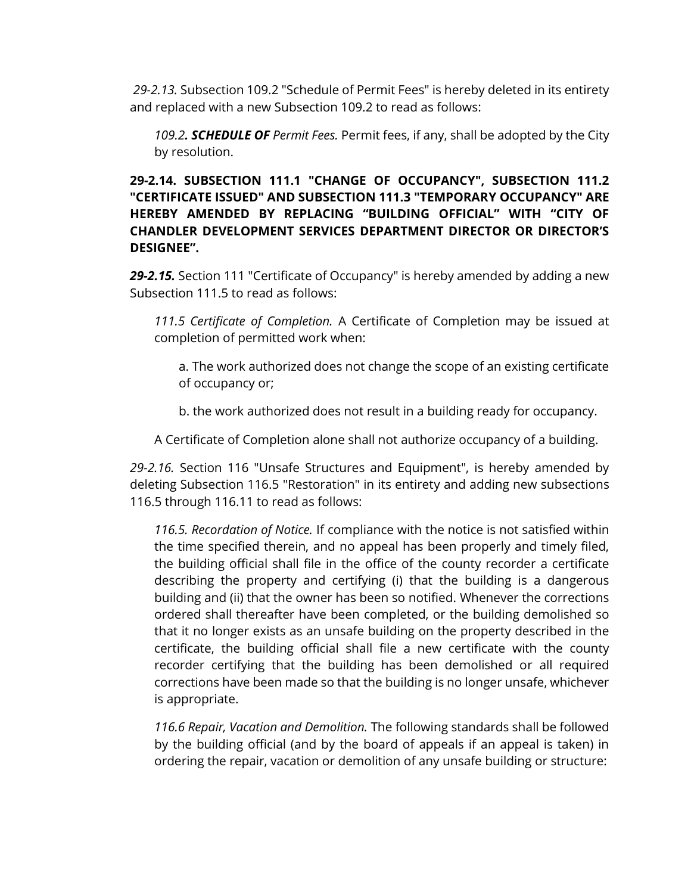*29-2.13.* Subsection 109.2 "Schedule of Permit Fees" is hereby deleted in its entirety and replaced with a new Subsection 109.2 to read as follows:

> *109.2**. SCHEDULE OF** Permit Fees.* Permit fees, if any, shall be adopted by the City by resolution.

**29-2.14. SUBSECTION 111.1 "CHANGE OF OCCUPANCY", SUBSECTION 111.2 "CERTIFICATE ISSUED" AND SUBSECTION 111.3 "TEMPORARY OCCUPANCY" ARE HEREBY AMENDED BY REPLACING "BUILDING OFFICIAL" WITH "CITY OF CHANDLER DEVELOPMENT SERVICES DEPARTMENT DIRECTOR OR DIRECTOR'S DESIGNEE".**

***29-2.15.*** Section 111 "Certificate of Occupancy" is hereby amended by adding a new Subsection 111.5 to read as follows:

> *111.5 Certificate of Completion.* A Certificate of Completion may be issued at completion of permitted work when:
>
> a. The work authorized does not change the scope of an existing certificate of occupancy or;
>
> b. the work authorized does not result in a building ready for occupancy.
>
> A Certificate of Completion alone shall not authorize occupancy of a building.

*29-2.16.* Section 116 "Unsafe Structures and Equipment", is hereby amended by deleting Subsection 116.5 "Restoration" in its entirety and adding new subsections 116.5 through 116.11 to read as follows:

> *116.5. Recordation of Notice.* If compliance with the notice is not satisfied within the time specified therein, and no appeal has been properly and timely filed, the building official shall file in the office of the county recorder a certificate describing the property and certifying (i) that the building is a dangerous building and (ii) that the owner has been so notified. Whenever the corrections ordered shall thereafter have been completed, or the building demolished so that it no longer exists as an unsafe building on the property described in the certificate, the building official shall file a new certificate with the county recorder certifying that the building has been demolished or all required corrections have been made so that the building is no longer unsafe, whichever is appropriate.
>
> *116.6 Repair, Vacation and Demolition.* The following standards shall be followed by the building official (and by the board of appeals if an appeal is taken) in ordering the repair, vacation or demolition of any unsafe building or structure: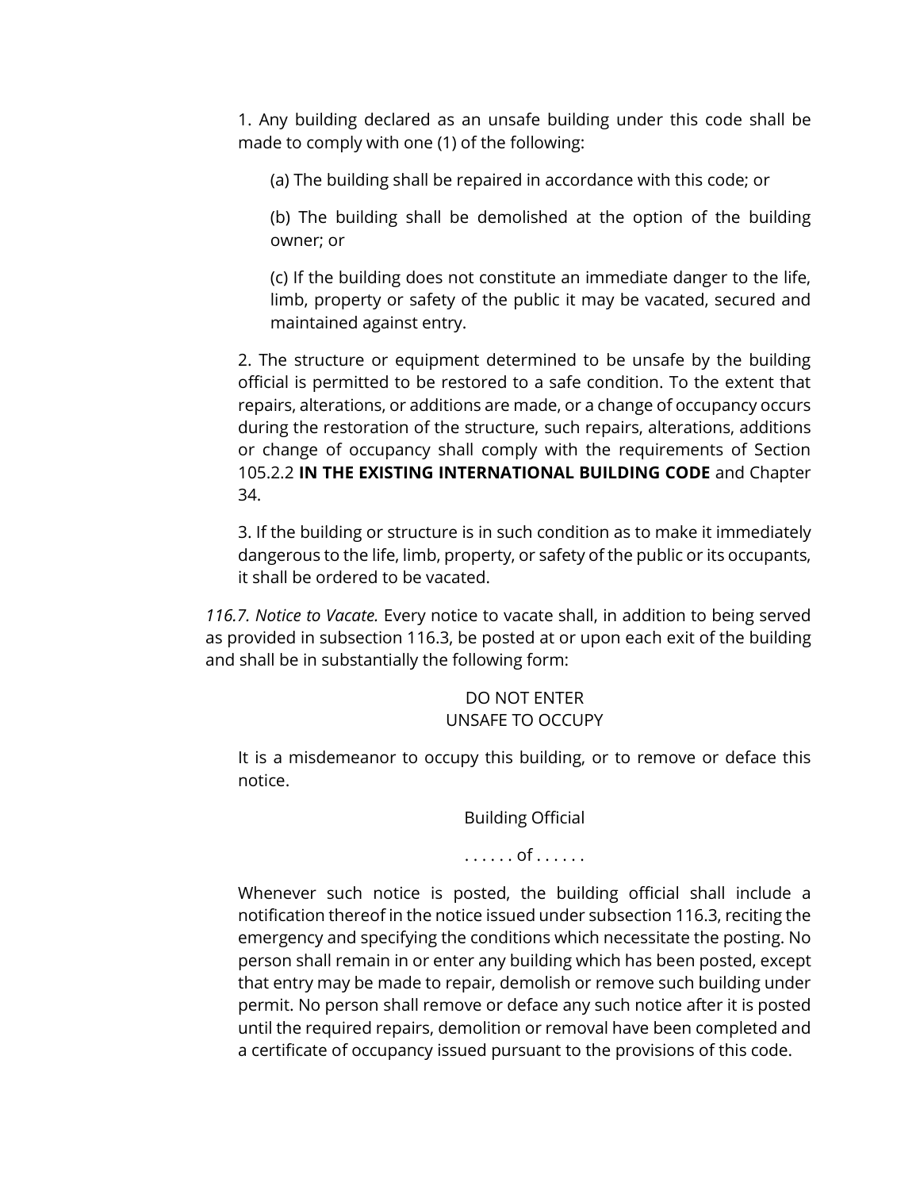1. Any building declared as an unsafe building under this code shall be made to comply with one (1) of the following:

   (a) The building shall be repaired in accordance with this code; or

   (b) The building shall be demolished at the option of the building owner; or

   (c) If the building does not constitute an immediate danger to the life, limb, property or safety of the public it may be vacated, secured and maintained against entry.

2. The structure or equipment determined to be unsafe by the building official is permitted to be restored to a safe condition. To the extent that repairs, alterations, or additions are made, or a change of occupancy occurs during the restoration of the structure, such repairs, alterations, additions or change of occupancy shall comply with the requirements of Section 105.2.2 **IN THE EXISTING INTERNATIONAL BUILDING CODE** and Chapter 34.

3. If the building or structure is in such condition as to make it immediately dangerous to the life, limb, property, or safety of the public or its occupants, it shall be ordered to be vacated.

*116.7. Notice to Vacate.* Every notice to vacate shall, in addition to being served as provided in subsection 116.3, be posted at or upon each exit of the building and shall be in substantially the following form:

DO NOT ENTER
UNSAFE TO OCCUPY

It is a misdemeanor to occupy this building, or to remove or deface this notice.

Building Official

. . . . . . of . . . . . .

Whenever such notice is posted, the building official shall include a notification thereof in the notice issued under subsection 116.3, reciting the emergency and specifying the conditions which necessitate the posting. No person shall remain in or enter any building which has been posted, except that entry may be made to repair, demolish or remove such building under permit. No person shall remove or deface any such notice after it is posted until the required repairs, demolition or removal have been completed and a certificate of occupancy issued pursuant to the provisions of this code.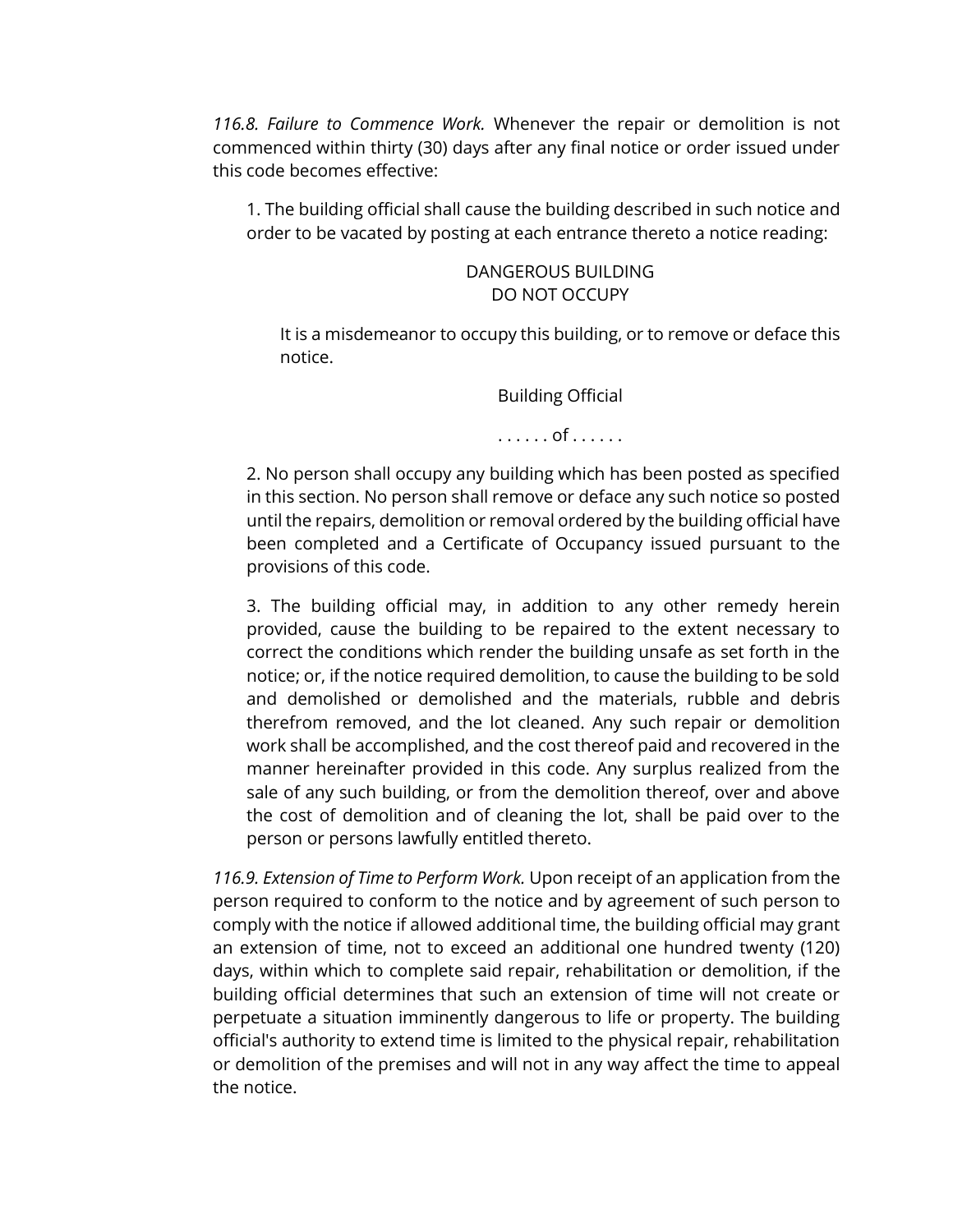*116.8. Failure to Commence Work.* Whenever the repair or demolition is not commenced within thirty (30) days after any final notice or order issued under this code becomes effective:

1. The building official shall cause the building described in such notice and order to be vacated by posting at each entrance thereto a notice reading:

   DANGEROUS BUILDING
   DO NOT OCCUPY

   It is a misdemeanor to occupy this building, or to remove or deface this notice.

   Building Official

   . . . . . . of . . . . . .

2. No person shall occupy any building which has been posted as specified in this section. No person shall remove or deface any such notice so posted until the repairs, demolition or removal ordered by the building official have been completed and a Certificate of Occupancy issued pursuant to the provisions of this code.

3. The building official may, in addition to any other remedy herein provided, cause the building to be repaired to the extent necessary to correct the conditions which render the building unsafe as set forth in the notice; or, if the notice required demolition, to cause the building to be sold and demolished or demolished and the materials, rubble and debris therefrom removed, and the lot cleaned. Any such repair or demolition work shall be accomplished, and the cost thereof paid and recovered in the manner hereinafter provided in this code. Any surplus realized from the sale of any such building, or from the demolition thereof, over and above the cost of demolition and of cleaning the lot, shall be paid over to the person or persons lawfully entitled thereto.

*116.9. Extension of Time to Perform Work.* Upon receipt of an application from the person required to conform to the notice and by agreement of such person to comply with the notice if allowed additional time, the building official may grant an extension of time, not to exceed an additional one hundred twenty (120) days, within which to complete said repair, rehabilitation or demolition, if the building official determines that such an extension of time will not create or perpetuate a situation imminently dangerous to life or property. The building official's authority to extend time is limited to the physical repair, rehabilitation or demolition of the premises and will not in any way affect the time to appeal the notice.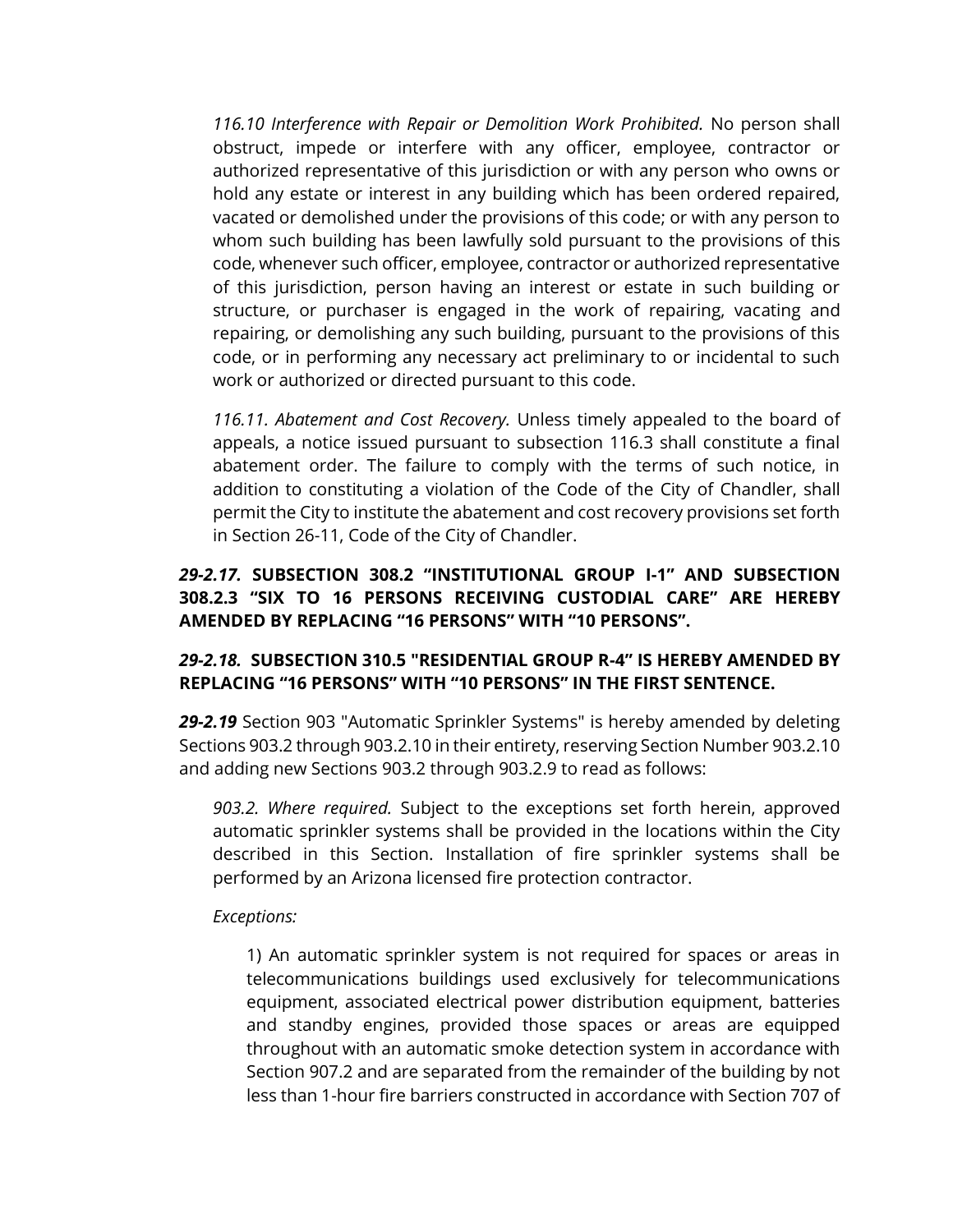*116.10 Interference with Repair or Demolition Work Prohibited.* No person shall obstruct, impede or interfere with any officer, employee, contractor or authorized representative of this jurisdiction or with any person who owns or hold any estate or interest in any building which has been ordered repaired, vacated or demolished under the provisions of this code; or with any person to whom such building has been lawfully sold pursuant to the provisions of this code, whenever such officer, employee, contractor or authorized representative of this jurisdiction, person having an interest or estate in such building or structure, or purchaser is engaged in the work of repairing, vacating and repairing, or demolishing any such building, pursuant to the provisions of this code, or in performing any necessary act preliminary to or incidental to such work or authorized or directed pursuant to this code.

*116.11. Abatement and Cost Recovery.* Unless timely appealed to the board of appeals, a notice issued pursuant to subsection 116.3 shall constitute a final abatement order. The failure to comply with the terms of such notice, in addition to constituting a violation of the Code of the City of Chandler, shall permit the City to institute the abatement and cost recovery provisions set forth in Section 26-11, Code of the City of Chandler.

***29-2.17.*** **SUBSECTION 308.2 "INSTITUTIONAL GROUP I-1" AND SUBSECTION 308.2.3 "SIX TO 16 PERSONS RECEIVING CUSTODIAL CARE" ARE HEREBY AMENDED BY REPLACING "16 PERSONS" WITH "10 PERSONS".**

***29-2.18.*** **SUBSECTION 310.5 "RESIDENTIAL GROUP R-4" IS HEREBY AMENDED BY REPLACING "16 PERSONS" WITH "10 PERSONS" IN THE FIRST SENTENCE.**

***29-2.19*** Section 903 "Automatic Sprinkler Systems" is hereby amended by deleting Sections 903.2 through 903.2.10 in their entirety, reserving Section Number 903.2.10 and adding new Sections 903.2 through 903.2.9 to read as follows:

*903.2. Where required.* Subject to the exceptions set forth herein, approved automatic sprinkler systems shall be provided in the locations within the City described in this Section. Installation of fire sprinkler systems shall be performed by an Arizona licensed fire protection contractor.

*Exceptions:*

1) An automatic sprinkler system is not required for spaces or areas in telecommunications buildings used exclusively for telecommunications equipment, associated electrical power distribution equipment, batteries and standby engines, provided those spaces or areas are equipped throughout with an automatic smoke detection system in accordance with Section 907.2 and are separated from the remainder of the building by not less than 1-hour fire barriers constructed in accordance with Section 707 of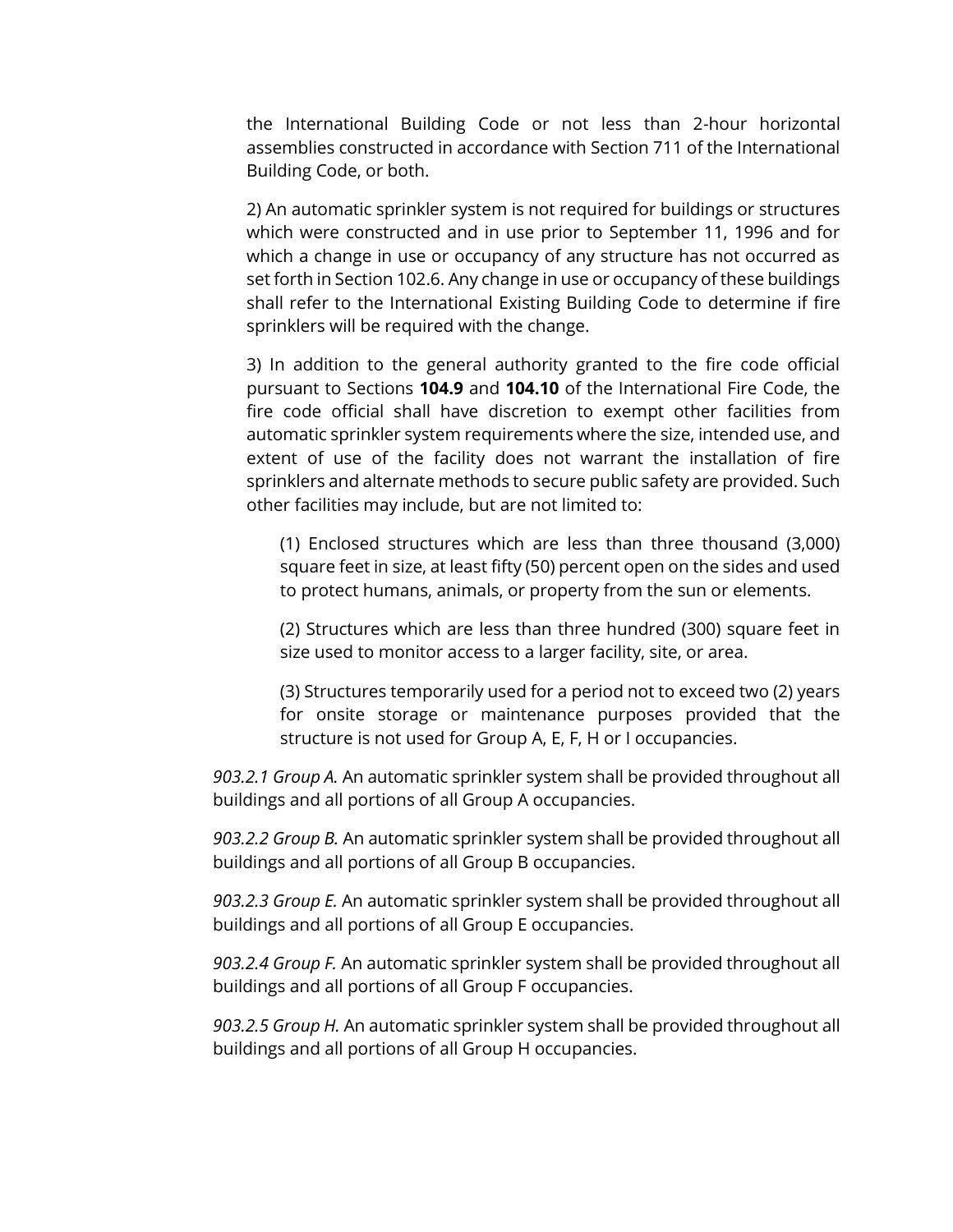the International Building Code or not less than 2-hour horizontal assemblies constructed in accordance with Section 711 of the International Building Code, or both.

2) An automatic sprinkler system is not required for buildings or structures which were constructed and in use prior to September 11, 1996 and for which a change in use or occupancy of any structure has not occurred as set forth in Section 102.6. Any change in use or occupancy of these buildings shall refer to the International Existing Building Code to determine if fire sprinklers will be required with the change.

3) In addition to the general authority granted to the fire code official pursuant to Sections **104.9** and **104.10** of the International Fire Code, the fire code official shall have discretion to exempt other facilities from automatic sprinkler system requirements where the size, intended use, and extent of use of the facility does not warrant the installation of fire sprinklers and alternate methods to secure public safety are provided. Such other facilities may include, but are not limited to:

(1) Enclosed structures which are less than three thousand (3,000) square feet in size, at least fifty (50) percent open on the sides and used to protect humans, animals, or property from the sun or elements.

(2) Structures which are less than three hundred (300) square feet in size used to monitor access to a larger facility, site, or area.

(3) Structures temporarily used for a period not to exceed two (2) years for onsite storage or maintenance purposes provided that the structure is not used for Group A, E, F, H or I occupancies.

*903.2.1 Group A.* An automatic sprinkler system shall be provided throughout all buildings and all portions of all Group A occupancies.

*903.2.2 Group B.* An automatic sprinkler system shall be provided throughout all buildings and all portions of all Group B occupancies.

*903.2.3 Group E.* An automatic sprinkler system shall be provided throughout all buildings and all portions of all Group E occupancies.

*903.2.4 Group F.* An automatic sprinkler system shall be provided throughout all buildings and all portions of all Group F occupancies.

*903.2.5 Group H.* An automatic sprinkler system shall be provided throughout all buildings and all portions of all Group H occupancies.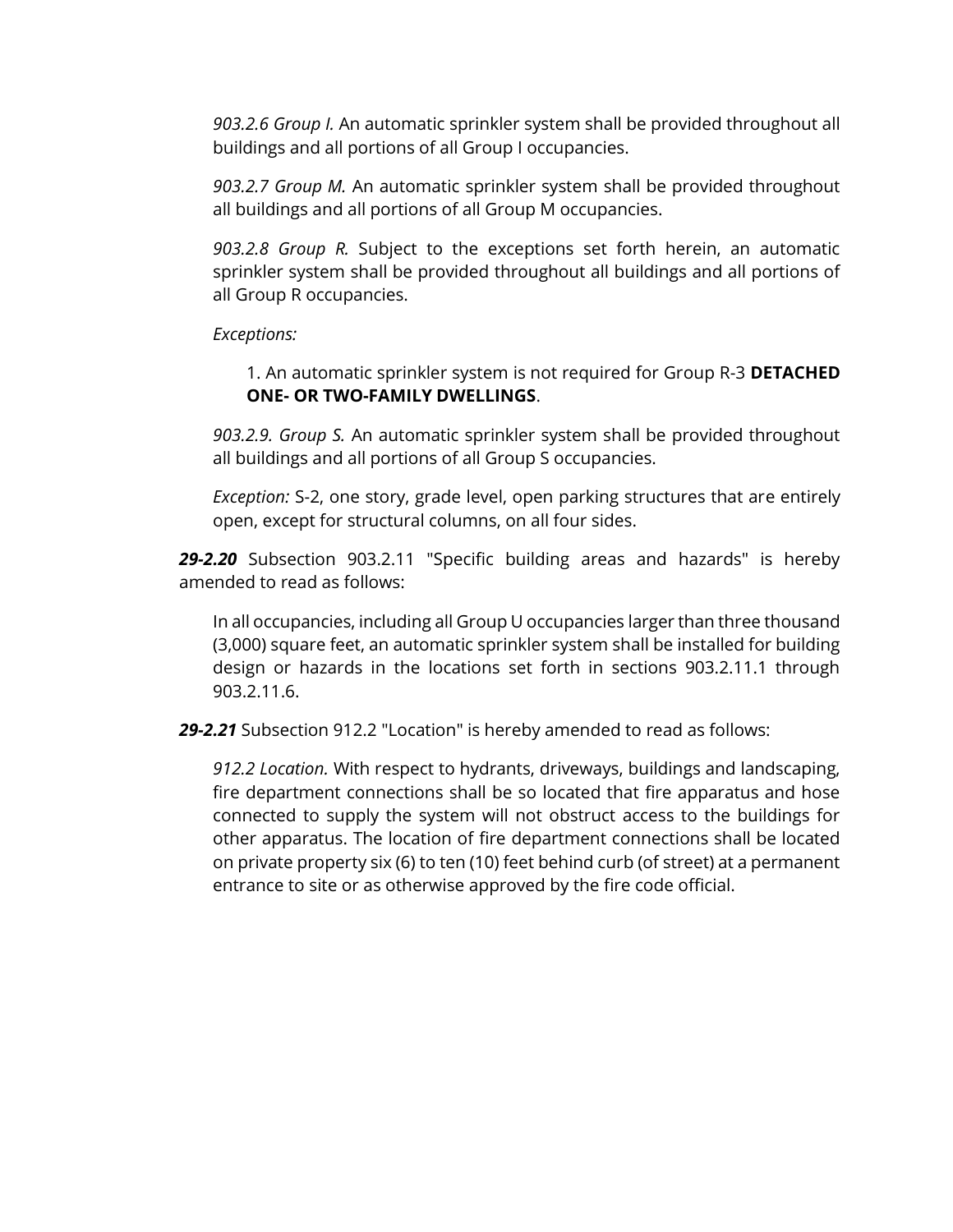*903.2.6 Group I.* An automatic sprinkler system shall be provided throughout all buildings and all portions of all Group I occupancies.

*903.2.7 Group M.* An automatic sprinkler system shall be provided throughout all buildings and all portions of all Group M occupancies.

*903.2.8 Group R.* Subject to the exceptions set forth herein, an automatic sprinkler system shall be provided throughout all buildings and all portions of all Group R occupancies.

*Exceptions:*

1. An automatic sprinkler system is not required for Group R-3 **DETACHED ONE- OR TWO-FAMILY DWELLINGS**.

*903.2.9. Group S.* An automatic sprinkler system shall be provided throughout all buildings and all portions of all Group S occupancies.

*Exception:* S-2, one story, grade level, open parking structures that are entirely open, except for structural columns, on all four sides.

***29-2.20*** Subsection 903.2.11 "Specific building areas and hazards" is hereby amended to read as follows:

In all occupancies, including all Group U occupancies larger than three thousand (3,000) square feet, an automatic sprinkler system shall be installed for building design or hazards in the locations set forth in sections 903.2.11.1 through 903.2.11.6.

***29-2.21*** Subsection 912.2 "Location" is hereby amended to read as follows:

*912.2 Location.* With respect to hydrants, driveways, buildings and landscaping, fire department connections shall be so located that fire apparatus and hose connected to supply the system will not obstruct access to the buildings for other apparatus. The location of fire department connections shall be located on private property six (6) to ten (10) feet behind curb (of street) at a permanent entrance to site or as otherwise approved by the fire code official.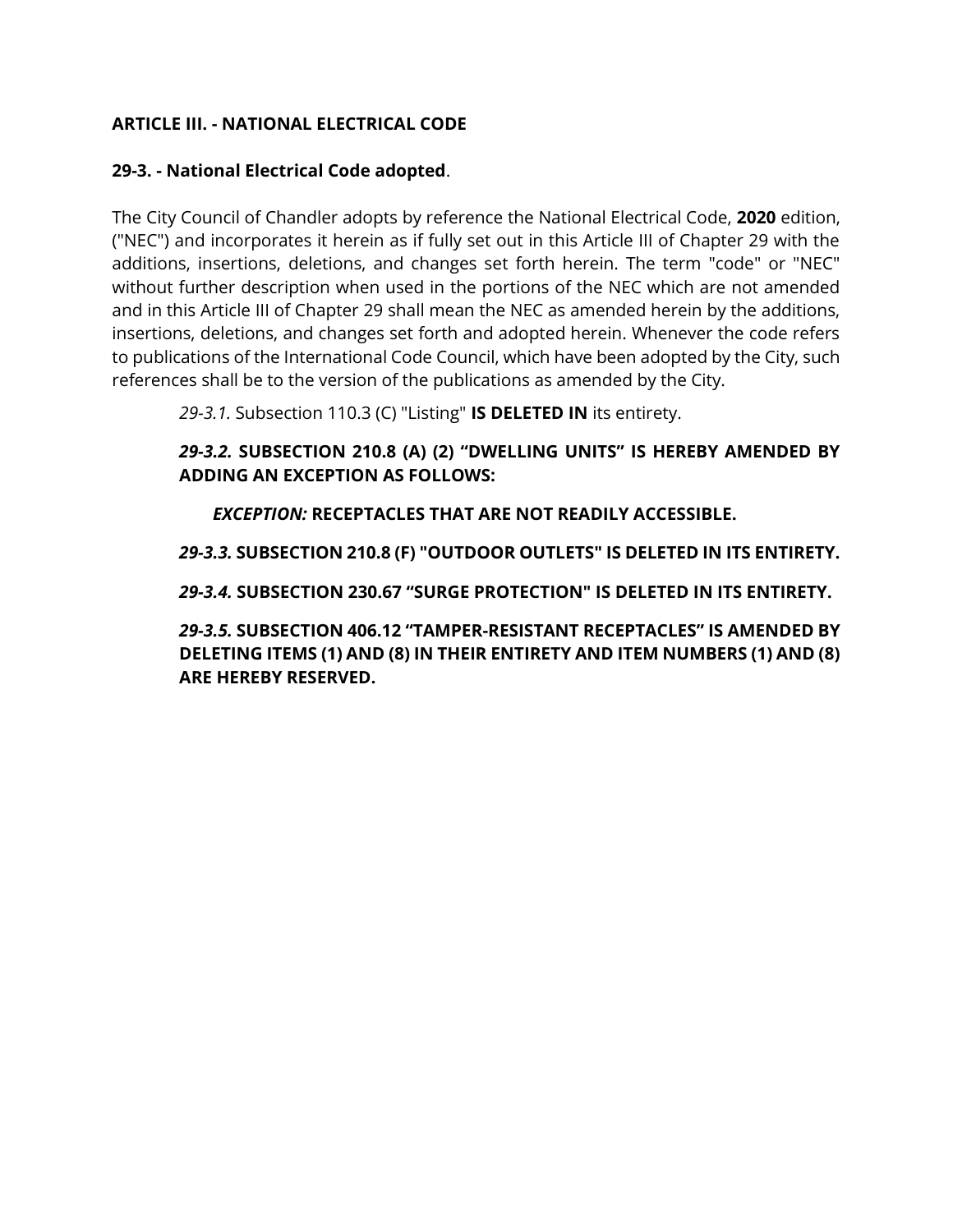**ARTICLE III. - NATIONAL ELECTRICAL CODE**

**29-3. - National Electrical Code adopted**.

The City Council of Chandler adopts by reference the National Electrical Code, **2020** edition, ("NEC") and incorporates it herein as if fully set out in this Article III of Chapter 29 with the additions, insertions, deletions, and changes set forth herein. The term "code" or "NEC" without further description when used in the portions of the NEC which are not amended and in this Article III of Chapter 29 shall mean the NEC as amended herein by the additions, insertions, deletions, and changes set forth and adopted herein. Whenever the code refers to publications of the International Code Council, which have been adopted by the City, such references shall be to the version of the publications as amended by the City.

*29-3.1.* Subsection 110.3 (C) "Listing" **IS DELETED IN** its entirety.

***29-3.2.* SUBSECTION 210.8 (A) (2) “DWELLING UNITS” IS HEREBY AMENDED BY ADDING AN EXCEPTION AS FOLLOWS:**

***EXCEPTION:* RECEPTACLES THAT ARE NOT READILY ACCESSIBLE.**

***29-3.3.* SUBSECTION 210.8 (F) "OUTDOOR OUTLETS" IS DELETED IN ITS ENTIRETY.**

***29-3.4.* SUBSECTION 230.67 “SURGE PROTECTION" IS DELETED IN ITS ENTIRETY.**

***29-3.5.* SUBSECTION 406.12 “TAMPER-RESISTANT RECEPTACLES” IS AMENDED BY DELETING ITEMS (1) AND (8) IN THEIR ENTIRETY AND ITEM NUMBERS (1) AND (8) ARE HEREBY RESERVED.**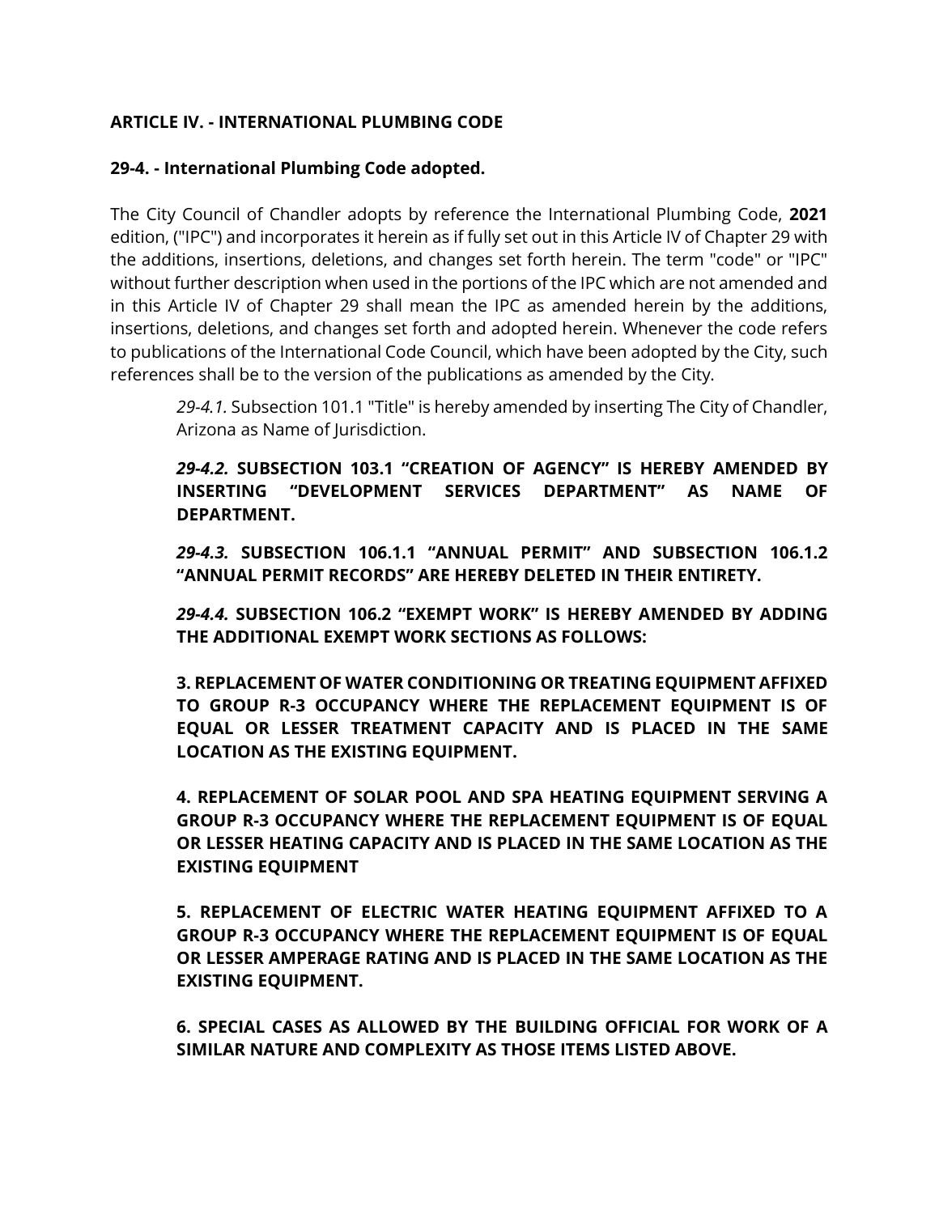**ARTICLE IV. - INTERNATIONAL PLUMBING CODE**

**29-4. - International Plumbing Code adopted.**

The City Council of Chandler adopts by reference the International Plumbing Code, **2021** edition, ("IPC") and incorporates it herein as if fully set out in this Article IV of Chapter 29 with the additions, insertions, deletions, and changes set forth herein. The term "code" or "IPC" without further description when used in the portions of the IPC which are not amended and in this Article IV of Chapter 29 shall mean the IPC as amended herein by the additions, insertions, deletions, and changes set forth and adopted herein. Whenever the code refers to publications of the International Code Council, which have been adopted by the City, such references shall be to the version of the publications as amended by the City.

> *29-4.1.* Subsection 101.1 "Title" is hereby amended by inserting The City of Chandler, Arizona as Name of Jurisdiction.
>
> ***29-4.2.* SUBSECTION 103.1 "CREATION OF AGENCY" IS HEREBY AMENDED BY INSERTING "DEVELOPMENT SERVICES DEPARTMENT" AS NAME OF DEPARTMENT.**
>
> ***29-4.3.* SUBSECTION 106.1.1 "ANNUAL PERMIT" AND SUBSECTION 106.1.2 "ANNUAL PERMIT RECORDS" ARE HEREBY DELETED IN THEIR ENTIRETY.**
>
> ***29-4.4.* SUBSECTION 106.2 "EXEMPT WORK" IS HEREBY AMENDED BY ADDING THE ADDITIONAL EXEMPT WORK SECTIONS AS FOLLOWS:**
>
> **3. REPLACEMENT OF WATER CONDITIONING OR TREATING EQUIPMENT AFFIXED TO GROUP R-3 OCCUPANCY WHERE THE REPLACEMENT EQUIPMENT IS OF EQUAL OR LESSER TREATMENT CAPACITY AND IS PLACED IN THE SAME LOCATION AS THE EXISTING EQUIPMENT.**
>
> **4. REPLACEMENT OF SOLAR POOL AND SPA HEATING EQUIPMENT SERVING A GROUP R-3 OCCUPANCY WHERE THE REPLACEMENT EQUIPMENT IS OF EQUAL OR LESSER HEATING CAPACITY AND IS PLACED IN THE SAME LOCATION AS THE EXISTING EQUIPMENT**
>
> **5. REPLACEMENT OF ELECTRIC WATER HEATING EQUIPMENT AFFIXED TO A GROUP R-3 OCCUPANCY WHERE THE REPLACEMENT EQUIPMENT IS OF EQUAL OR LESSER AMPERAGE RATING AND IS PLACED IN THE SAME LOCATION AS THE EXISTING EQUIPMENT.**
>
> **6. SPECIAL CASES AS ALLOWED BY THE BUILDING OFFICIAL FOR WORK OF A SIMILAR NATURE AND COMPLEXITY AS THOSE ITEMS LISTED ABOVE.**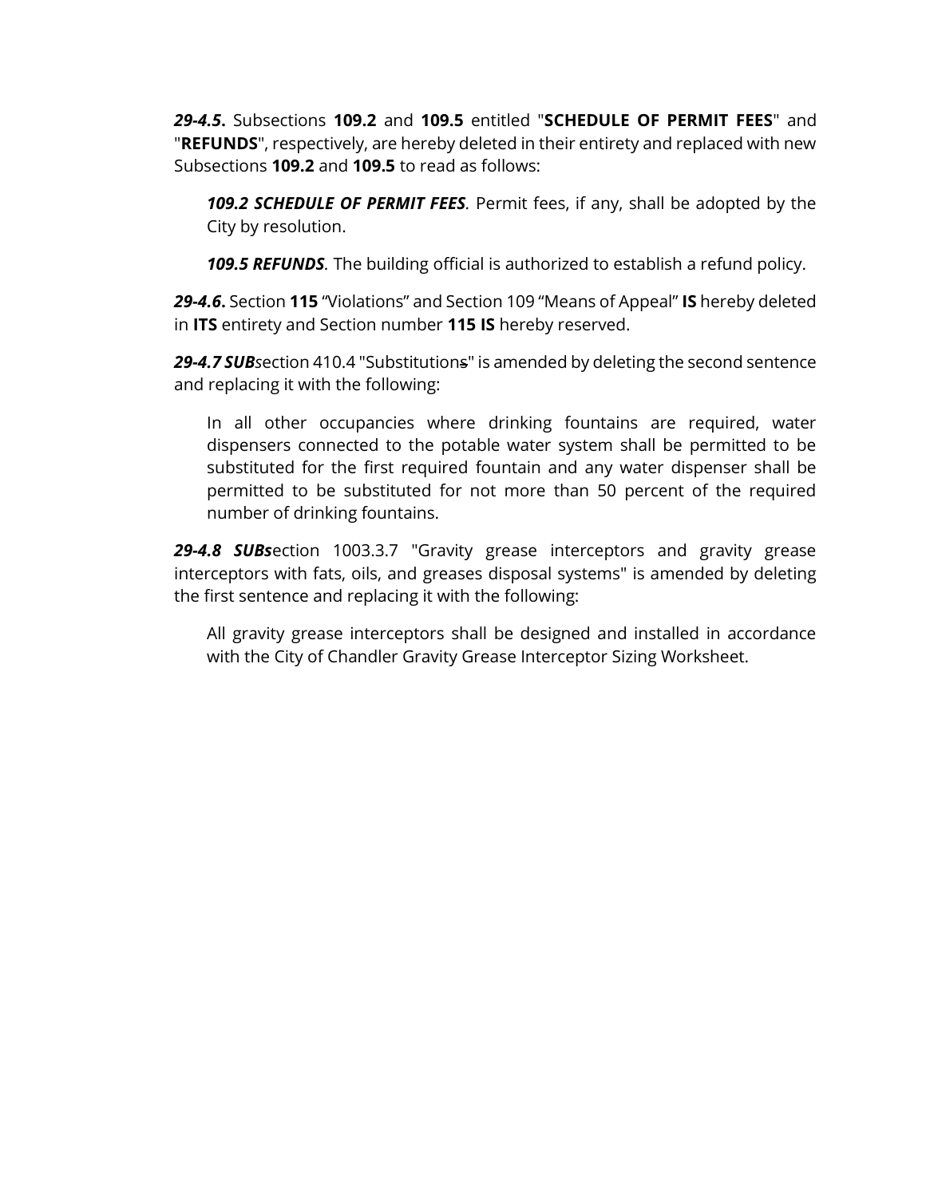***29-4.5*.** Subsections **109.2** and **109.5** entitled "**SCHEDULE OF PERMIT FEES**" and "**REFUNDS**", respectively, are hereby deleted in their entirety and replaced with new Subsections **109.2** and **109.5** to read as follows:

> ***109.2 SCHEDULE OF PERMIT FEES****.* Permit fees, if any, shall be adopted by the City by resolution.
>
> ***109.5 REFUNDS****.* The building official is authorized to establish a refund policy.

***29-4.6*.** Section **115** "Violations" and Section 109 "Means of Appeal" **IS** hereby deleted in **ITS** entirety and Section number **115 IS** hereby reserved.

***29-4.7 SUB****s*ection 410.4 "Substitution~~s~~" is amended by deleting the second sentence and replacing it with the following:

> In all other occupancies where drinking fountains are required, water dispensers connected to the potable water system shall be permitted to be substituted for the first required fountain and any water dispenser shall be permitted to be substituted for not more than 50 percent of the required number of drinking fountains.

***29-4.8 SUBs***ection 1003.3.7 "Gravity grease interceptors and gravity grease interceptors with fats, oils, and greases disposal systems" is amended by deleting the first sentence and replacing it with the following:

> All gravity grease interceptors shall be designed and installed in accordance with the City of Chandler Gravity Grease Interceptor Sizing Worksheet.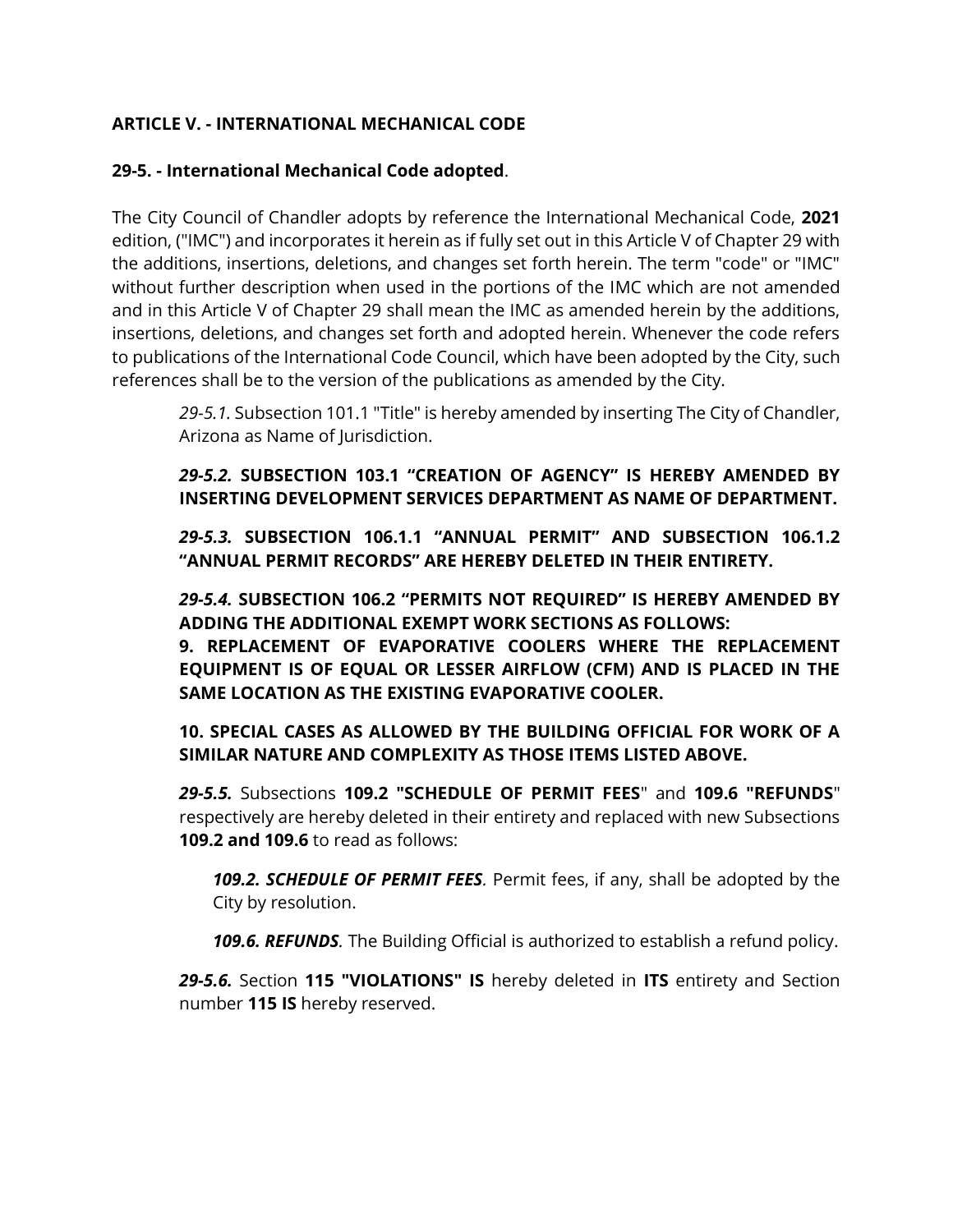**ARTICLE V. - INTERNATIONAL MECHANICAL CODE**

**29-5. - International Mechanical Code adopted**.

The City Council of Chandler adopts by reference the International Mechanical Code, **2021** edition, ("IMC") and incorporates it herein as if fully set out in this Article V of Chapter 29 with the additions, insertions, deletions, and changes set forth herein. The term "code" or "IMC" without further description when used in the portions of the IMC which are not amended and in this Article V of Chapter 29 shall mean the IMC as amended herein by the additions, insertions, deletions, and changes set forth and adopted herein. Whenever the code refers to publications of the International Code Council, which have been adopted by the City, such references shall be to the version of the publications as amended by the City.

> *29-5.1.* Subsection 101.1 "Title" is hereby amended by inserting The City of Chandler, Arizona as Name of Jurisdiction.
>
> ***29-5.2.*** **SUBSECTION 103.1 "CREATION OF AGENCY" IS HEREBY AMENDED BY INSERTING DEVELOPMENT SERVICES DEPARTMENT AS NAME OF DEPARTMENT.**
>
> ***29-5.3.*** **SUBSECTION 106.1.1 "ANNUAL PERMIT" AND SUBSECTION 106.1.2 "ANNUAL PERMIT RECORDS" ARE HEREBY DELETED IN THEIR ENTIRETY.**
>
> ***29-5.4.*** **SUBSECTION 106.2 "PERMITS NOT REQUIRED" IS HEREBY AMENDED BY ADDING THE ADDITIONAL EXEMPT WORK SECTIONS AS FOLLOWS:**
> **9. REPLACEMENT OF EVAPORATIVE COOLERS WHERE THE REPLACEMENT EQUIPMENT IS OF EQUAL OR LESSER AIRFLOW (CFM) AND IS PLACED IN THE SAME LOCATION AS THE EXISTING EVAPORATIVE COOLER.**
>
> **10. SPECIAL CASES AS ALLOWED BY THE BUILDING OFFICIAL FOR WORK OF A SIMILAR NATURE AND COMPLEXITY AS THOSE ITEMS LISTED ABOVE.**
>
> ***29-5.5.*** Subsections **109.2 "SCHEDULE OF PERMIT FEES**" and **109.6 "REFUNDS**" respectively are hereby deleted in their entirety and replaced with new Subsections **109.2 and 109.6** to read as follows:
>
> > ***109.2. SCHEDULE OF PERMIT FEES***. Permit fees, if any, shall be adopted by the City by resolution.
> >
> > ***109.6. REFUNDS***. The Building Official is authorized to establish a refund policy.
>
> ***29-5.6.*** Section **115 "VIOLATIONS" IS** hereby deleted in **ITS** entirety and Section number **115 IS** hereby reserved.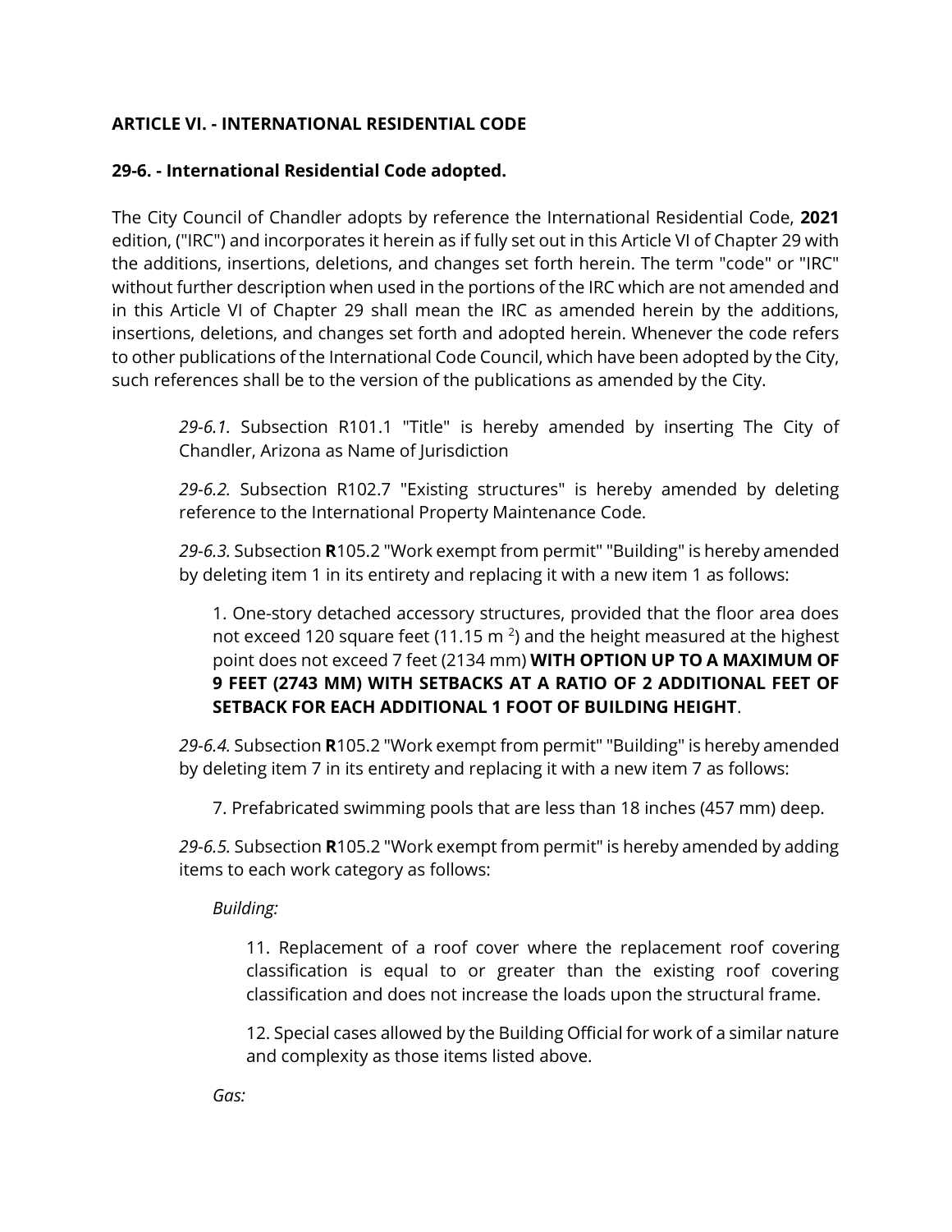### ARTICLE VI. - INTERNATIONAL RESIDENTIAL CODE

#### 29-6. - International Residential Code adopted.

The City Council of Chandler adopts by reference the International Residential Code, **2021** edition, ("IRC") and incorporates it herein as if fully set out in this Article VI of Chapter 29 with the additions, insertions, deletions, and changes set forth herein. The term "code" or "IRC" without further description when used in the portions of the IRC which are not amended and in this Article VI of Chapter 29 shall mean the IRC as amended herein by the additions, insertions, deletions, and changes set forth and adopted herein. Whenever the code refers to other publications of the International Code Council, which have been adopted by the City, such references shall be to the version of the publications as amended by the City.

> *29-6.1.* Subsection R101.1 "Title" is hereby amended by inserting The City of Chandler, Arizona as Name of Jurisdiction
>
> *29-6.2.* Subsection R102.7 "Existing structures" is hereby amended by deleting reference to the International Property Maintenance Code.
>
> *29-6.3.* Subsection **R**105.2 "Work exempt from permit" "Building" is hereby amended by deleting item 1 in its entirety and replacing it with a new item 1 as follows:
>
> > 1. One-story detached accessory structures, provided that the floor area does not exceed 120 square feet (11.15 m $^2$) and the height measured at the highest point does not exceed 7 feet (2134 mm) **WITH OPTION UP TO A MAXIMUM OF 9 FEET (2743 MM) WITH SETBACKS AT A RATIO OF 2 ADDITIONAL FEET OF SETBACK FOR EACH ADDITIONAL 1 FOOT OF BUILDING HEIGHT**.
>
> *29-6.4.* Subsection **R**105.2 "Work exempt from permit" "Building" is hereby amended by deleting item 7 in its entirety and replacing it with a new item 7 as follows:
>
> > 7. Prefabricated swimming pools that are less than 18 inches (457 mm) deep.
>
> *29-6.5.* Subsection **R**105.2 "Work exempt from permit" is hereby amended by adding items to each work category as follows:
>
> > *Building:*
> >
> > > 11. Replacement of a roof cover where the replacement roof covering classification is equal to or greater than the existing roof covering classification and does not increase the loads upon the structural frame.
> > >
> > > 12. Special cases allowed by the Building Official for work of a similar nature and complexity as those items listed above.
> >
> > *Gas:*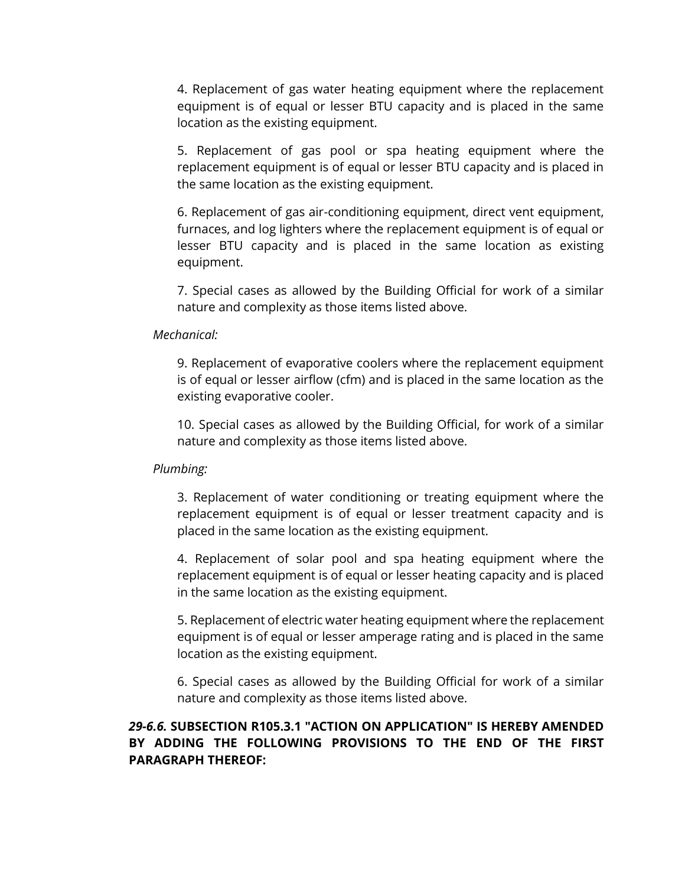4. Replacement of gas water heating equipment where the replacement equipment is of equal or lesser BTU capacity and is placed in the same location as the existing equipment.

5. Replacement of gas pool or spa heating equipment where the replacement equipment is of equal or lesser BTU capacity and is placed in the same location as the existing equipment.

6. Replacement of gas air-conditioning equipment, direct vent equipment, furnaces, and log lighters where the replacement equipment is of equal or lesser BTU capacity and is placed in the same location as existing equipment.

7. Special cases as allowed by the Building Official for work of a similar nature and complexity as those items listed above.

*Mechanical:*

9. Replacement of evaporative coolers where the replacement equipment is of equal or lesser airflow (cfm) and is placed in the same location as the existing evaporative cooler.

10. Special cases as allowed by the Building Official, for work of a similar nature and complexity as those items listed above.

*Plumbing:*

3. Replacement of water conditioning or treating equipment where the replacement equipment is of equal or lesser treatment capacity and is placed in the same location as the existing equipment.

4. Replacement of solar pool and spa heating equipment where the replacement equipment is of equal or lesser heating capacity and is placed in the same location as the existing equipment.

5. Replacement of electric water heating equipment where the replacement equipment is of equal or lesser amperage rating and is placed in the same location as the existing equipment.

6. Special cases as allowed by the Building Official for work of a similar nature and complexity as those items listed above.

***29-6.6.*** **SUBSECTION R105.3.1 "ACTION ON APPLICATION" IS HEREBY AMENDED BY ADDING THE FOLLOWING PROVISIONS TO THE END OF THE FIRST PARAGRAPH THEREOF:**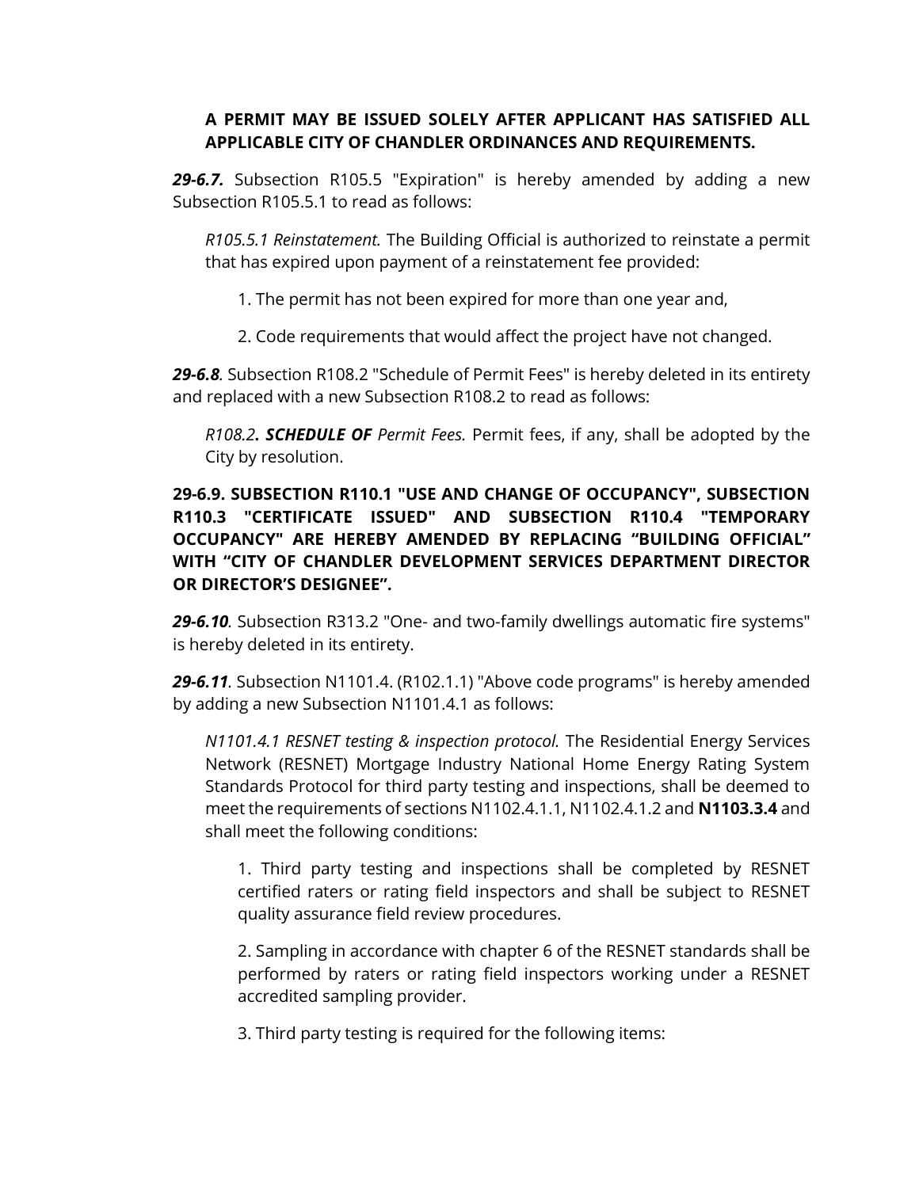**A PERMIT MAY BE ISSUED SOLELY AFTER APPLICANT HAS SATISFIED ALL APPLICABLE CITY OF CHANDLER ORDINANCES AND REQUIREMENTS.**

***29-6.7.*** Subsection R105.5 "Expiration" is hereby amended by adding a new Subsection R105.5.1 to read as follows:

*R105.5.1 Reinstatement.* The Building Official is authorized to reinstate a permit that has expired upon payment of a reinstatement fee provided:

1. The permit has not been expired for more than one year and,

2. Code requirements that would affect the project have not changed.

***29-6.8*.** Subsection R108.2 "Schedule of Permit Fees" is hereby deleted in its entirety and replaced with a new Subsection R108.2 to read as follows:

*R108.2**. SCHEDULE OF** Permit Fees.* Permit fees, if any, shall be adopted by the City by resolution.

**29-6.9. SUBSECTION R110.1 "USE AND CHANGE OF OCCUPANCY", SUBSECTION R110.3 "CERTIFICATE ISSUED" AND SUBSECTION R110.4 "TEMPORARY OCCUPANCY" ARE HEREBY AMENDED BY REPLACING "BUILDING OFFICIAL" WITH "CITY OF CHANDLER DEVELOPMENT SERVICES DEPARTMENT DIRECTOR OR DIRECTOR'S DESIGNEE".**

***29-6.10*.** Subsection R313.2 "One- and two-family dwellings automatic fire systems" is hereby deleted in its entirety.

***29-6.11*.** Subsection N1101.4. (R102.1.1) "Above code programs" is hereby amended by adding a new Subsection N1101.4.1 as follows:

*N1101.4.1 RESNET testing & inspection protocol.* The Residential Energy Services Network (RESNET) Mortgage Industry National Home Energy Rating System Standards Protocol for third party testing and inspections, shall be deemed to meet the requirements of sections N1102.4.1.1, N1102.4.1.2 and **N1103.3.4** and shall meet the following conditions:

1. Third party testing and inspections shall be completed by RESNET certified raters or rating field inspectors and shall be subject to RESNET quality assurance field review procedures.

2. Sampling in accordance with chapter 6 of the RESNET standards shall be performed by raters or rating field inspectors working under a RESNET accredited sampling provider.

3. Third party testing is required for the following items: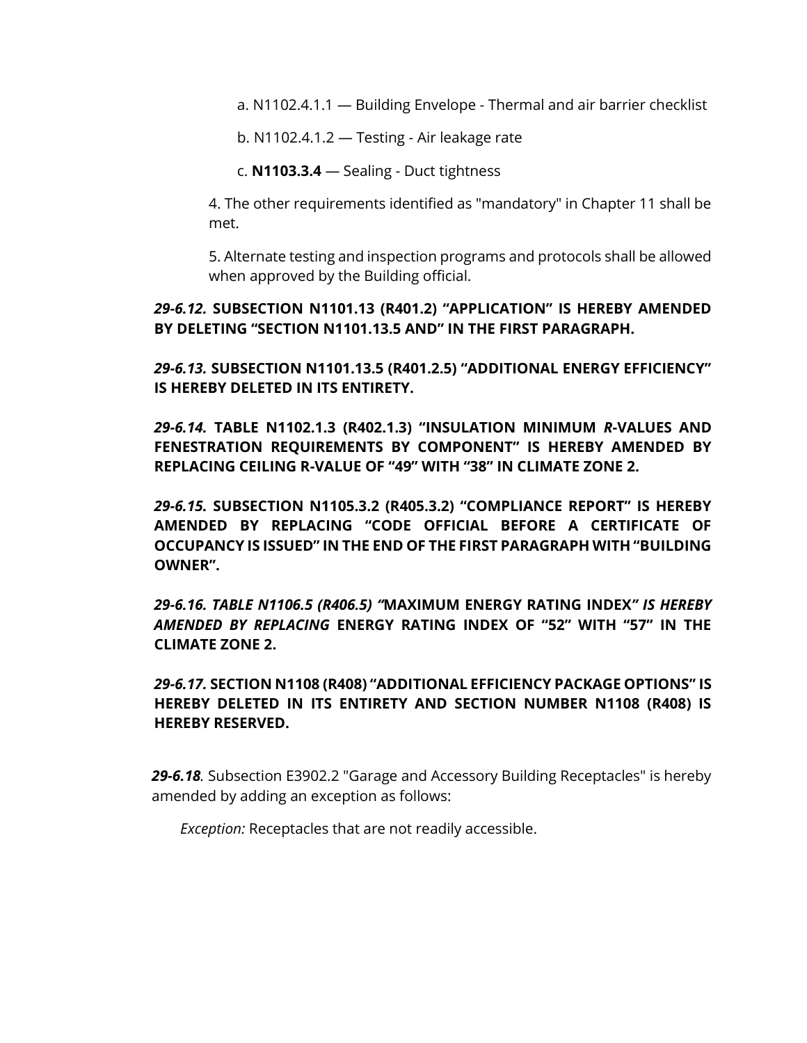a. N1102.4.1.1 — Building Envelope - Thermal and air barrier checklist

b. N1102.4.1.2 — Testing - Air leakage rate

c. **N1103.3.4** — Sealing - Duct tightness

4. The other requirements identified as "mandatory" in Chapter 11 shall be met.

5. Alternate testing and inspection programs and protocols shall be allowed when approved by the Building official.

***29-6.12.*** **SUBSECTION N1101.13 (R401.2) "APPLICATION" IS HEREBY AMENDED BY DELETING "SECTION N1101.13.5 AND" IN THE FIRST PARAGRAPH.**

***29-6.13.*** **SUBSECTION N1101.13.5 (R401.2.5) "ADDITIONAL ENERGY EFFICIENCY" IS HEREBY DELETED IN ITS ENTIRETY.**

***29-6.14.*** **TABLE N1102.1.3 (R402.1.3) "INSULATION MINIMUM *R*-VALUES AND FENESTRATION REQUIREMENTS BY COMPONENT" IS HEREBY AMENDED BY REPLACING CEILING R-VALUE OF "49" WITH "38" IN CLIMATE ZONE 2.**

***29-6.15.*** **SUBSECTION N1105.3.2 (R405.3.2) "COMPLIANCE REPORT" IS HEREBY AMENDED BY REPLACING "CODE OFFICIAL BEFORE A CERTIFICATE OF OCCUPANCY IS ISSUED" IN THE END OF THE FIRST PARAGRAPH WITH "BUILDING OWNER".**

***29-6.16. TABLE N1106.5 (R406.5) "*MAXIMUM ENERGY RATING INDEX*" IS HEREBY AMENDED BY REPLACING*** **ENERGY RATING INDEX OF "52" WITH "57" IN THE CLIMATE ZONE 2.**

***29-6.17.*** **SECTION N1108 (R408) "ADDITIONAL EFFICIENCY PACKAGE OPTIONS" IS HEREBY DELETED IN ITS ENTIRETY AND SECTION NUMBER N1108 (R408) IS HEREBY RESERVED.**

***29-6.18*.** Subsection E3902.2 "Garage and Accessory Building Receptacles" is hereby amended by adding an exception as follows:

*Exception:* Receptacles that are not readily accessible.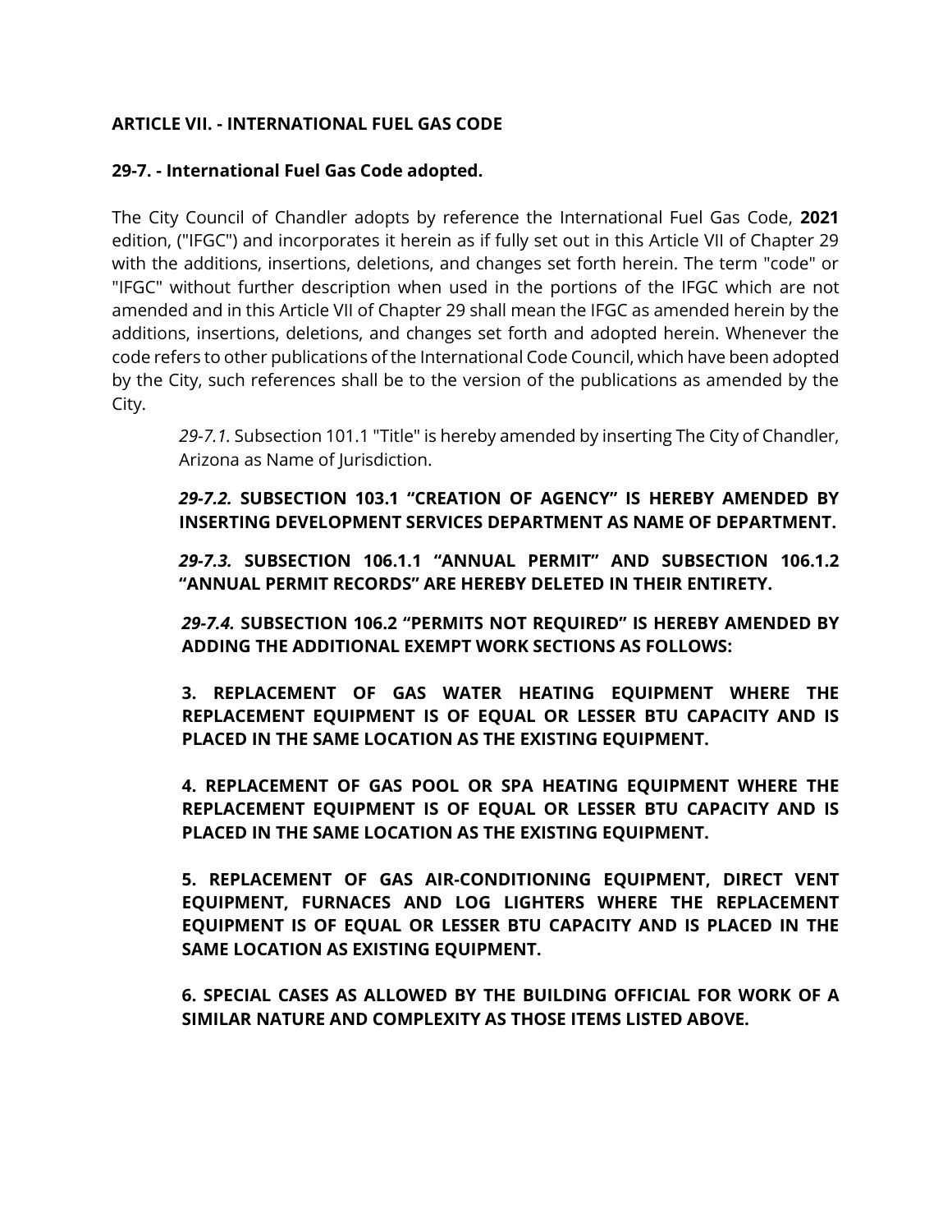**ARTICLE VII. - INTERNATIONAL FUEL GAS CODE**

**29-7. - International Fuel Gas Code adopted.**

The City Council of Chandler adopts by reference the International Fuel Gas Code, **2021** edition, ("IFGC") and incorporates it herein as if fully set out in this Article VII of Chapter 29 with the additions, insertions, deletions, and changes set forth herein. The term "code" or "IFGC" without further description when used in the portions of the IFGC which are not amended and in this Article VII of Chapter 29 shall mean the IFGC as amended herein by the additions, insertions, deletions, and changes set forth and adopted herein. Whenever the code refers to other publications of the International Code Council, which have been adopted by the City, such references shall be to the version of the publications as amended by the City.

*29-7.1.* Subsection 101.1 "Title" is hereby amended by inserting The City of Chandler, Arizona as Name of Jurisdiction.

***29-7.2.*** **SUBSECTION 103.1 "CREATION OF AGENCY" IS HEREBY AMENDED BY INSERTING DEVELOPMENT SERVICES DEPARTMENT AS NAME OF DEPARTMENT.**

***29-7.3.*** **SUBSECTION 106.1.1 "ANNUAL PERMIT" AND SUBSECTION 106.1.2 "ANNUAL PERMIT RECORDS" ARE HEREBY DELETED IN THEIR ENTIRETY.**

***29-7.4.*** **SUBSECTION 106.2 "PERMITS NOT REQUIRED" IS HEREBY AMENDED BY ADDING THE ADDITIONAL EXEMPT WORK SECTIONS AS FOLLOWS:**

**3. REPLACEMENT OF GAS WATER HEATING EQUIPMENT WHERE THE REPLACEMENT EQUIPMENT IS OF EQUAL OR LESSER BTU CAPACITY AND IS PLACED IN THE SAME LOCATION AS THE EXISTING EQUIPMENT.**

**4. REPLACEMENT OF GAS POOL OR SPA HEATING EQUIPMENT WHERE THE REPLACEMENT EQUIPMENT IS OF EQUAL OR LESSER BTU CAPACITY AND IS PLACED IN THE SAME LOCATION AS THE EXISTING EQUIPMENT.**

**5. REPLACEMENT OF GAS AIR-CONDITIONING EQUIPMENT, DIRECT VENT EQUIPMENT, FURNACES AND LOG LIGHTERS WHERE THE REPLACEMENT EQUIPMENT IS OF EQUAL OR LESSER BTU CAPACITY AND IS PLACED IN THE SAME LOCATION AS EXISTING EQUIPMENT.**

**6. SPECIAL CASES AS ALLOWED BY THE BUILDING OFFICIAL FOR WORK OF A SIMILAR NATURE AND COMPLEXITY AS THOSE ITEMS LISTED ABOVE.**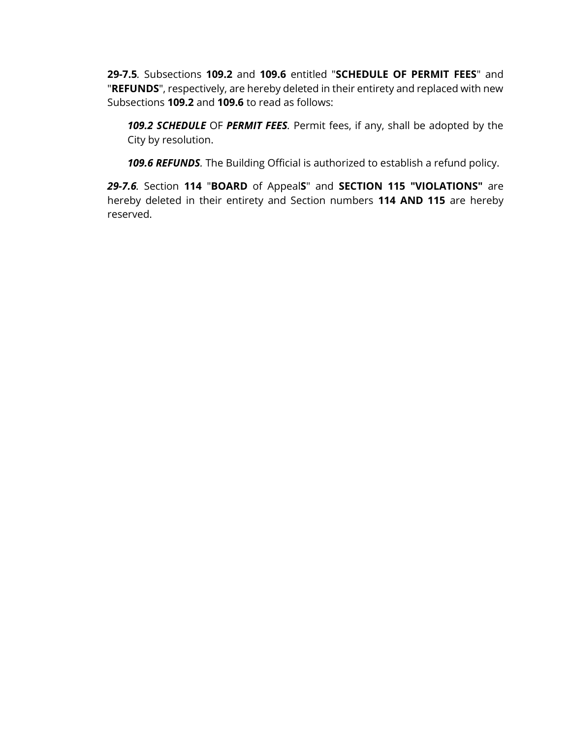**29-7.5**. Subsections **109.2** and **109.6** entitled "**SCHEDULE OF PERMIT FEES**" and "**REFUNDS**", respectively, are hereby deleted in their entirety and replaced with new Subsections **109.2** and **109.6** to read as follows:

> ***109.2 SCHEDULE*** OF ***PERMIT FEES***. Permit fees, if any, shall be adopted by the City by resolution.
>
> ***109.6 REFUNDS***. The Building Official is authorized to establish a refund policy.

***29-7.6***. Section **114** "**BOARD** of Appeal**S**" and **SECTION 115 "VIOLATIONS"** are hereby deleted in their entirety and Section numbers **114 AND 115** are hereby reserved.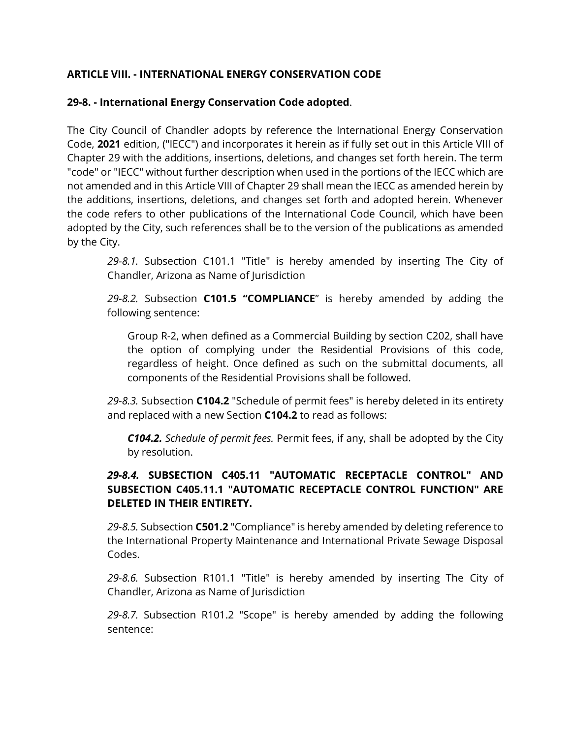**ARTICLE VIII. - INTERNATIONAL ENERGY CONSERVATION CODE**

**29-8. - International Energy Conservation Code adopted**.

The City Council of Chandler adopts by reference the International Energy Conservation Code, **2021** edition, ("IECC") and incorporates it herein as if fully set out in this Article VIII of Chapter 29 with the additions, insertions, deletions, and changes set forth herein. The term "code" or "IECC" without further description when used in the portions of the IECC which are not amended and in this Article VIII of Chapter 29 shall mean the IECC as amended herein by the additions, insertions, deletions, and changes set forth and adopted herein. Whenever the code refers to other publications of the International Code Council, which have been adopted by the City, such references shall be to the version of the publications as amended by the City.

> *29-8.1.* Subsection C101.1 "Title" is hereby amended by inserting The City of Chandler, Arizona as Name of Jurisdiction
>
> *29-8.2.* Subsection **C101.5 "COMPLIANCE**" is hereby amended by adding the following sentence:
>
> > Group R-2, when defined as a Commercial Building by section C202, shall have the option of complying under the Residential Provisions of this code, regardless of height. Once defined as such on the submittal documents, all components of the Residential Provisions shall be followed.
>
> *29-8.3.* Subsection **C104.2** "Schedule of permit fees" is hereby deleted in its entirety and replaced with a new Section **C104.2** to read as follows:
>
> > ***C104.2.*** *Schedule of permit fees.* Permit fees, if any, shall be adopted by the City by resolution.
>
> ***29-8.4.*** **SUBSECTION C405.11 "AUTOMATIC RECEPTACLE CONTROL" AND SUBSECTION C405.11.1 "AUTOMATIC RECEPTACLE CONTROL FUNCTION" ARE DELETED IN THEIR ENTIRETY.**
>
> *29-8.5.* Subsection **C501.2** "Compliance" is hereby amended by deleting reference to the International Property Maintenance and International Private Sewage Disposal Codes.
>
> *29-8.6.* Subsection R101.1 "Title" is hereby amended by inserting The City of Chandler, Arizona as Name of Jurisdiction
>
> *29-8.7.* Subsection R101.2 "Scope" is hereby amended by adding the following sentence: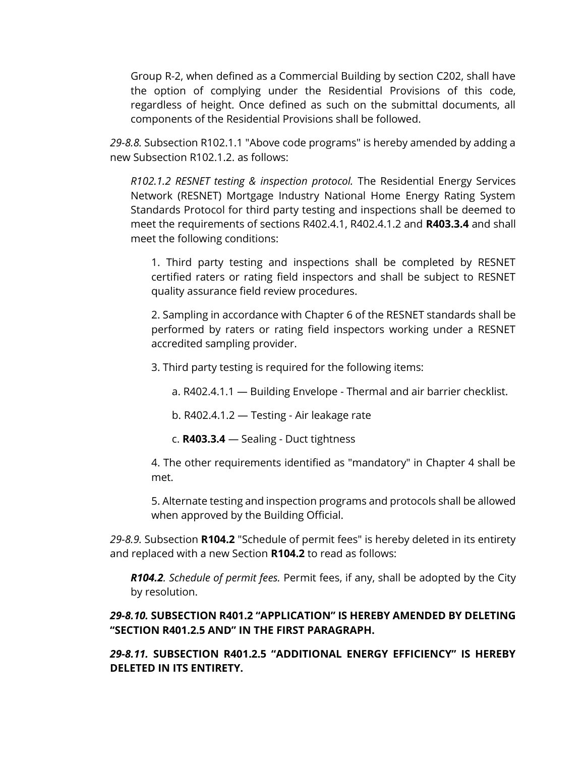Group R-2, when defined as a Commercial Building by section C202, shall have the option of complying under the Residential Provisions of this code, regardless of height. Once defined as such on the submittal documents, all components of the Residential Provisions shall be followed.

*29-8.8.* Subsection R102.1.1 "Above code programs" is hereby amended by adding a new Subsection R102.1.2. as follows:

*R102.1.2 RESNET testing & inspection protocol.* The Residential Energy Services Network (RESNET) Mortgage Industry National Home Energy Rating System Standards Protocol for third party testing and inspections shall be deemed to meet the requirements of sections R402.4.1, R402.4.1.2 and **R403.3.4** and shall meet the following conditions:

1. Third party testing and inspections shall be completed by RESNET certified raters or rating field inspectors and shall be subject to RESNET quality assurance field review procedures.

2. Sampling in accordance with Chapter 6 of the RESNET standards shall be performed by raters or rating field inspectors working under a RESNET accredited sampling provider.

3. Third party testing is required for the following items:

    a. R402.4.1.1 — Building Envelope - Thermal and air barrier checklist.

    b. R402.4.1.2 — Testing - Air leakage rate

    c. **R403.3.4** — Sealing - Duct tightness

4. The other requirements identified as "mandatory" in Chapter 4 shall be met.

5. Alternate testing and inspection programs and protocols shall be allowed when approved by the Building Official.

*29-8.9.* Subsection **R104.2** "Schedule of permit fees" is hereby deleted in its entirety and replaced with a new Section **R104.2** to read as follows:

***R104.2**. Schedule of permit fees.* Permit fees, if any, shall be adopted by the City by resolution.

***29-8.10.* SUBSECTION R401.2 "APPLICATION" IS HEREBY AMENDED BY DELETING "SECTION R401.2.5 AND" IN THE FIRST PARAGRAPH.**

***29-8.11.* SUBSECTION R401.2.5 "ADDITIONAL ENERGY EFFICIENCY" IS HEREBY DELETED IN ITS ENTIRETY.**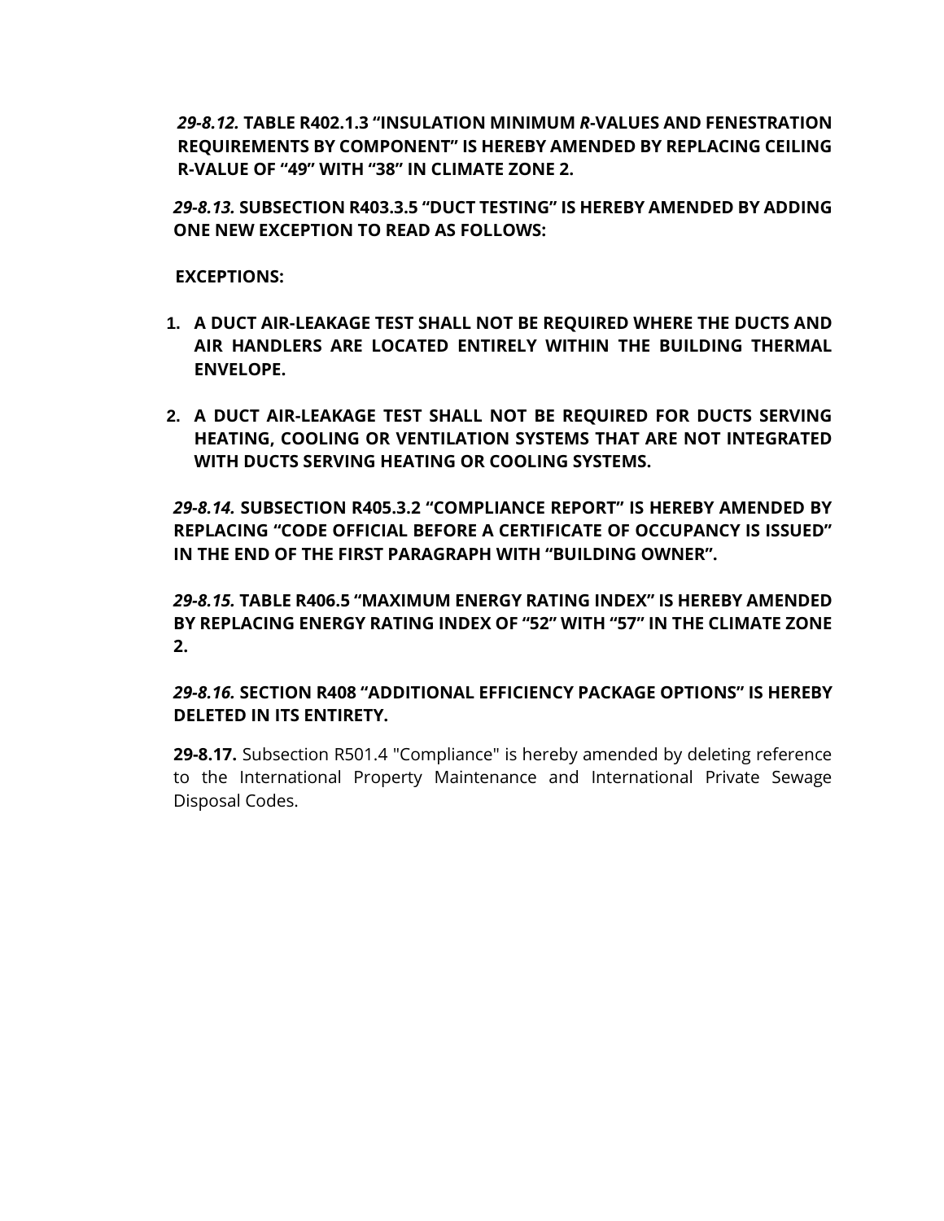***29-8.12.* TABLE R402.1.3 "INSULATION MINIMUM *R*-VALUES AND FENESTRATION REQUIREMENTS BY COMPONENT" IS HEREBY AMENDED BY REPLACING CEILING R-VALUE OF "49" WITH "38" IN CLIMATE ZONE 2.**

***29-8.13.* SUBSECTION R403.3.5 "DUCT TESTING" IS HEREBY AMENDED BY ADDING ONE NEW EXCEPTION TO READ AS FOLLOWS:**

**EXCEPTIONS:**

1. **A DUCT AIR-LEAKAGE TEST SHALL NOT BE REQUIRED WHERE THE DUCTS AND AIR HANDLERS ARE LOCATED ENTIRELY WITHIN THE BUILDING THERMAL ENVELOPE.**

2. **A DUCT AIR-LEAKAGE TEST SHALL NOT BE REQUIRED FOR DUCTS SERVING HEATING, COOLING OR VENTILATION SYSTEMS THAT ARE NOT INTEGRATED WITH DUCTS SERVING HEATING OR COOLING SYSTEMS.**

***29-8.14.* SUBSECTION R405.3.2 "COMPLIANCE REPORT" IS HEREBY AMENDED BY REPLACING "CODE OFFICIAL BEFORE A CERTIFICATE OF OCCUPANCY IS ISSUED" IN THE END OF THE FIRST PARAGRAPH WITH "BUILDING OWNER".**

***29-8.15.* TABLE R406.5 "MAXIMUM ENERGY RATING INDEX" IS HEREBY AMENDED BY REPLACING ENERGY RATING INDEX OF "52" WITH "57" IN THE CLIMATE ZONE 2.**

***29-8.16.* SECTION R408 "ADDITIONAL EFFICIENCY PACKAGE OPTIONS" IS HEREBY DELETED IN ITS ENTIRETY.**

**29-8.17.** Subsection R501.4 "Compliance" is hereby amended by deleting reference to the International Property Maintenance and International Private Sewage Disposal Codes.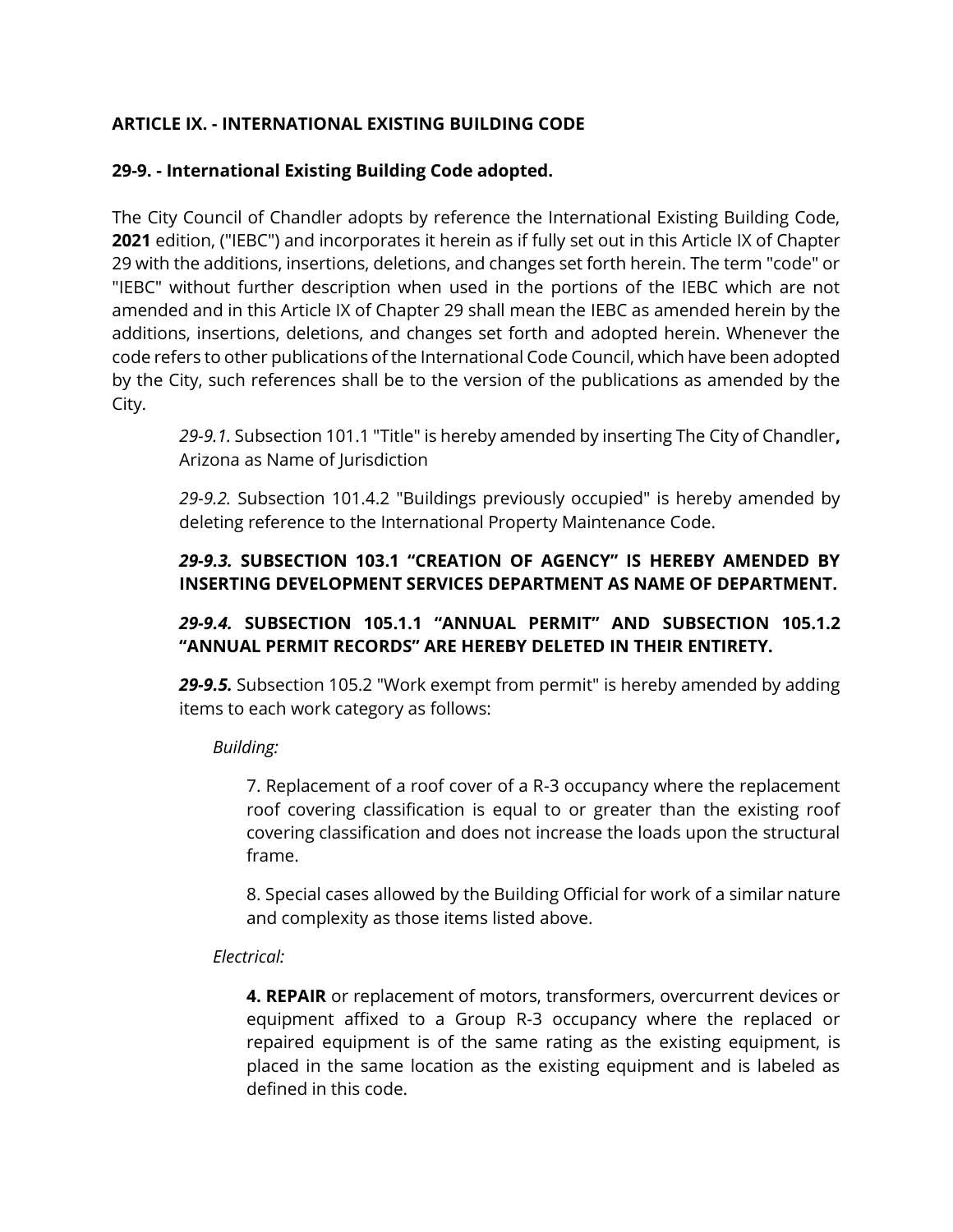**ARTICLE IX. - INTERNATIONAL EXISTING BUILDING CODE**

**29-9. - International Existing Building Code adopted.**

The City Council of Chandler adopts by reference the International Existing Building Code, **2021** edition, ("IEBC") and incorporates it herein as if fully set out in this Article IX of Chapter 29 with the additions, insertions, deletions, and changes set forth herein. The term "code" or "IEBC" without further description when used in the portions of the IEBC which are not amended and in this Article IX of Chapter 29 shall mean the IEBC as amended herein by the additions, insertions, deletions, and changes set forth and adopted herein. Whenever the code refers to other publications of the International Code Council, which have been adopted by the City, such references shall be to the version of the publications as amended by the City.

> *29-9.1.* Subsection 101.1 "Title" is hereby amended by inserting The City of Chandler**,** Arizona as Name of Jurisdiction
>
> *29-9.2.* Subsection 101.4.2 "Buildings previously occupied" is hereby amended by deleting reference to the International Property Maintenance Code.
>
> ***29-9.3.*** **SUBSECTION 103.1 "CREATION OF AGENCY" IS HEREBY AMENDED BY INSERTING DEVELOPMENT SERVICES DEPARTMENT AS NAME OF DEPARTMENT.**
>
> ***29-9.4.*** **SUBSECTION 105.1.1 "ANNUAL PERMIT" AND SUBSECTION 105.1.2 "ANNUAL PERMIT RECORDS" ARE HEREBY DELETED IN THEIR ENTIRETY.**
>
> ***29-9.5.*** Subsection 105.2 "Work exempt from permit" is hereby amended by adding items to each work category as follows:
>
> *Building:*
>
> 7. Replacement of a roof cover of a R-3 occupancy where the replacement roof covering classification is equal to or greater than the existing roof covering classification and does not increase the loads upon the structural frame.
>
> 8. Special cases allowed by the Building Official for work of a similar nature and complexity as those items listed above.
>
> *Electrical:*
>
> **4. REPAIR** or replacement of motors, transformers, overcurrent devices or equipment affixed to a Group R-3 occupancy where the replaced or repaired equipment is of the same rating as the existing equipment, is placed in the same location as the existing equipment and is labeled as defined in this code.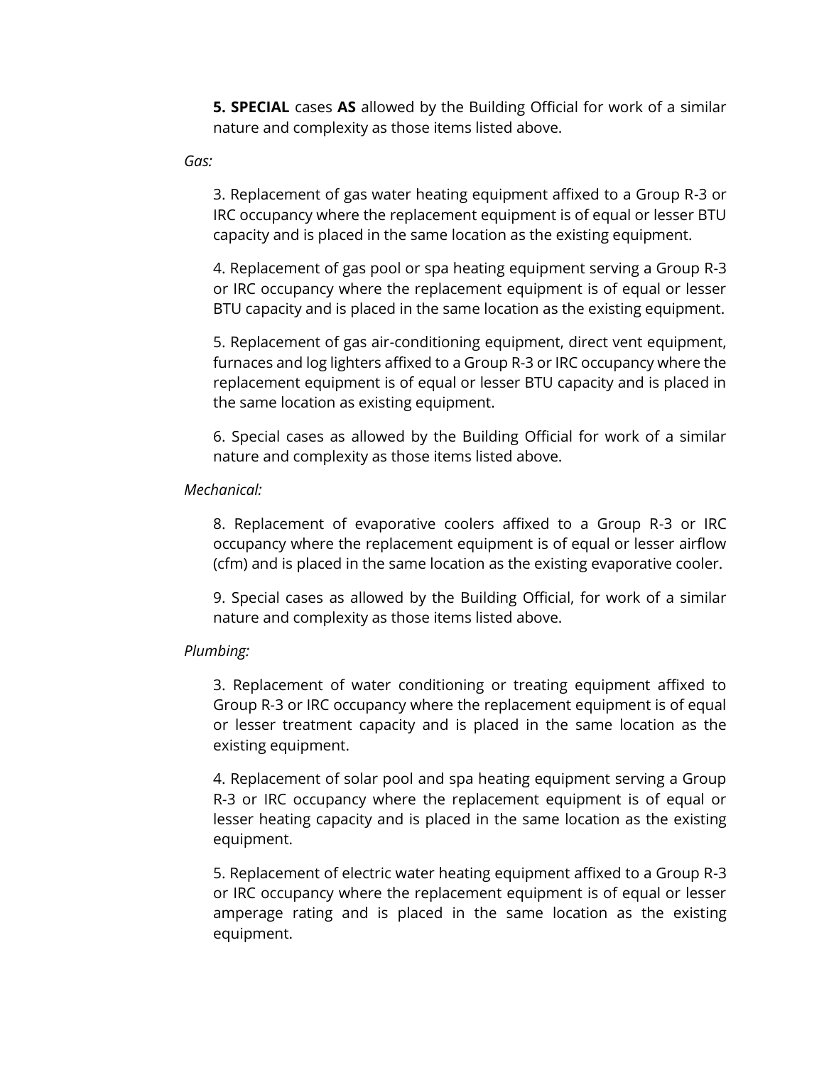**5. SPECIAL** cases **AS** allowed by the Building Official for work of a similar nature and complexity as those items listed above.

*Gas:*

3. Replacement of gas water heating equipment affixed to a Group R-3 or IRC occupancy where the replacement equipment is of equal or lesser BTU capacity and is placed in the same location as the existing equipment.

4. Replacement of gas pool or spa heating equipment serving a Group R-3 or IRC occupancy where the replacement equipment is of equal or lesser BTU capacity and is placed in the same location as the existing equipment.

5. Replacement of gas air-conditioning equipment, direct vent equipment, furnaces and log lighters affixed to a Group R-3 or IRC occupancy where the replacement equipment is of equal or lesser BTU capacity and is placed in the same location as existing equipment.

6. Special cases as allowed by the Building Official for work of a similar nature and complexity as those items listed above.

*Mechanical:*

8. Replacement of evaporative coolers affixed to a Group R-3 or IRC occupancy where the replacement equipment is of equal or lesser airflow (cfm) and is placed in the same location as the existing evaporative cooler.

9. Special cases as allowed by the Building Official, for work of a similar nature and complexity as those items listed above.

*Plumbing:*

3. Replacement of water conditioning or treating equipment affixed to Group R-3 or IRC occupancy where the replacement equipment is of equal or lesser treatment capacity and is placed in the same location as the existing equipment.

4. Replacement of solar pool and spa heating equipment serving a Group R-3 or IRC occupancy where the replacement equipment is of equal or lesser heating capacity and is placed in the same location as the existing equipment.

5. Replacement of electric water heating equipment affixed to a Group R-3 or IRC occupancy where the replacement equipment is of equal or lesser amperage rating and is placed in the same location as the existing equipment.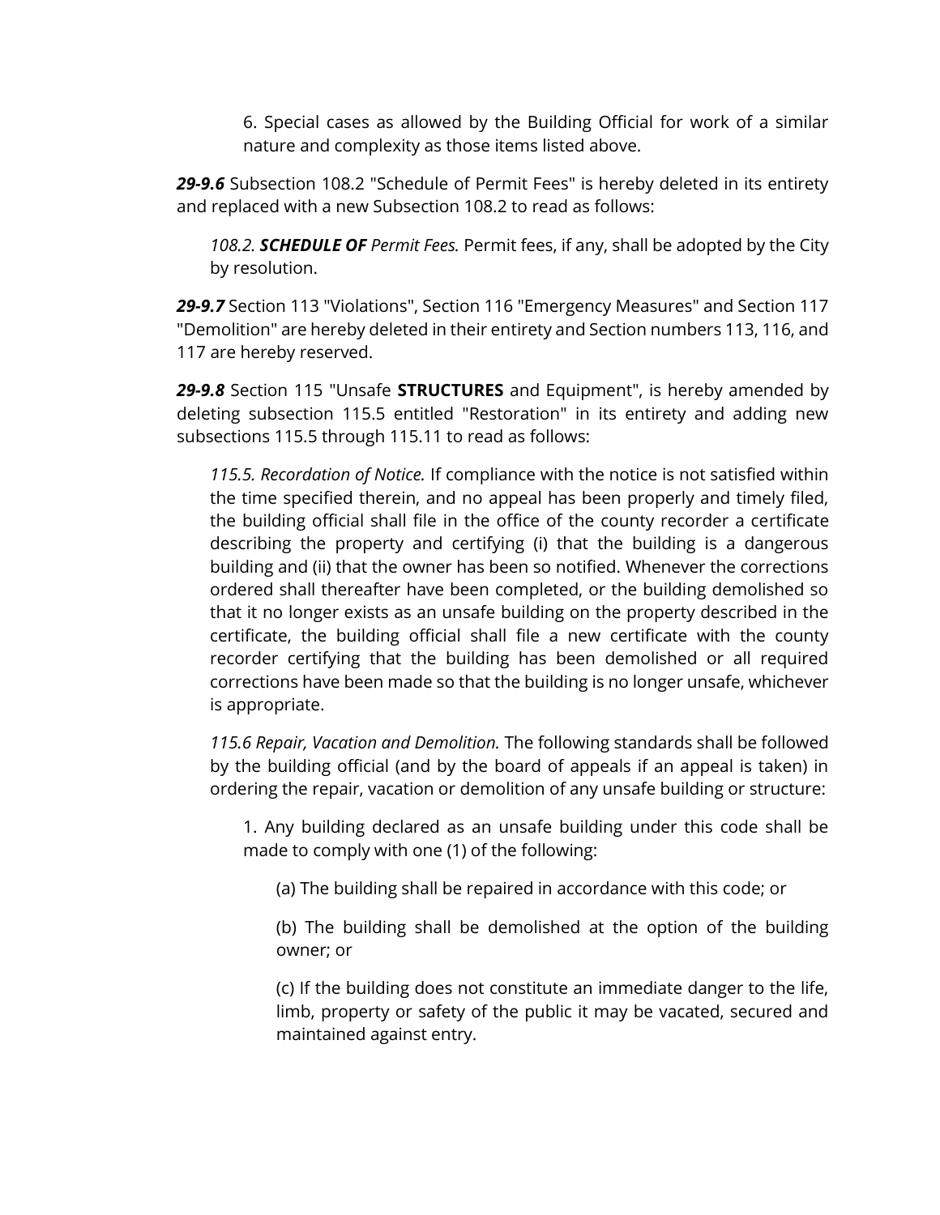6. Special cases as allowed by the Building Official for work of a similar nature and complexity as those items listed above.

***29-9.6*** Subsection 108.2 "Schedule of Permit Fees" is hereby deleted in its entirety and replaced with a new Subsection 108.2 to read as follows:

*108.2. **SCHEDULE OF** Permit Fees.* Permit fees, if any, shall be adopted by the City by resolution.

***29-9.7*** Section 113 "Violations", Section 116 "Emergency Measures" and Section 117 "Demolition" are hereby deleted in their entirety and Section numbers 113, 116, and 117 are hereby reserved.

***29-9.8*** Section 115 "Unsafe **STRUCTURES** and Equipment", is hereby amended by deleting subsection 115.5 entitled "Restoration" in its entirety and adding new subsections 115.5 through 115.11 to read as follows:

*115.5. Recordation of Notice.* If compliance with the notice is not satisfied within the time specified therein, and no appeal has been properly and timely filed, the building official shall file in the office of the county recorder a certificate describing the property and certifying (i) that the building is a dangerous building and (ii) that the owner has been so notified. Whenever the corrections ordered shall thereafter have been completed, or the building demolished so that it no longer exists as an unsafe building on the property described in the certificate, the building official shall file a new certificate with the county recorder certifying that the building has been demolished or all required corrections have been made so that the building is no longer unsafe, whichever is appropriate.

*115.6 Repair, Vacation and Demolition.* The following standards shall be followed by the building official (and by the board of appeals if an appeal is taken) in ordering the repair, vacation or demolition of any unsafe building or structure:

1. Any building declared as an unsafe building under this code shall be made to comply with one (1) of the following:

(a) The building shall be repaired in accordance with this code; or

(b) The building shall be demolished at the option of the building owner; or

(c) If the building does not constitute an immediate danger to the life, limb, property or safety of the public it may be vacated, secured and maintained against entry.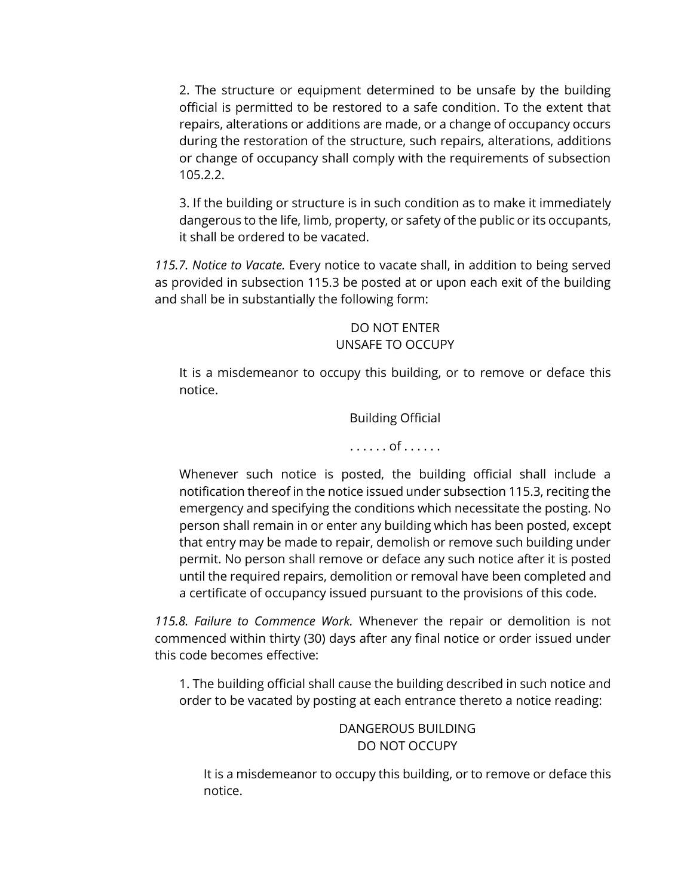2. The structure or equipment determined to be unsafe by the building official is permitted to be restored to a safe condition. To the extent that repairs, alterations or additions are made, or a change of occupancy occurs during the restoration of the structure, such repairs, alterations, additions or change of occupancy shall comply with the requirements of subsection 105.2.2.

3. If the building or structure is in such condition as to make it immediately dangerous to the life, limb, property, or safety of the public or its occupants, it shall be ordered to be vacated.

*115.7. Notice to Vacate.* Every notice to vacate shall, in addition to being served as provided in subsection 115.3 be posted at or upon each exit of the building and shall be in substantially the following form:

DO NOT ENTER
UNSAFE TO OCCUPY

It is a misdemeanor to occupy this building, or to remove or deface this notice.

Building Official

. . . . . . of . . . . . .

Whenever such notice is posted, the building official shall include a notification thereof in the notice issued under subsection 115.3, reciting the emergency and specifying the conditions which necessitate the posting. No person shall remain in or enter any building which has been posted, except that entry may be made to repair, demolish or remove such building under permit. No person shall remove or deface any such notice after it is posted until the required repairs, demolition or removal have been completed and a certificate of occupancy issued pursuant to the provisions of this code.

*115.8. Failure to Commence Work.* Whenever the repair or demolition is not commenced within thirty (30) days after any final notice or order issued under this code becomes effective:

1. The building official shall cause the building described in such notice and order to be vacated by posting at each entrance thereto a notice reading:

DANGEROUS BUILDING
DO NOT OCCUPY

It is a misdemeanor to occupy this building, or to remove or deface this notice.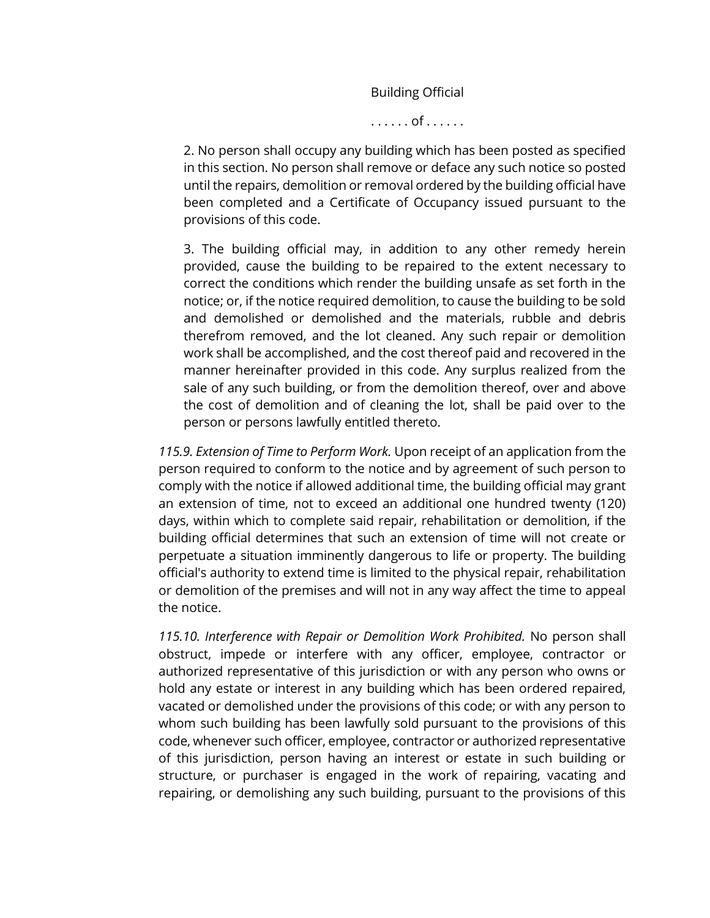Building Official

. . . . . . of . . . . . .

2. No person shall occupy any building which has been posted as specified in this section. No person shall remove or deface any such notice so posted until the repairs, demolition or removal ordered by the building official have been completed and a Certificate of Occupancy issued pursuant to the provisions of this code.

3. The building official may, in addition to any other remedy herein provided, cause the building to be repaired to the extent necessary to correct the conditions which render the building unsafe as set forth in the notice; or, if the notice required demolition, to cause the building to be sold and demolished or demolished and the materials, rubble and debris therefrom removed, and the lot cleaned. Any such repair or demolition work shall be accomplished, and the cost thereof paid and recovered in the manner hereinafter provided in this code. Any surplus realized from the sale of any such building, or from the demolition thereof, over and above the cost of demolition and of cleaning the lot, shall be paid over to the person or persons lawfully entitled thereto.

*115.9. Extension of Time to Perform Work.* Upon receipt of an application from the person required to conform to the notice and by agreement of such person to comply with the notice if allowed additional time, the building official may grant an extension of time, not to exceed an additional one hundred twenty (120) days, within which to complete said repair, rehabilitation or demolition, if the building official determines that such an extension of time will not create or perpetuate a situation imminently dangerous to life or property. The building official's authority to extend time is limited to the physical repair, rehabilitation or demolition of the premises and will not in any way affect the time to appeal the notice.

*115.10. Interference with Repair or Demolition Work Prohibited.* No person shall obstruct, impede or interfere with any officer, employee, contractor or authorized representative of this jurisdiction or with any person who owns or hold any estate or interest in any building which has been ordered repaired, vacated or demolished under the provisions of this code; or with any person to whom such building has been lawfully sold pursuant to the provisions of this code, whenever such officer, employee, contractor or authorized representative of this jurisdiction, person having an interest or estate in such building or structure, or purchaser is engaged in the work of repairing, vacating and repairing, or demolishing any such building, pursuant to the provisions of this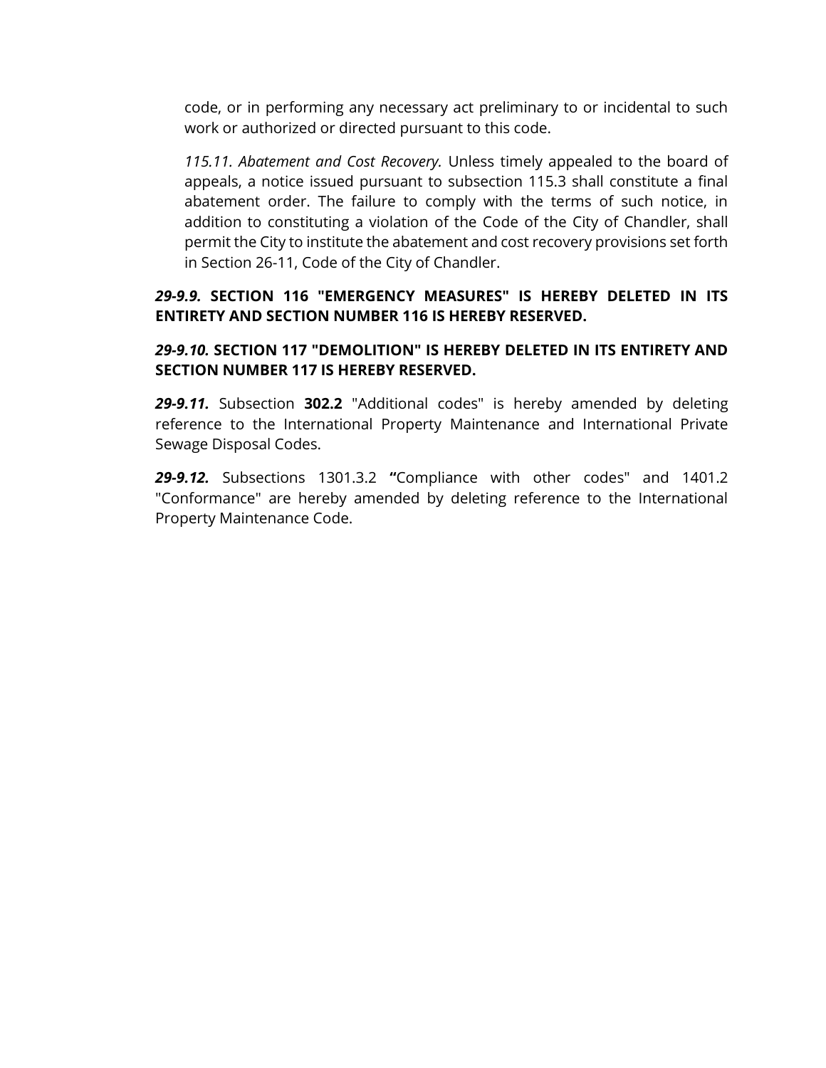code, or in performing any necessary act preliminary to or incidental to such work or authorized or directed pursuant to this code.

*115.11. Abatement and Cost Recovery.* Unless timely appealed to the board of appeals, a notice issued pursuant to subsection 115.3 shall constitute a final abatement order. The failure to comply with the terms of such notice, in addition to constituting a violation of the Code of the City of Chandler, shall permit the City to institute the abatement and cost recovery provisions set forth in Section 26-11, Code of the City of Chandler.

***29-9.9.*** **SECTION 116 "EMERGENCY MEASURES" IS HEREBY DELETED IN ITS ENTIRETY AND SECTION NUMBER 116 IS HEREBY RESERVED.**

***29-9.10.*** **SECTION 117 "DEMOLITION" IS HEREBY DELETED IN ITS ENTIRETY AND SECTION NUMBER 117 IS HEREBY RESERVED.**

***29-9.11.*** Subsection **302.2** "Additional codes" is hereby amended by deleting reference to the International Property Maintenance and International Private Sewage Disposal Codes.

***29-9.12.*** Subsections 1301.3.2 **"**Compliance with other codes" and 1401.2 "Conformance" are hereby amended by deleting reference to the International Property Maintenance Code.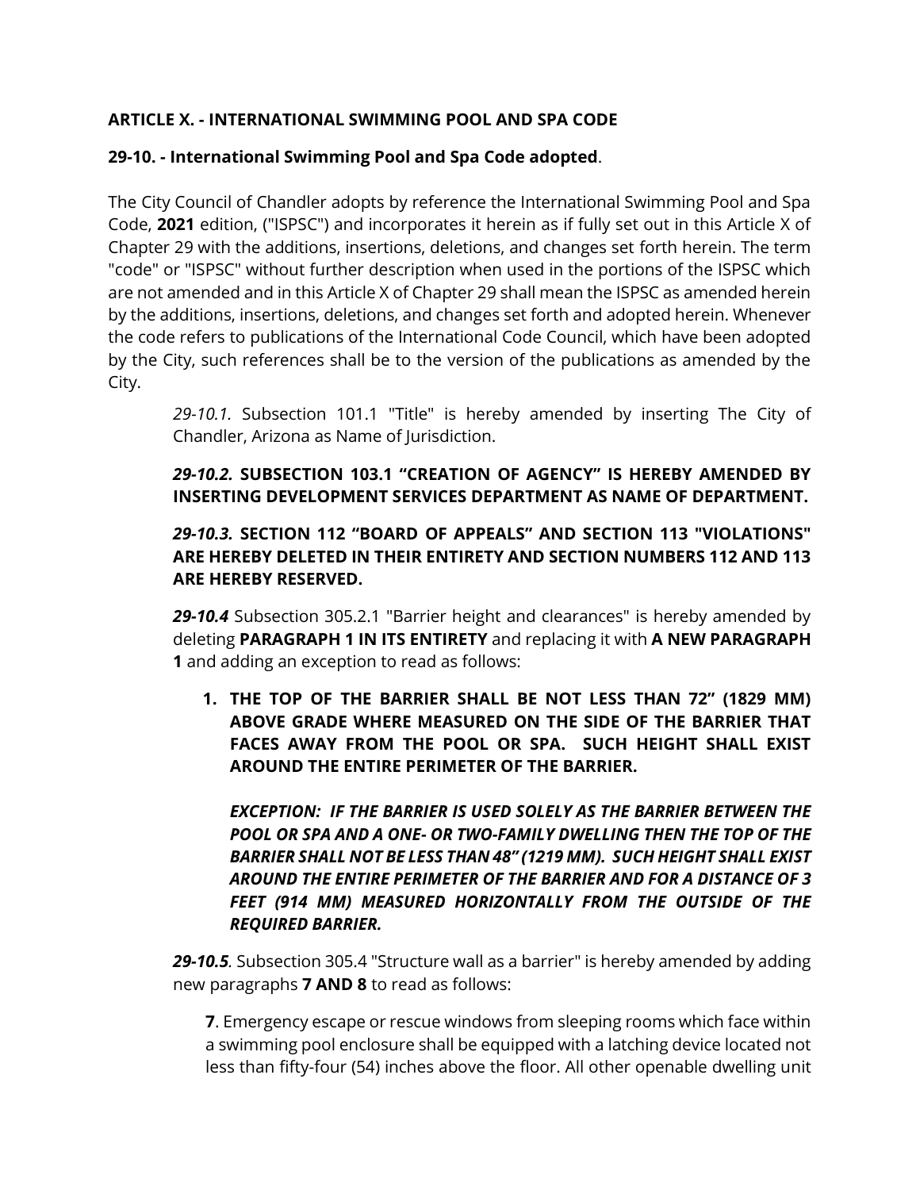**ARTICLE X. - INTERNATIONAL SWIMMING POOL AND SPA CODE**

**29-10. - International Swimming Pool and Spa Code adopted**.

The City Council of Chandler adopts by reference the International Swimming Pool and Spa Code, **2021** edition, ("ISPSC") and incorporates it herein as if fully set out in this Article X of Chapter 29 with the additions, insertions, deletions, and changes set forth herein. The term "code" or "ISPSC" without further description when used in the portions of the ISPSC which are not amended and in this Article X of Chapter 29 shall mean the ISPSC as amended herein by the additions, insertions, deletions, and changes set forth and adopted herein. Whenever the code refers to publications of the International Code Council, which have been adopted by the City, such references shall be to the version of the publications as amended by the City.

> *29-10.1.* Subsection 101.1 "Title" is hereby amended by inserting The City of Chandler, Arizona as Name of Jurisdiction.
>
> ***29-10.2.* SUBSECTION 103.1 "CREATION OF AGENCY" IS HEREBY AMENDED BY INSERTING DEVELOPMENT SERVICES DEPARTMENT AS NAME OF DEPARTMENT.**
>
> ***29-10.3.* SECTION 112 "BOARD OF APPEALS" AND SECTION 113 "VIOLATIONS" ARE HEREBY DELETED IN THEIR ENTIRETY AND SECTION NUMBERS 112 AND 113 ARE HEREBY RESERVED.**
>
> ***29-10.4*** Subsection 305.2.1 "Barrier height and clearances" is hereby amended by deleting **PARAGRAPH 1 IN ITS ENTIRETY** and replacing it with **A NEW PARAGRAPH 1** and adding an exception to read as follows:
>
> 1. **THE TOP OF THE BARRIER SHALL BE NOT LESS THAN 72" (1829 MM) ABOVE GRADE WHERE MEASURED ON THE SIDE OF THE BARRIER THAT FACES AWAY FROM THE POOL OR SPA. SUCH HEIGHT SHALL EXIST AROUND THE ENTIRE PERIMETER OF THE BARRIER.**
>
>    ***EXCEPTION: IF THE BARRIER IS USED SOLELY AS THE BARRIER BETWEEN THE POOL OR SPA AND A ONE- OR TWO-FAMILY DWELLING THEN THE TOP OF THE BARRIER SHALL NOT BE LESS THAN 48" (1219 MM). SUCH HEIGHT SHALL EXIST AROUND THE ENTIRE PERIMETER OF THE BARRIER AND FOR A DISTANCE OF 3 FEET (914 MM) MEASURED HORIZONTALLY FROM THE OUTSIDE OF THE REQUIRED BARRIER.***
>
> ***29-10.5*.** Subsection 305.4 "Structure wall as a barrier" is hereby amended by adding new paragraphs **7 AND 8** to read as follows:
>
> **7**. Emergency escape or rescue windows from sleeping rooms which face within a swimming pool enclosure shall be equipped with a latching device located not less than fifty-four (54) inches above the floor. All other openable dwelling unit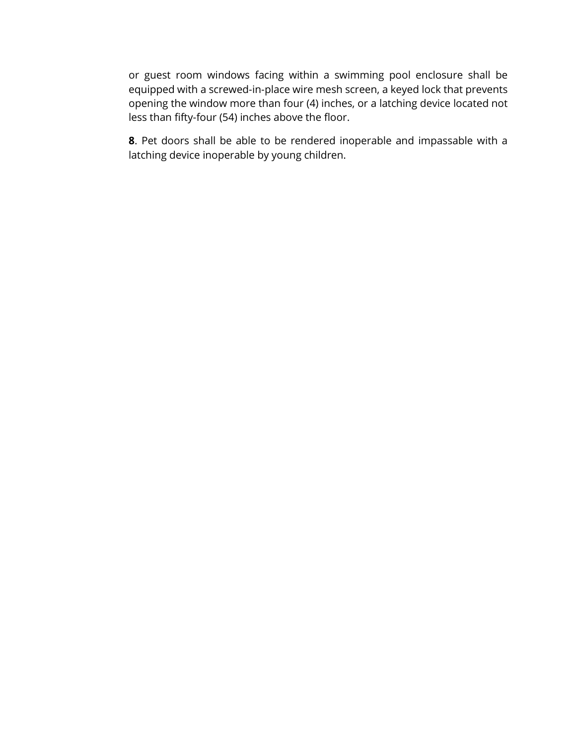or guest room windows facing within a swimming pool enclosure shall be equipped with a screwed-in-place wire mesh screen, a keyed lock that prevents opening the window more than four (4) inches, or a latching device located not less than fifty-four (54) inches above the floor.

**8**. Pet doors shall be able to be rendered inoperable and impassable with a latching device inoperable by young children.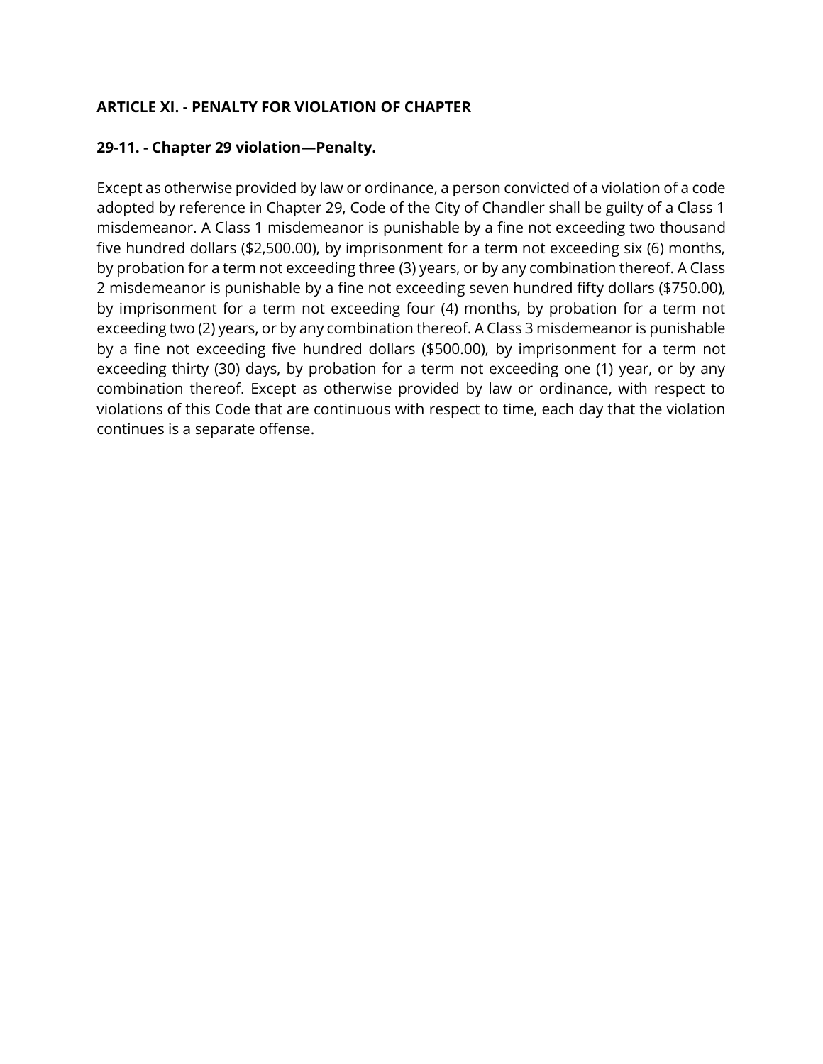## ARTICLE XI. - PENALTY FOR VIOLATION OF CHAPTER

### 29-11. - Chapter 29 violation—Penalty.

Except as otherwise provided by law or ordinance, a person convicted of a violation of a code adopted by reference in Chapter 29, Code of the City of Chandler shall be guilty of a Class 1 misdemeanor. A Class 1 misdemeanor is punishable by a fine not exceeding two thousand five hundred dollars ($2,500.00), by imprisonment for a term not exceeding six (6) months, by probation for a term not exceeding three (3) years, or by any combination thereof. A Class 2 misdemeanor is punishable by a fine not exceeding seven hundred fifty dollars ($750.00), by imprisonment for a term not exceeding four (4) months, by probation for a term not exceeding two (2) years, or by any combination thereof. A Class 3 misdemeanor is punishable by a fine not exceeding five hundred dollars ($500.00), by imprisonment for a term not exceeding thirty (30) days, by probation for a term not exceeding one (1) year, or by any combination thereof. Except as otherwise provided by law or ordinance, with respect to violations of this Code that are continuous with respect to time, each day that the violation continues is a separate offense.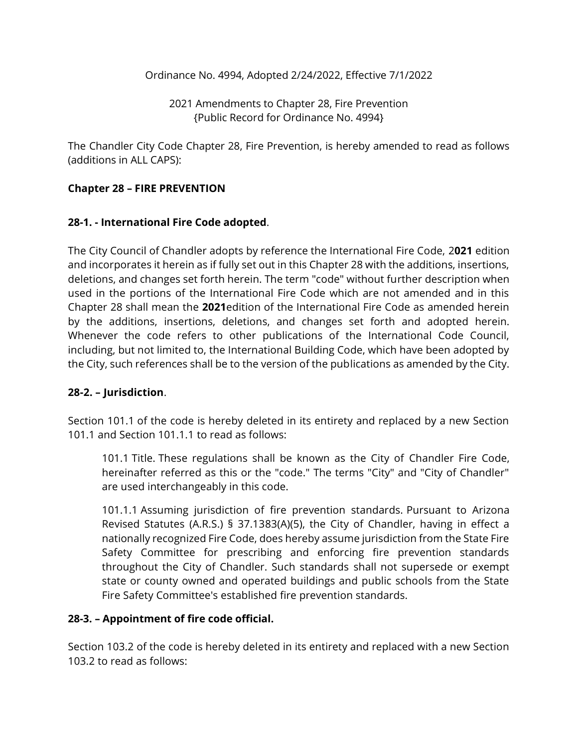Ordinance No. 4994, Adopted 2/24/2022, Effective 7/1/2022

2021 Amendments to Chapter 28, Fire Prevention
{Public Record for Ordinance No. 4994}

The Chandler City Code Chapter 28, Fire Prevention, is hereby amended to read as follows (additions in ALL CAPS):

**Chapter 28 – FIRE PREVENTION**

**28-1. - International Fire Code adopted**.

The City Council of Chandler adopts by reference the International Fire Code, 2**021** edition and incorporates it herein as if fully set out in this Chapter 28 with the additions, insertions, deletions, and changes set forth herein. The term "code" without further description when used in the portions of the International Fire Code which are not amended and in this Chapter 28 shall mean the **2021**edition of the International Fire Code as amended herein by the additions, insertions, deletions, and changes set forth and adopted herein. Whenever the code refers to other publications of the International Code Council, including, but not limited to, the International Building Code, which have been adopted by the City, such references shall be to the version of the publications as amended by the City.

**28-2. – Jurisdiction**.

Section 101.1 of the code is hereby deleted in its entirety and replaced by a new Section 101.1 and Section 101.1.1 to read as follows:

> 101.1 Title. These regulations shall be known as the City of Chandler Fire Code, hereinafter referred as this or the "code." The terms "City" and "City of Chandler" are used interchangeably in this code.
>
> 101.1.1 Assuming jurisdiction of fire prevention standards. Pursuant to Arizona Revised Statutes (A.R.S.) § 37.1383(A)(5), the City of Chandler, having in effect a nationally recognized Fire Code, does hereby assume jurisdiction from the State Fire Safety Committee for prescribing and enforcing fire prevention standards throughout the City of Chandler. Such standards shall not supersede or exempt state or county owned and operated buildings and public schools from the State Fire Safety Committee's established fire prevention standards.

**28-3. – Appointment of fire code official.**

Section 103.2 of the code is hereby deleted in its entirety and replaced with a new Section 103.2 to read as follows: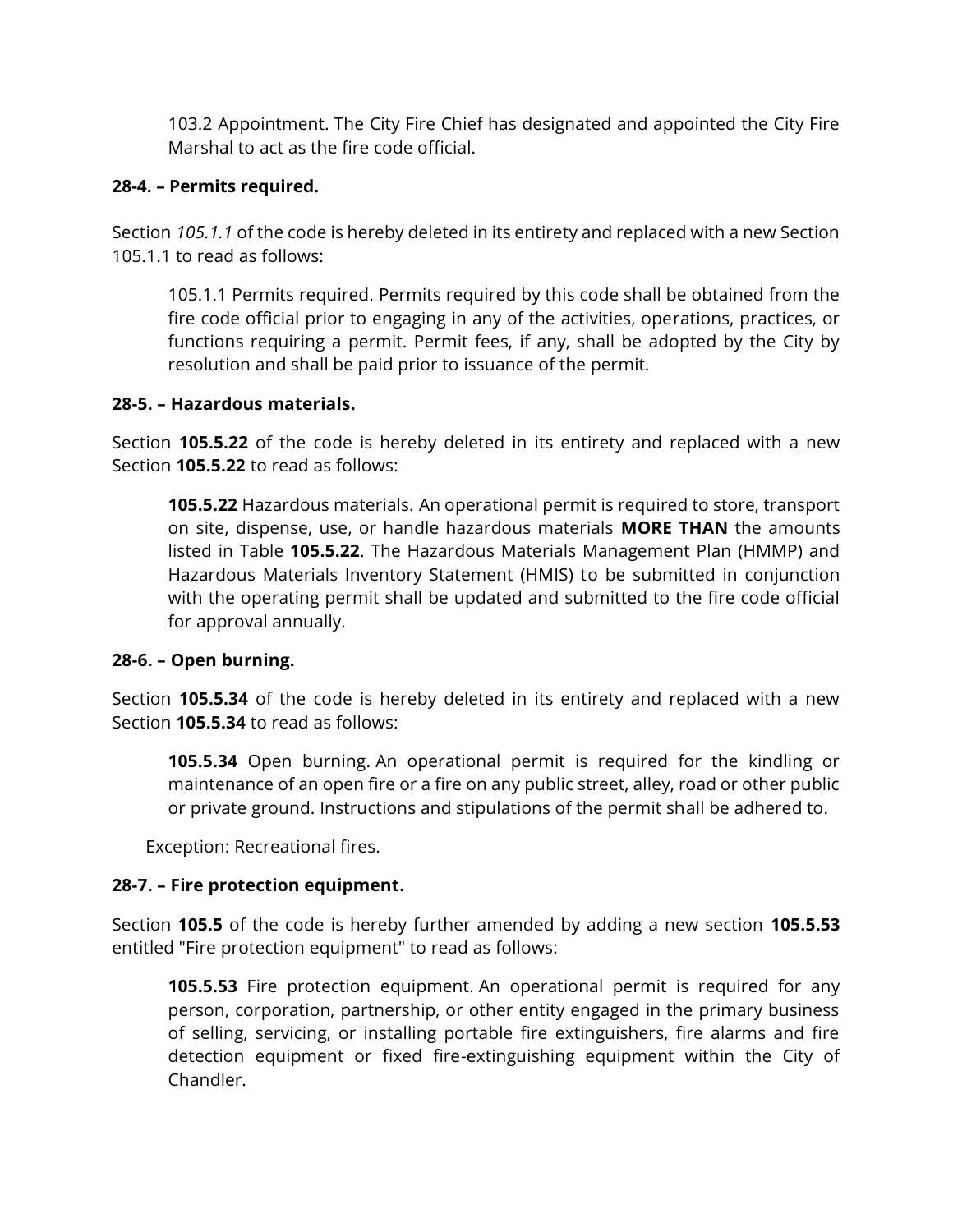103.2 Appointment. The City Fire Chief has designated and appointed the City Fire Marshal to act as the fire code official.

**28-4. – Permits required.**

Section *105.1.1* of the code is hereby deleted in its entirety and replaced with a new Section 105.1.1 to read as follows:

105.1.1 Permits required. Permits required by this code shall be obtained from the fire code official prior to engaging in any of the activities, operations, practices, or functions requiring a permit. Permit fees, if any, shall be adopted by the City by resolution and shall be paid prior to issuance of the permit.

**28-5. – Hazardous materials.**

Section **105.5.22** of the code is hereby deleted in its entirety and replaced with a new Section **105.5.22** to read as follows:

**105.5.22** Hazardous materials. An operational permit is required to store, transport on site, dispense, use, or handle hazardous materials **MORE THAN** the amounts listed in Table **105.5.22**. The Hazardous Materials Management Plan (HMMP) and Hazardous Materials Inventory Statement (HMIS) to be submitted in conjunction with the operating permit shall be updated and submitted to the fire code official for approval annually.

**28-6. – Open burning.**

Section **105.5.34** of the code is hereby deleted in its entirety and replaced with a new Section **105.5.34** to read as follows:

**105.5.34** Open burning. An operational permit is required for the kindling or maintenance of an open fire or a fire on any public street, alley, road or other public or private ground. Instructions and stipulations of the permit shall be adhered to.

Exception: Recreational fires.

**28-7. – Fire protection equipment.**

Section **105.5** of the code is hereby further amended by adding a new section **105.5.53** entitled "Fire protection equipment" to read as follows:

**105.5.53** Fire protection equipment. An operational permit is required for any person, corporation, partnership, or other entity engaged in the primary business of selling, servicing, or installing portable fire extinguishers, fire alarms and fire detection equipment or fixed fire-extinguishing equipment within the City of Chandler.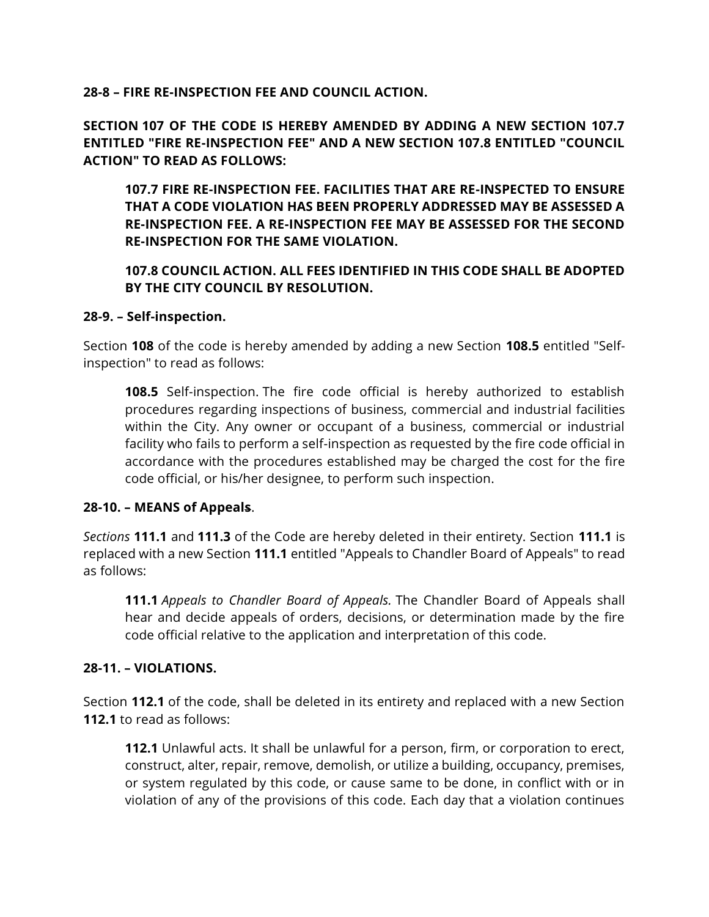**28-8 – FIRE RE-INSPECTION FEE AND COUNCIL ACTION.**

**SECTION 107 OF THE CODE IS HEREBY AMENDED BY ADDING A NEW SECTION 107.7 ENTITLED "FIRE RE-INSPECTION FEE" AND A NEW SECTION 107.8 ENTITLED "COUNCIL ACTION" TO READ AS FOLLOWS:**

> **107.7 FIRE RE-INSPECTION FEE. FACILITIES THAT ARE RE-INSPECTED TO ENSURE THAT A CODE VIOLATION HAS BEEN PROPERLY ADDRESSED MAY BE ASSESSED A RE-INSPECTION FEE. A RE-INSPECTION FEE MAY BE ASSESSED FOR THE SECOND RE-INSPECTION FOR THE SAME VIOLATION.**
>
> **107.8 COUNCIL ACTION. ALL FEES IDENTIFIED IN THIS CODE SHALL BE ADOPTED BY THE CITY COUNCIL BY RESOLUTION.**

**28-9. – Self-inspection.**

Section **108** of the code is hereby amended by adding a new Section **108.5** entitled "Self-inspection" to read as follows:

> **108.5** Self-inspection. The fire code official is hereby authorized to establish procedures regarding inspections of business, commercial and industrial facilities within the City. Any owner or occupant of a business, commercial or industrial facility who fails to perform a self-inspection as requested by the fire code official in accordance with the procedures established may be charged the cost for the fire code official, or his/her designee, to perform such inspection.

**28-10. – MEANS of Appeals**.

*Sections* **111.1** and **111.3** of the Code are hereby deleted in their entirety. Section **111.1** is replaced with a new Section **111.1** entitled "Appeals to Chandler Board of Appeals" to read as follows:

> **111.1** *Appeals to Chandler Board of Appeals.* The Chandler Board of Appeals shall hear and decide appeals of orders, decisions, or determination made by the fire code official relative to the application and interpretation of this code.

**28-11. – VIOLATIONS.**

Section **112.1** of the code, shall be deleted in its entirety and replaced with a new Section **112.1** to read as follows:

> **112.1** Unlawful acts. It shall be unlawful for a person, firm, or corporation to erect, construct, alter, repair, remove, demolish, or utilize a building, occupancy, premises, or system regulated by this code, or cause same to be done, in conflict with or in violation of any of the provisions of this code. Each day that a violation continues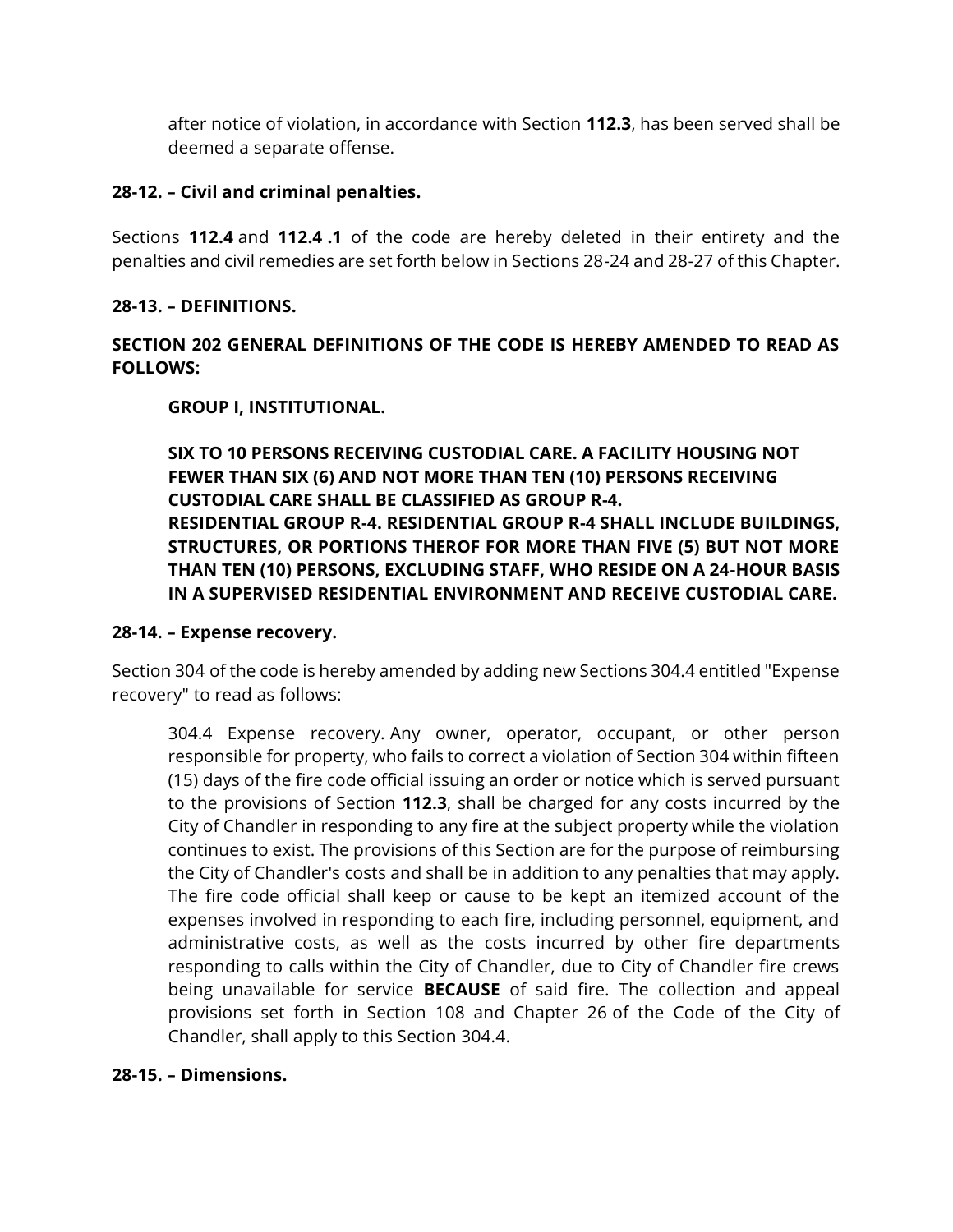after notice of violation, in accordance with Section **112.3**, has been served shall be deemed a separate offense.

**28-12. – Civil and criminal penalties.**

Sections **112.4** and **112.4 .1** of the code are hereby deleted in their entirety and the penalties and civil remedies are set forth below in Sections 28-24 and 28-27 of this Chapter.

**28-13. – DEFINITIONS.**

**SECTION 202 GENERAL DEFINITIONS OF THE CODE IS HEREBY AMENDED TO READ AS FOLLOWS:**

**GROUP I, INSTITUTIONAL.**

**SIX TO 10 PERSONS RECEIVING CUSTODIAL CARE. A FACILITY HOUSING NOT FEWER THAN SIX (6) AND NOT MORE THAN TEN (10) PERSONS RECEIVING CUSTODIAL CARE SHALL BE CLASSIFIED AS GROUP R-4.**
**RESIDENTIAL GROUP R-4. RESIDENTIAL GROUP R-4 SHALL INCLUDE BUILDINGS, STRUCTURES, OR PORTIONS THEROF FOR MORE THAN FIVE (5) BUT NOT MORE THAN TEN (10) PERSONS, EXCLUDING STAFF, WHO RESIDE ON A 24-HOUR BASIS IN A SUPERVISED RESIDENTIAL ENVIRONMENT AND RECEIVE CUSTODIAL CARE.**

**28-14. – Expense recovery.**

Section 304 of the code is hereby amended by adding new Sections 304.4 entitled "Expense recovery" to read as follows:

304.4 Expense recovery. Any owner, operator, occupant, or other person responsible for property, who fails to correct a violation of Section 304 within fifteen (15) days of the fire code official issuing an order or notice which is served pursuant to the provisions of Section **112.3**, shall be charged for any costs incurred by the City of Chandler in responding to any fire at the subject property while the violation continues to exist. The provisions of this Section are for the purpose of reimbursing the City of Chandler's costs and shall be in addition to any penalties that may apply. The fire code official shall keep or cause to be kept an itemized account of the expenses involved in responding to each fire, including personnel, equipment, and administrative costs, as well as the costs incurred by other fire departments responding to calls within the City of Chandler, due to City of Chandler fire crews being unavailable for service **BECAUSE** of said fire. The collection and appeal provisions set forth in Section 108 and Chapter 26 of the Code of the City of Chandler, shall apply to this Section 304.4.

**28-15. – Dimensions.**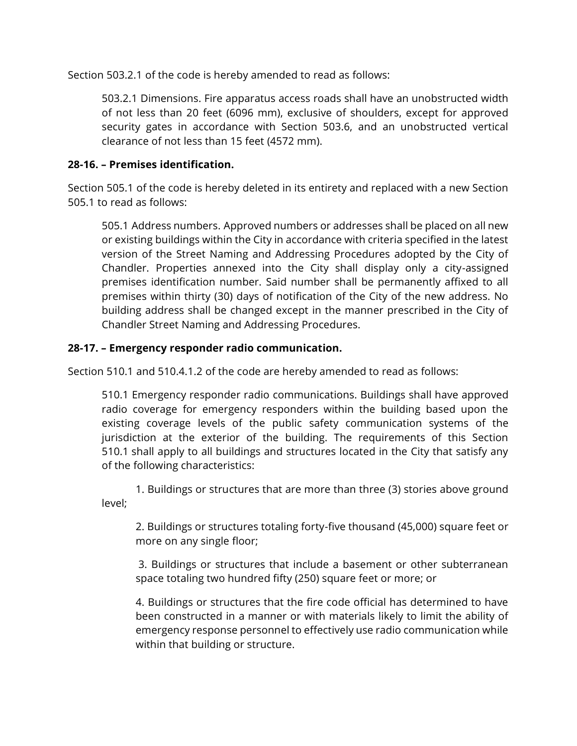Section 503.2.1 of the code is hereby amended to read as follows:

> 503.2.1 Dimensions. Fire apparatus access roads shall have an unobstructed width of not less than 20 feet (6096 mm), exclusive of shoulders, except for approved security gates in accordance with Section 503.6, and an unobstructed vertical clearance of not less than 15 feet (4572 mm).

**28-16. – Premises identification.**

Section 505.1 of the code is hereby deleted in its entirety and replaced with a new Section 505.1 to read as follows:

> 505.1 Address numbers. Approved numbers or addresses shall be placed on all new or existing buildings within the City in accordance with criteria specified in the latest version of the Street Naming and Addressing Procedures adopted by the City of Chandler. Properties annexed into the City shall display only a city-assigned premises identification number. Said number shall be permanently affixed to all premises within thirty (30) days of notification of the City of the new address. No building address shall be changed except in the manner prescribed in the City of Chandler Street Naming and Addressing Procedures.

**28-17. – Emergency responder radio communication.**

Section 510.1 and 510.4.1.2 of the code are hereby amended to read as follows:

> 510.1 Emergency responder radio communications. Buildings shall have approved radio coverage for emergency responders within the building based upon the existing coverage levels of the public safety communication systems of the jurisdiction at the exterior of the building. The requirements of this Section 510.1 shall apply to all buildings and structures located in the City that satisfy any of the following characteristics:
>
> 1. Buildings or structures that are more than three (3) stories above ground level;
>
> 2. Buildings or structures totaling forty-five thousand (45,000) square feet or more on any single floor;
>
> 3. Buildings or structures that include a basement or other subterranean space totaling two hundred fifty (250) square feet or more; or
>
> 4. Buildings or structures that the fire code official has determined to have been constructed in a manner or with materials likely to limit the ability of emergency response personnel to effectively use radio communication while within that building or structure.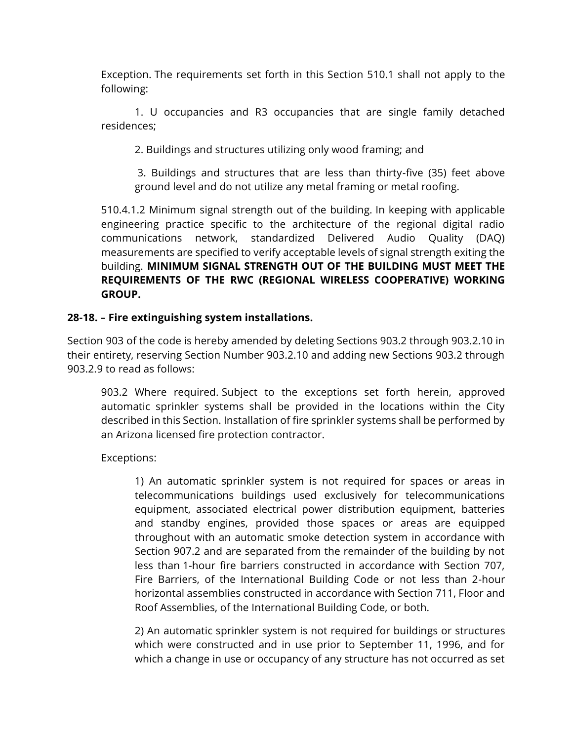Exception. The requirements set forth in this Section 510.1 shall not apply to the following:

1. U occupancies and R3 occupancies that are single family detached residences;

2. Buildings and structures utilizing only wood framing; and

3. Buildings and structures that are less than thirty-five (35) feet above ground level and do not utilize any metal framing or metal roofing.

510.4.1.2 Minimum signal strength out of the building. In keeping with applicable engineering practice specific to the architecture of the regional digital radio communications network, standardized Delivered Audio Quality (DAQ) measurements are specified to verify acceptable levels of signal strength exiting the building. **MINIMUM SIGNAL STRENGTH OUT OF THE BUILDING MUST MEET THE REQUIREMENTS OF THE RWC (REGIONAL WIRELESS COOPERATIVE) WORKING GROUP.**

**28-18. – Fire extinguishing system installations.**

Section 903 of the code is hereby amended by deleting Sections 903.2 through 903.2.10 in their entirety, reserving Section Number 903.2.10 and adding new Sections 903.2 through 903.2.9 to read as follows:

903.2 Where required. Subject to the exceptions set forth herein, approved automatic sprinkler systems shall be provided in the locations within the City described in this Section. Installation of fire sprinkler systems shall be performed by an Arizona licensed fire protection contractor.

Exceptions:

1) An automatic sprinkler system is not required for spaces or areas in telecommunications buildings used exclusively for telecommunications equipment, associated electrical power distribution equipment, batteries and standby engines, provided those spaces or areas are equipped throughout with an automatic smoke detection system in accordance with Section 907.2 and are separated from the remainder of the building by not less than 1-hour fire barriers constructed in accordance with Section 707, Fire Barriers, of the International Building Code or not less than 2-hour horizontal assemblies constructed in accordance with Section 711, Floor and Roof Assemblies, of the International Building Code, or both.

2) An automatic sprinkler system is not required for buildings or structures which were constructed and in use prior to September 11, 1996, and for which a change in use or occupancy of any structure has not occurred as set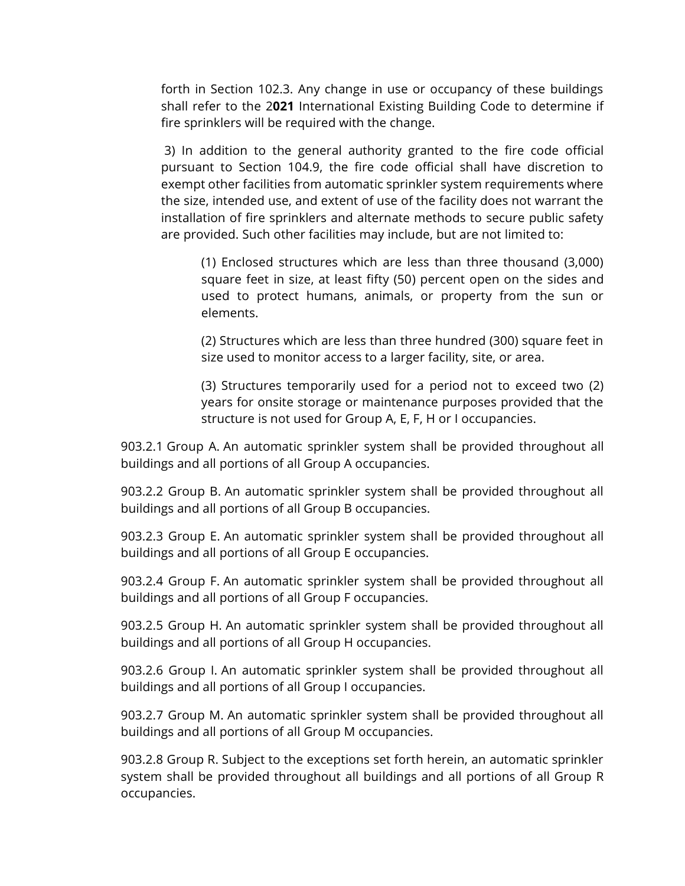forth in Section 102.3. Any change in use or occupancy of these buildings shall refer to the 2**021** International Existing Building Code to determine if fire sprinklers will be required with the change.

3) In addition to the general authority granted to the fire code official pursuant to Section 104.9, the fire code official shall have discretion to exempt other facilities from automatic sprinkler system requirements where the size, intended use, and extent of use of the facility does not warrant the installation of fire sprinklers and alternate methods to secure public safety are provided. Such other facilities may include, but are not limited to:

(1) Enclosed structures which are less than three thousand (3,000) square feet in size, at least fifty (50) percent open on the sides and used to protect humans, animals, or property from the sun or elements.

(2) Structures which are less than three hundred (300) square feet in size used to monitor access to a larger facility, site, or area.

(3) Structures temporarily used for a period not to exceed two (2) years for onsite storage or maintenance purposes provided that the structure is not used for Group A, E, F, H or I occupancies.

903.2.1 Group A. An automatic sprinkler system shall be provided throughout all buildings and all portions of all Group A occupancies.

903.2.2 Group B. An automatic sprinkler system shall be provided throughout all buildings and all portions of all Group B occupancies.

903.2.3 Group E. An automatic sprinkler system shall be provided throughout all buildings and all portions of all Group E occupancies.

903.2.4 Group F. An automatic sprinkler system shall be provided throughout all buildings and all portions of all Group F occupancies.

903.2.5 Group H. An automatic sprinkler system shall be provided throughout all buildings and all portions of all Group H occupancies.

903.2.6 Group I. An automatic sprinkler system shall be provided throughout all buildings and all portions of all Group I occupancies.

903.2.7 Group M. An automatic sprinkler system shall be provided throughout all buildings and all portions of all Group M occupancies.

903.2.8 Group R. Subject to the exceptions set forth herein, an automatic sprinkler system shall be provided throughout all buildings and all portions of all Group R occupancies.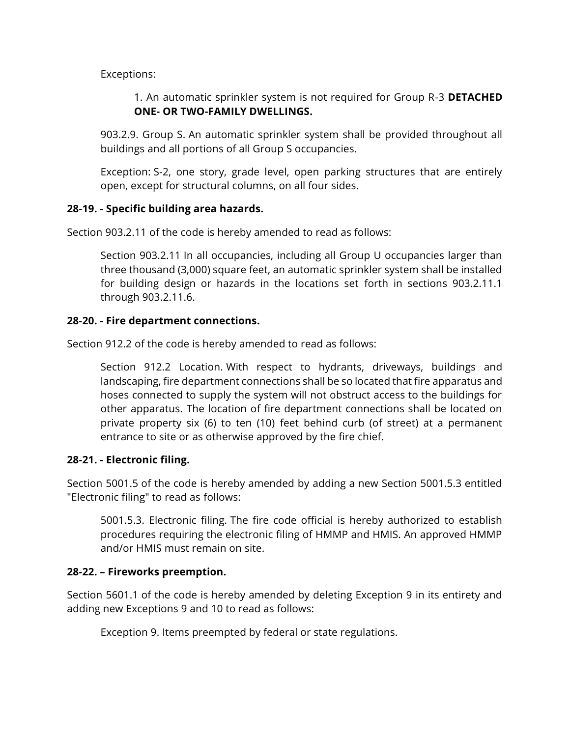Exceptions:

1. An automatic sprinkler system is not required for Group R-3 **DETACHED ONE- OR TWO-FAMILY DWELLINGS.**

903.2.9. Group S. An automatic sprinkler system shall be provided throughout all buildings and all portions of all Group S occupancies.

Exception: S-2, one story, grade level, open parking structures that are entirely open, except for structural columns, on all four sides.

**28-19. - Specific building area hazards.**

Section 903.2.11 of the code is hereby amended to read as follows:

Section 903.2.11 In all occupancies, including all Group U occupancies larger than three thousand (3,000) square feet, an automatic sprinkler system shall be installed for building design or hazards in the locations set forth in sections 903.2.11.1 through 903.2.11.6.

**28-20. - Fire department connections.**

Section 912.2 of the code is hereby amended to read as follows:

Section 912.2 Location. With respect to hydrants, driveways, buildings and landscaping, fire department connections shall be so located that fire apparatus and hoses connected to supply the system will not obstruct access to the buildings for other apparatus. The location of fire department connections shall be located on private property six (6) to ten (10) feet behind curb (of street) at a permanent entrance to site or as otherwise approved by the fire chief.

**28-21. - Electronic filing.**

Section 5001.5 of the code is hereby amended by adding a new Section 5001.5.3 entitled "Electronic filing" to read as follows:

5001.5.3. Electronic filing. The fire code official is hereby authorized to establish procedures requiring the electronic filing of HMMP and HMIS. An approved HMMP and/or HMIS must remain on site.

**28-22. – Fireworks preemption.**

Section 5601.1 of the code is hereby amended by deleting Exception 9 in its entirety and adding new Exceptions 9 and 10 to read as follows:

Exception 9. Items preempted by federal or state regulations.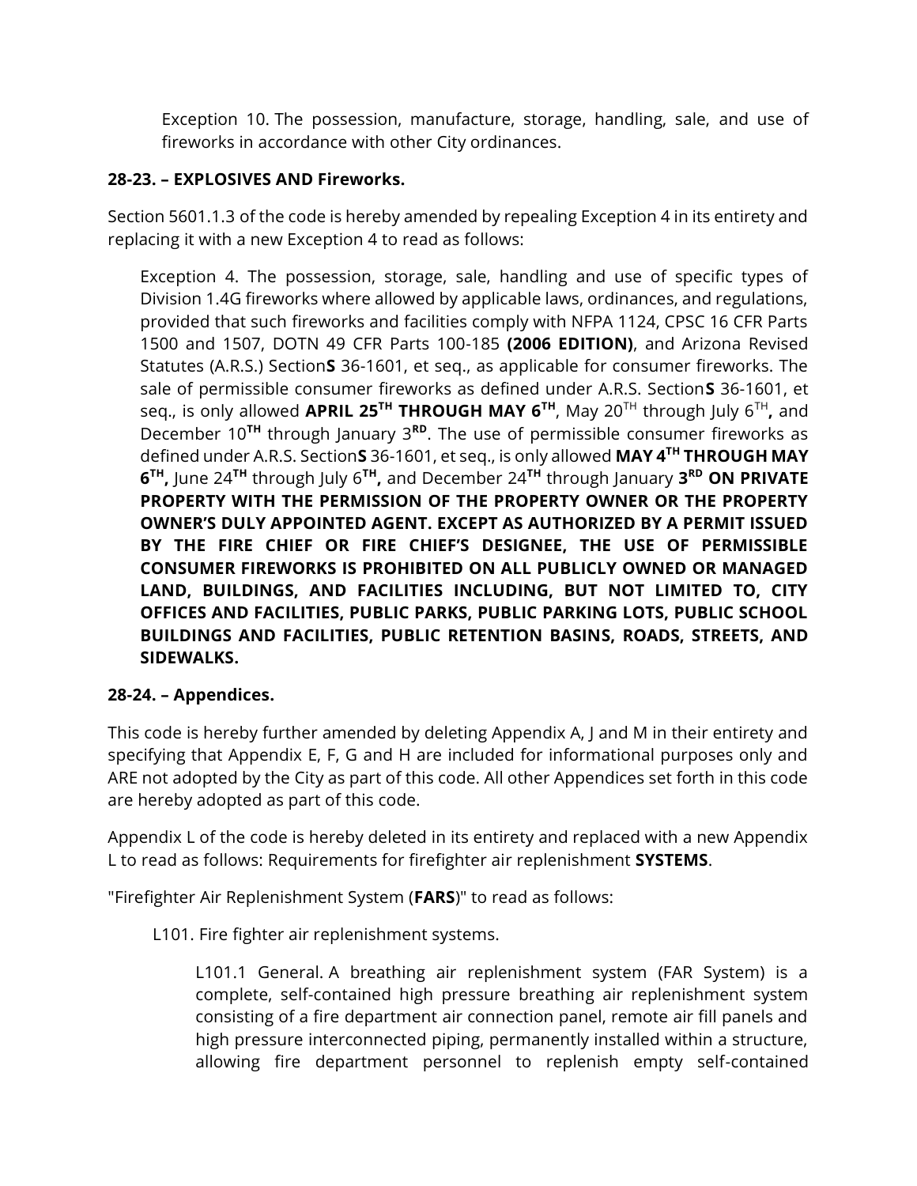Exception 10. The possession, manufacture, storage, handling, sale, and use of fireworks in accordance with other City ordinances.

**28-23. – EXPLOSIVES AND Fireworks.**

Section 5601.1.3 of the code is hereby amended by repealing Exception 4 in its entirety and replacing it with a new Exception 4 to read as follows:

Exception 4. The possession, storage, sale, handling and use of specific types of Division 1.4G fireworks where allowed by applicable laws, ordinances, and regulations, provided that such fireworks and facilities comply with NFPA 1124, CPSC 16 CFR Parts 1500 and 1507, DOTN 49 CFR Parts 100-185 **(2006 EDITION)**, and Arizona Revised Statutes (A.R.S.) Section**S** 36-1601, et seq., as applicable for consumer fireworks. The sale of permissible consumer fireworks as defined under A.R.S. Section**S** 36-1601, et seq., is only allowed **APRIL 25TH THROUGH MAY 6TH**, May 20TH through July 6TH**,** and December 10**TH** through January 3**RD**. The use of permissible consumer fireworks as defined under A.R.S. Section**S** 36-1601, et seq., is only allowed **MAY 4TH THROUGH MAY 6TH,** June 24**TH** through July 6**TH,** and December 24**TH** through January **3RD ON PRIVATE PROPERTY WITH THE PERMISSION OF THE PROPERTY OWNER OR THE PROPERTY OWNER'S DULY APPOINTED AGENT. EXCEPT AS AUTHORIZED BY A PERMIT ISSUED BY THE FIRE CHIEF OR FIRE CHIEF'S DESIGNEE, THE USE OF PERMISSIBLE CONSUMER FIREWORKS IS PROHIBITED ON ALL PUBLICLY OWNED OR MANAGED LAND, BUILDINGS, AND FACILITIES INCLUDING, BUT NOT LIMITED TO, CITY OFFICES AND FACILITIES, PUBLIC PARKS, PUBLIC PARKING LOTS, PUBLIC SCHOOL BUILDINGS AND FACILITIES, PUBLIC RETENTION BASINS, ROADS, STREETS, AND SIDEWALKS.**

**28-24. – Appendices.**

This code is hereby further amended by deleting Appendix A, J and M in their entirety and specifying that Appendix E, F, G and H are included for informational purposes only and ARE not adopted by the City as part of this code. All other Appendices set forth in this code are hereby adopted as part of this code.

Appendix L of the code is hereby deleted in its entirety and replaced with a new Appendix L to read as follows: Requirements for firefighter air replenishment **SYSTEMS**.

"Firefighter Air Replenishment System (**FARS**)" to read as follows:

L101. Fire fighter air replenishment systems.

L101.1 General. A breathing air replenishment system (FAR System) is a complete, self-contained high pressure breathing air replenishment system consisting of a fire department air connection panel, remote air fill panels and high pressure interconnected piping, permanently installed within a structure, allowing fire department personnel to replenish empty self-contained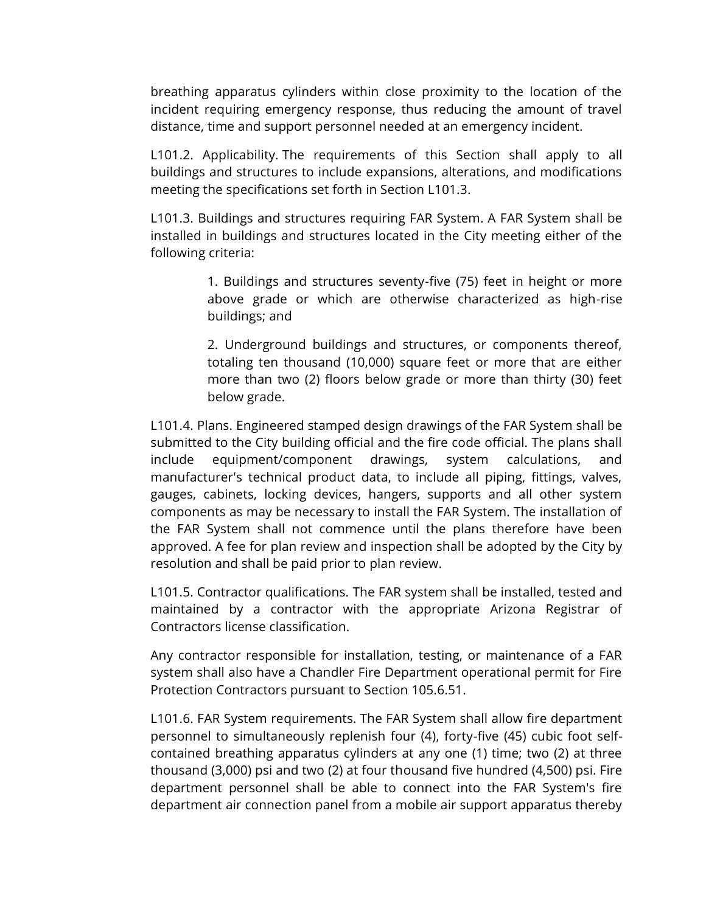breathing apparatus cylinders within close proximity to the location of the incident requiring emergency response, thus reducing the amount of travel distance, time and support personnel needed at an emergency incident.

L101.2. Applicability. The requirements of this Section shall apply to all buildings and structures to include expansions, alterations, and modifications meeting the specifications set forth in Section L101.3.

L101.3. Buildings and structures requiring FAR System. A FAR System shall be installed in buildings and structures located in the City meeting either of the following criteria:

> 1. Buildings and structures seventy-five (75) feet in height or more above grade or which are otherwise characterized as high-rise buildings; and
>
> 2. Underground buildings and structures, or components thereof, totaling ten thousand (10,000) square feet or more that are either more than two (2) floors below grade or more than thirty (30) feet below grade.

L101.4. Plans. Engineered stamped design drawings of the FAR System shall be submitted to the City building official and the fire code official. The plans shall include equipment/component drawings, system calculations, and manufacturer's technical product data, to include all piping, fittings, valves, gauges, cabinets, locking devices, hangers, supports and all other system components as may be necessary to install the FAR System. The installation of the FAR System shall not commence until the plans therefore have been approved. A fee for plan review and inspection shall be adopted by the City by resolution and shall be paid prior to plan review.

L101.5. Contractor qualifications. The FAR system shall be installed, tested and maintained by a contractor with the appropriate Arizona Registrar of Contractors license classification.

Any contractor responsible for installation, testing, or maintenance of a FAR system shall also have a Chandler Fire Department operational permit for Fire Protection Contractors pursuant to Section 105.6.51.

L101.6. FAR System requirements. The FAR System shall allow fire department personnel to simultaneously replenish four (4), forty-five (45) cubic foot self-contained breathing apparatus cylinders at any one (1) time; two (2) at three thousand (3,000) psi and two (2) at four thousand five hundred (4,500) psi. Fire department personnel shall be able to connect into the FAR System's fire department air connection panel from a mobile air support apparatus thereby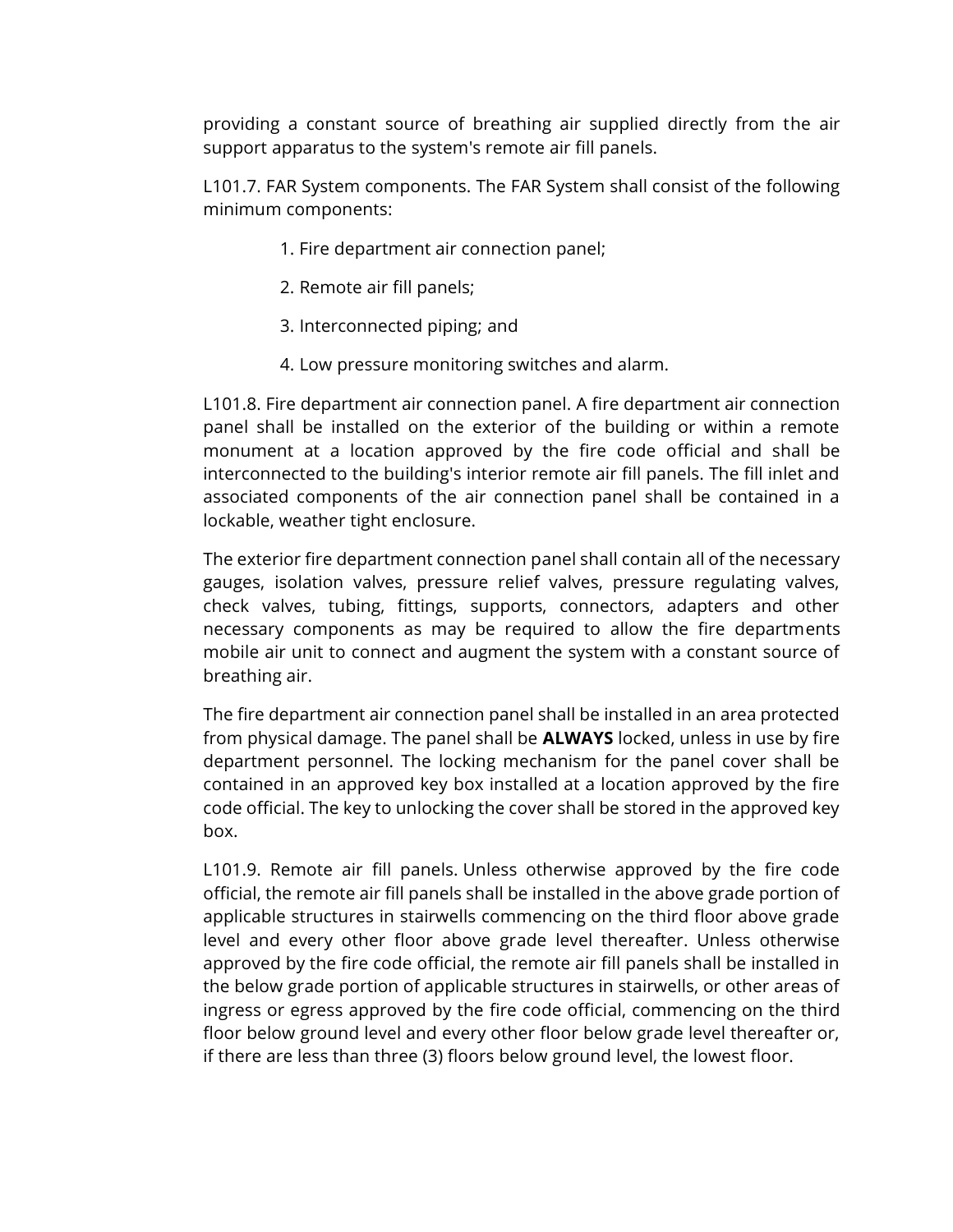providing a constant source of breathing air supplied directly from the air support apparatus to the system's remote air fill panels.

L101.7. FAR System components. The FAR System shall consist of the following minimum components:

1. Fire department air connection panel;
2. Remote air fill panels;
3. Interconnected piping; and
4. Low pressure monitoring switches and alarm.

L101.8. Fire department air connection panel. A fire department air connection panel shall be installed on the exterior of the building or within a remote monument at a location approved by the fire code official and shall be interconnected to the building's interior remote air fill panels. The fill inlet and associated components of the air connection panel shall be contained in a lockable, weather tight enclosure.

The exterior fire department connection panel shall contain all of the necessary gauges, isolation valves, pressure relief valves, pressure regulating valves, check valves, tubing, fittings, supports, connectors, adapters and other necessary components as may be required to allow the fire departments mobile air unit to connect and augment the system with a constant source of breathing air.

The fire department air connection panel shall be installed in an area protected from physical damage. The panel shall be **ALWAYS** locked, unless in use by fire department personnel. The locking mechanism for the panel cover shall be contained in an approved key box installed at a location approved by the fire code official. The key to unlocking the cover shall stored in the approved key box.

L101.9. Remote air fill panels. Unless otherwise approved by the fire code official, the remote air fill panels shall be installed in the above grade portion of applicable structures in stairwells commencing on the third floor above grade level and every other floor above grade level thereafter. Unless otherwise approved by the fire code official, the remote air fill panels shall be installed in the below grade portion of applicable structures in stairwells, or other areas of ingress or egress approved by the fire code official, commencing on the third floor below ground level and every other floor below grade level thereafter or, if there are less than three (3) floors below ground level, the lowest floor.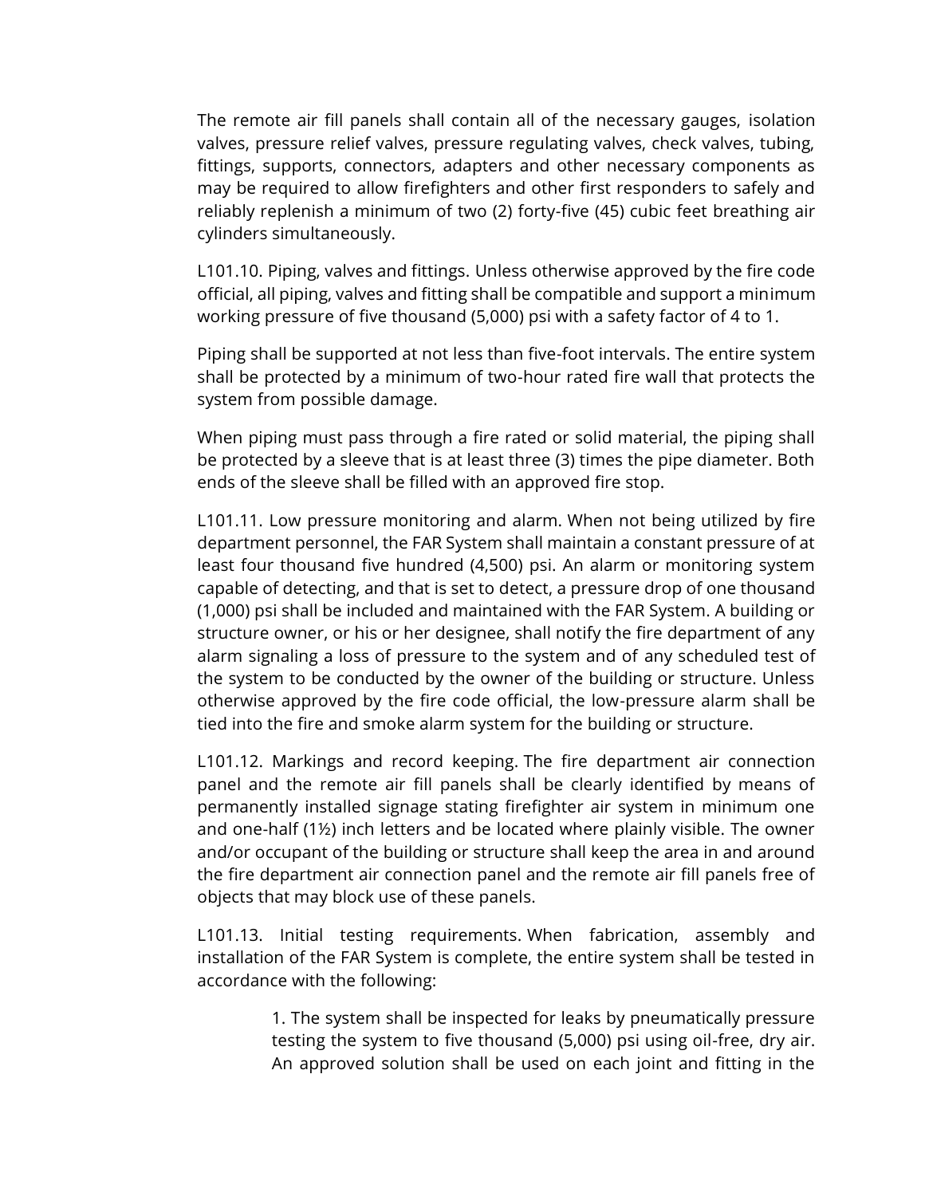The remote air fill panels shall contain all of the necessary gauges, isolation valves, pressure relief valves, pressure regulating valves, check valves, tubing, fittings, supports, connectors, adapters and other necessary components as may be required to allow firefighters and other first responders to safely and reliably replenish a minimum of two (2) forty-five (45) cubic feet breathing air cylinders simultaneously.

L101.10. Piping, valves and fittings. Unless otherwise approved by the fire code official, all piping, valves and fitting shall be compatible and support a minimum working pressure of five thousand (5,000) psi with a safety factor of 4 to 1.

Piping shall be supported at not less than five-foot intervals. The entire system shall be protected by a minimum of two-hour rated fire wall that protects the system from possible damage.

When piping must pass through a fire rated or solid material, the piping shall be protected by a sleeve that is at least three (3) times the pipe diameter. Both ends of the sleeve shall be filled with an approved fire stop.

L101.11. Low pressure monitoring and alarm. When not being utilized by fire department personnel, the FAR System shall maintain a constant pressure of at least four thousand five hundred (4,500) psi. An alarm or monitoring system capable of detecting, and that is set to detect, a pressure drop of one thousand (1,000) psi shall be included and maintained with the FAR System. A building or structure owner, or his or her designee, shall notify the fire department of any alarm signaling a loss of pressure to the system and of any scheduled test of the system to be conducted by the owner of the building or structure. Unless otherwise approved by the fire code official, the low-pressure alarm shall be tied into the fire and smoke alarm system for the building or structure.

L101.12. Markings and record keeping. The fire department air connection panel and the remote air fill panels shall be clearly identified by means of permanently installed signage stating firefighter air system in minimum one and one-half (1½) inch letters and be located where plainly visible. The owner and/or occupant of the building or structure shall keep the area in and around the fire department air connection panel and the remote air fill panels free of objects that may block use of these panels.

L101.13. Initial testing requirements. When fabrication, assembly and installation of the FAR System is complete, the entire system shall be tested in accordance with the following:

1. The system shall be inspected for leaks by pneumatically pressure testing the system to five thousand (5,000) psi using oil-free, dry air. An approved solution shall be used on each joint and fitting in the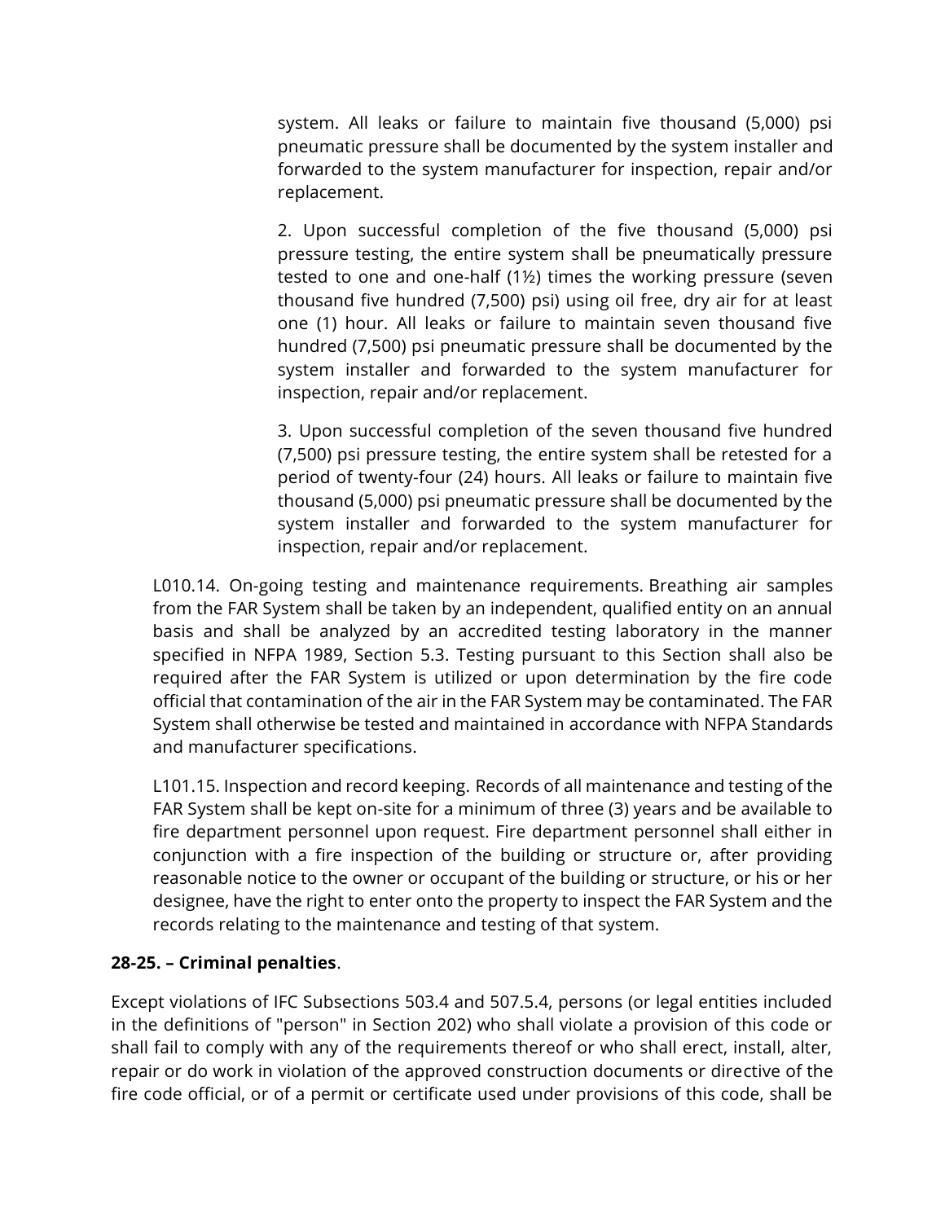system. All leaks or failure to maintain five thousand (5,000) psi pneumatic pressure shall be documented by the system installer and forwarded to the system manufacturer for inspection, repair and/or replacement.

2. Upon successful completion of the five thousand (5,000) psi pressure testing, the entire system shall be pneumatically pressure tested to one and one-half (1½) times the working pressure (seven thousand five hundred (7,500) psi) using oil free, dry air for at least one (1) hour. All leaks or failure to maintain seven thousand five hundred (7,500) psi pneumatic pressure shall be documented by the system installer and forwarded to the system manufacturer for inspection, repair and/or replacement.

3. Upon successful completion of the seven thousand five hundred (7,500) psi pressure testing, the entire system shall be retested for a period of twenty-four (24) hours. All leaks or failure to maintain five thousand (5,000) psi pneumatic pressure shall be documented by the system installer and forwarded to the system manufacturer for inspection, repair and/or replacement.

L010.14. On-going testing and maintenance requirements. Breathing air samples from the FAR System shall be taken by an independent, qualified entity on an annual basis and shall be analyzed by an accredited testing laboratory in the manner specified in NFPA 1989, Section 5.3. Testing pursuant to this Section shall also be required after the FAR System is utilized or upon determination by the fire code official that contamination of the air in the FAR System may be contaminated. The FAR System shall otherwise be tested and maintained in accordance with NFPA Standards and manufacturer specifications.

L101.15. Inspection and record keeping. Records of all maintenance and testing of the FAR System shall be kept on-site for a minimum of three (3) years and be available to fire department personnel upon request. Fire department personnel shall either in conjunction with a fire inspection of the building or structure or, after providing reasonable notice to the owner or occupant of the building or structure, or his or her designee, have the right to enter onto the property to inspect the FAR System and the records relating to the maintenance and testing of that system.

**28-25. – Criminal penalties**.

Except violations of IFC Subsections 503.4 and 507.5.4, persons (or legal entities included in the definitions of "person" in Section 202) who shall violate a provision of this code or shall fail to comply with any of the requirements thereof or who shall erect, install, alter, repair or do work in violation of the approved construction documents or directive of the fire code official, or of a permit or certificate used under provisions of this code, shall be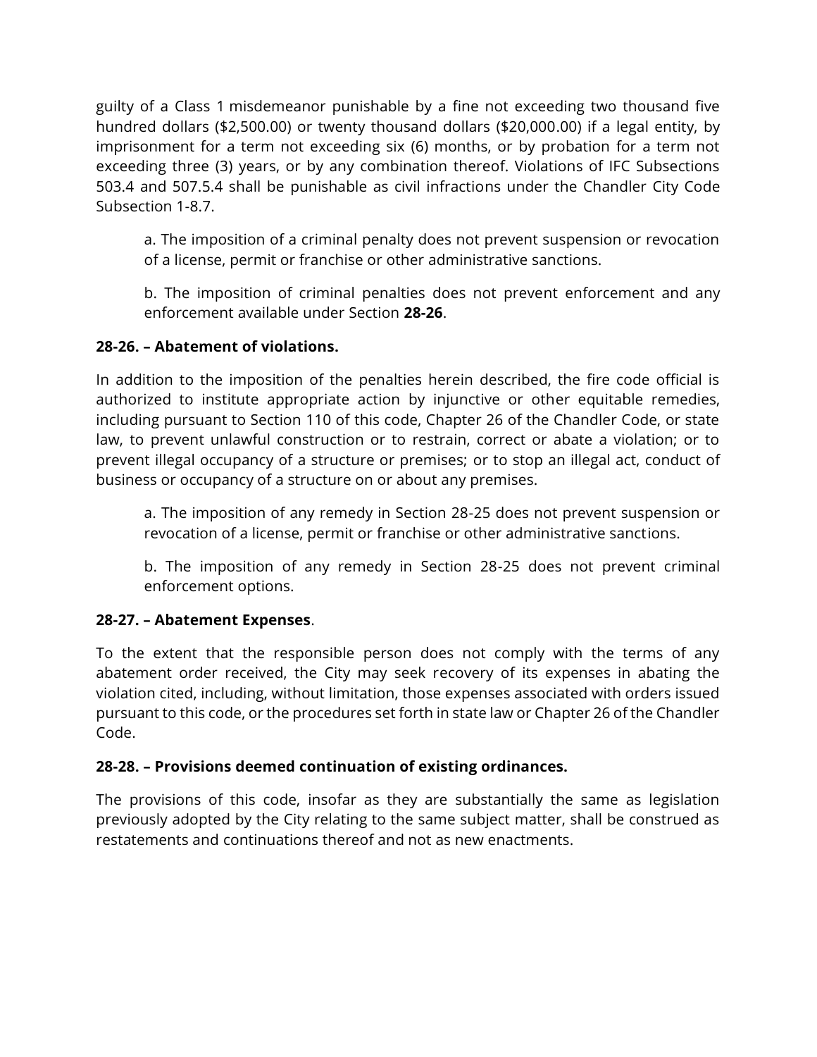guilty of a Class 1 misdemeanor punishable by a fine not exceeding two thousand five hundred dollars ($2,500.00) or twenty thousand dollars ($20,000.00) if a legal entity, by imprisonment for a term not exceeding six (6) months, or by probation for a term not exceeding three (3) years, or by any combination thereof. Violations of IFC Subsections 503.4 and 507.5.4 shall be punishable as civil infractions under the Chandler City Code Subsection 1-8.7.

a. The imposition of a criminal penalty does not prevent suspension or revocation of a license, permit or franchise or other administrative sanctions.

b. The imposition of criminal penalties does not prevent enforcement and any enforcement available under Section **28-26**.

**28-26. – Abatement of violations.**

In addition to the imposition of the penalties herein described, the fire code official is authorized to institute appropriate action by injunctive or other equitable remedies, including pursuant to Section 110 of this code, Chapter 26 of the Chandler Code, or state law, to prevent unlawful construction or to restrain, correct or abate a violation; or to prevent illegal occupancy of a structure or premises; or to stop an illegal act, conduct of business or occupancy of a structure on or about any premises.

a. The imposition of any remedy in Section 28-25 does not prevent suspension or revocation of a license, permit or franchise or other administrative sanctions.

b. The imposition of any remedy in Section 28-25 does not prevent criminal enforcement options.

**28-27. – Abatement Expenses**.

To the extent that the responsible person does not comply with the terms of any abatement order received, the City may seek recovery of its expenses in abating the violation cited, including, without limitation, those expenses associated with orders issued pursuant to this code, or the procedures set forth in state law or Chapter 26 of the Chandler Code.

**28-28. – Provisions deemed continuation of existing ordinances.**

The provisions of this code, insofar as they are substantially the same as legislation previously adopted by the City relating to the same subject matter, shall be construed as restatements and continuations thereof and not as new enactments.